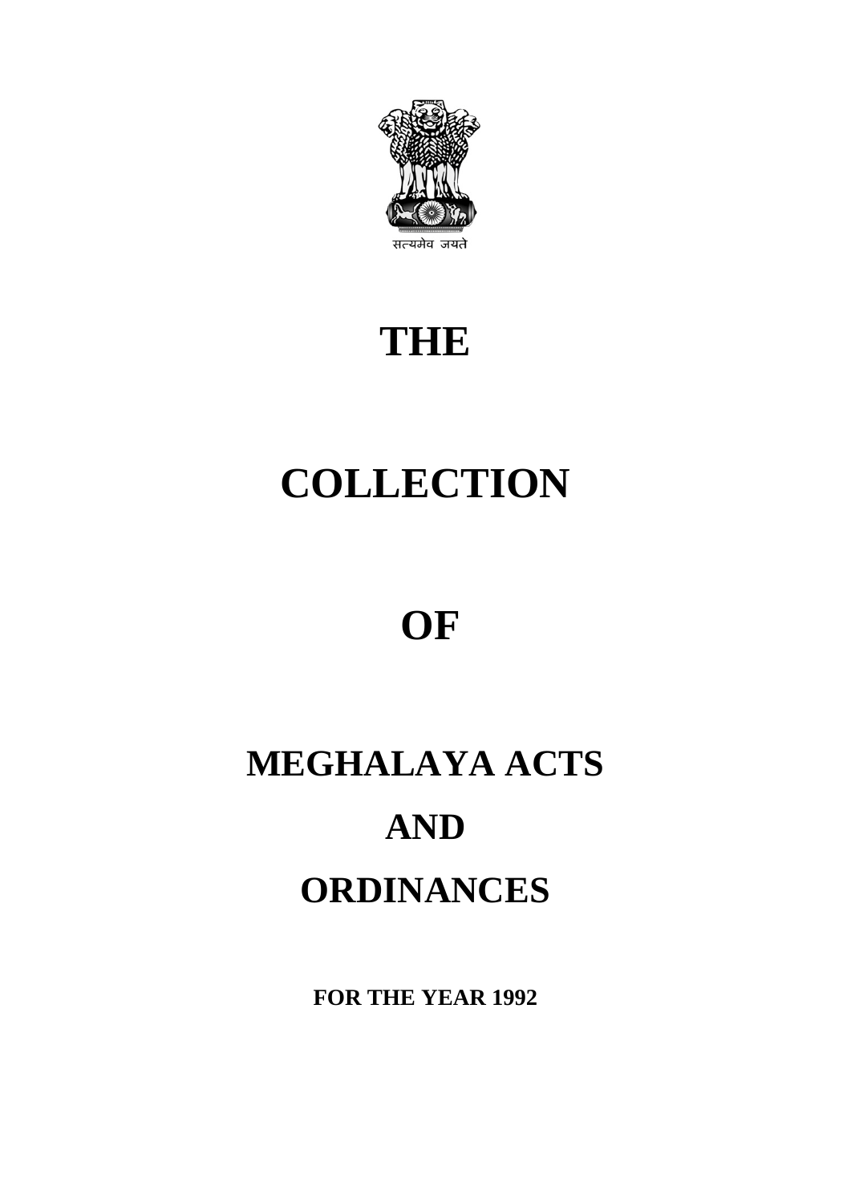सत्यमेव जयते

# THE

# COLLECTION

# OF

# MEGHALAYA ACTS

# AND

# ORDINANCES

**FOR THE YEAR 1992**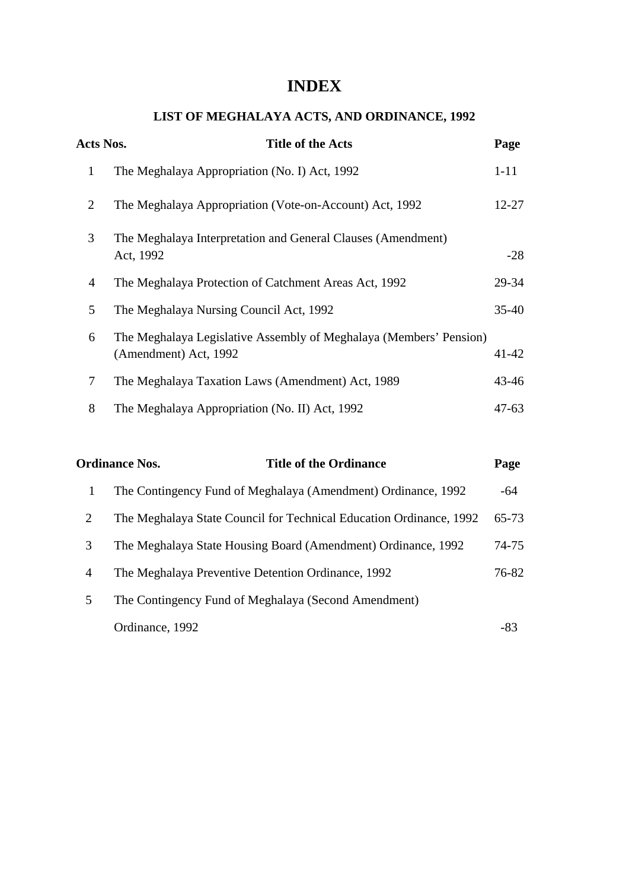# INDEX

## LIST OF MEGHALAYA ACTS, AND ORDINANCE, 1992

| Acts Nos. | Title of the Acts | Page |
|---|---|---|
| 1 | The Meghalaya Appropriation (No. I) Act, 1992 | 1-11 |
| 2 | The Meghalaya Appropriation (Vote-on-Account) Act, 1992 | 12-27 |
| 3 | The Meghalaya Interpretation and General Clauses (Amendment) Act, 1992 | -28 |
| 4 | The Meghalaya Protection of Catchment Areas Act, 1992 | 29-34 |
| 5 | The Meghalaya Nursing Council Act, 1992 | 35-40 |
| 6 | The Meghalaya Legislative Assembly of Meghalaya (Members' Pension) (Amendment) Act, 1992 | 41-42 |
| 7 | The Meghalaya Taxation Laws (Amendment) Act, 1989 | 43-46 |
| 8 | The Meghalaya Appropriation (No. II) Act, 1992 | 47-63 |

| Ordinance Nos. | Title of the Ordinance | Page |
|---|---|---|
| 1 | The Contingency Fund of Meghalaya (Amendment) Ordinance, 1992 | -64 |
| 2 | The Meghalaya State Council for Technical Education Ordinance, 1992 | 65-73 |
| 3 | The Meghalaya State Housing Board (Amendment) Ordinance, 1992 | 74-75 |
| 4 | The Meghalaya Preventive Detention Ordinance, 1992 | 76-82 |
| 5 | The Contingency Fund of Meghalaya (Second Amendment) Ordinance, 1992 | -83 |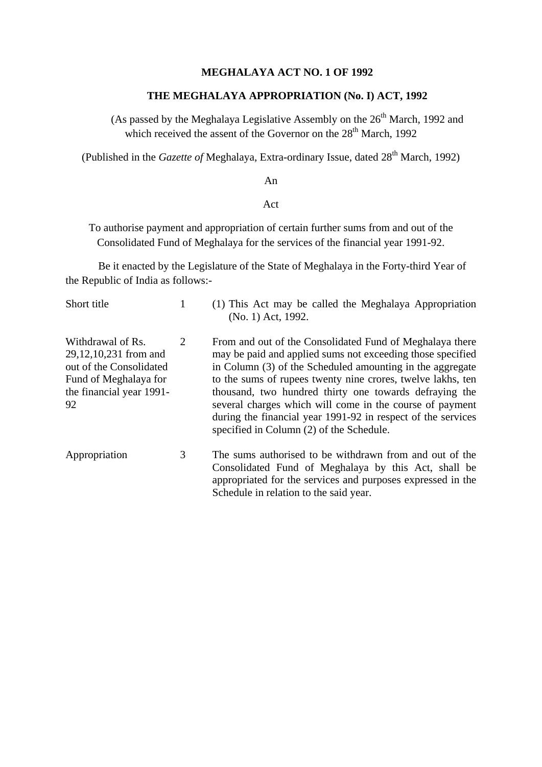**MEGHALAYA ACT NO. 1 OF 1992**

**THE MEGHALAYA APPROPRIATION (No. I) ACT, 1992**

(As passed by the Meghalaya Legislative Assembly on the 26th March, 1992 and which received the assent of the Governor on the 28th March, 1992

(Published in the *Gazette of* Meghalaya, Extra-ordinary Issue, dated 28th March, 1992)

An

Act

To authorise payment and appropriation of certain further sums from and out of the Consolidated Fund of Meghalaya for the services of the financial year 1991-92.

Be it enacted by the Legislature of the State of Meghalaya in the Forty-third Year of the Republic of India as follows:-

| | | |
|---|---|---|
| Short title | 1 | (1) This Act may be called the Meghalaya Appropriation (No. 1) Act, 1992. |
| Withdrawal of Rs. 29,12,10,231 from and out of the Consolidated Fund of Meghalaya for the financial year 1991-92 | 2 | From and out of the Consolidated Fund of Meghalaya there may be paid and applied sums not exceeding those specified in Column (3) of the Scheduled amounting in the aggregate to the sums of rupees twenty nine crores, twelve lakhs, ten thousand, two hundred thirty one towards defraying the several charges which will come in the course of payment during the financial year 1991-92 in respect of the services specified in Column (2) of the Schedule. |
| Appropriation | 3 | The sums authorised to be withdrawn from and out of the Consolidated Fund of Meghalaya by this Act, shall be appropriated for the services and purposes expressed in the Schedule in relation to the said year. |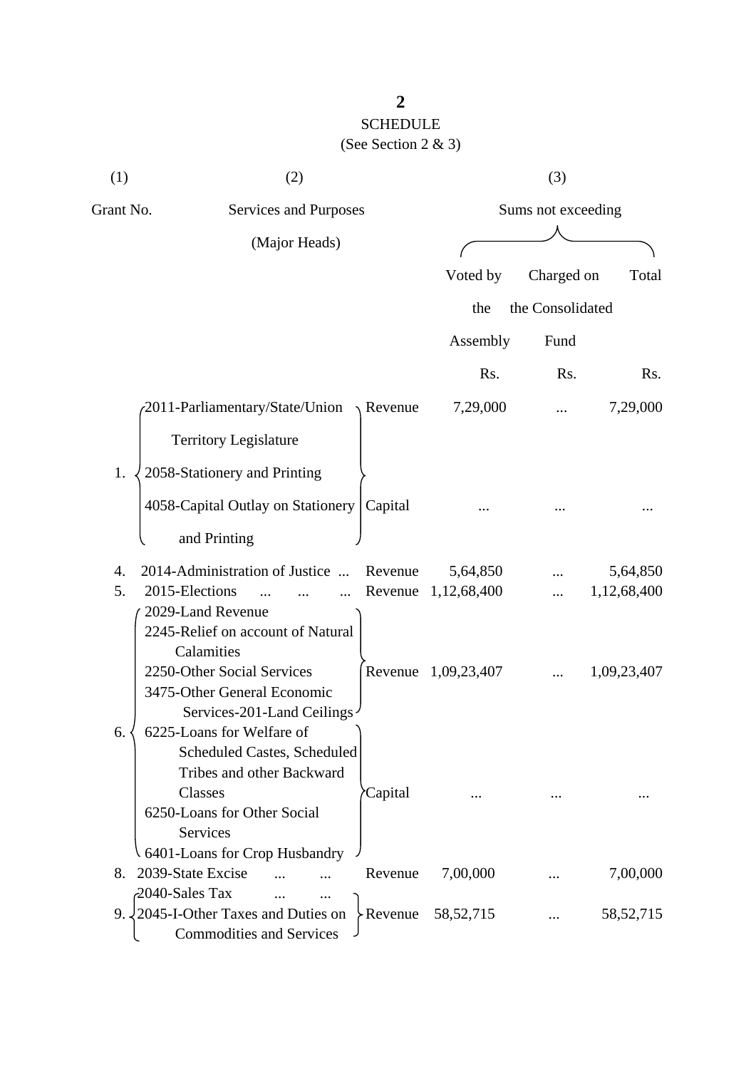## SCHEDULE

(See Section 2 & 3)

| (1) | (2) | | (3) | | |
|---|---|---|---|---|---|
| Grant No. | Services and Purposes (Major Heads) | | Sums not exceeding | | |
| | | | Voted by the Assembly | Charged on the Consolidated Fund | Total |
| | | | Rs. | Rs. | Rs. |
| 1. | 2011-Parliamentary/State/Union Territory Legislature<br>2058-Stationery and Printing | Revenue | 7,29,000 | ... | 7,29,000 |
| | 4058-Capital Outlay on Stationery and Printing | Capital | ... | ... | ... |
| 4. | 2014-Administration of Justice ... | Revenue | 5,64,850 | ... | 5,64,850 |
| 5. | 2015-Elections ... ... ... | Revenue | 1,12,68,400 | ... | 1,12,68,400 |
| 6. | 2029-Land Revenue<br>2245-Relief on account of Natural Calamities<br>2250-Other Social Services<br>3475-Other General Economic Services-201-Land Ceilings | Revenue | 1,09,23,407 | ... | 1,09,23,407 |
| | 6225-Loans for Welfare of Scheduled Castes, Scheduled Tribes and other Backward Classes<br>6250-Loans for Other Social Services<br>6401-Loans for Crop Husbandry | Capital | ... | ... | ... |
| 8. | 2039-State Excise ... ... | Revenue | 7,00,000 | ... | 7,00,000 |
| 9. | 2040-Sales Tax ... ...<br>2045-I-Other Taxes and Duties on Commodities and Services | Revenue | 58,52,715 | ... | 58,52,715 |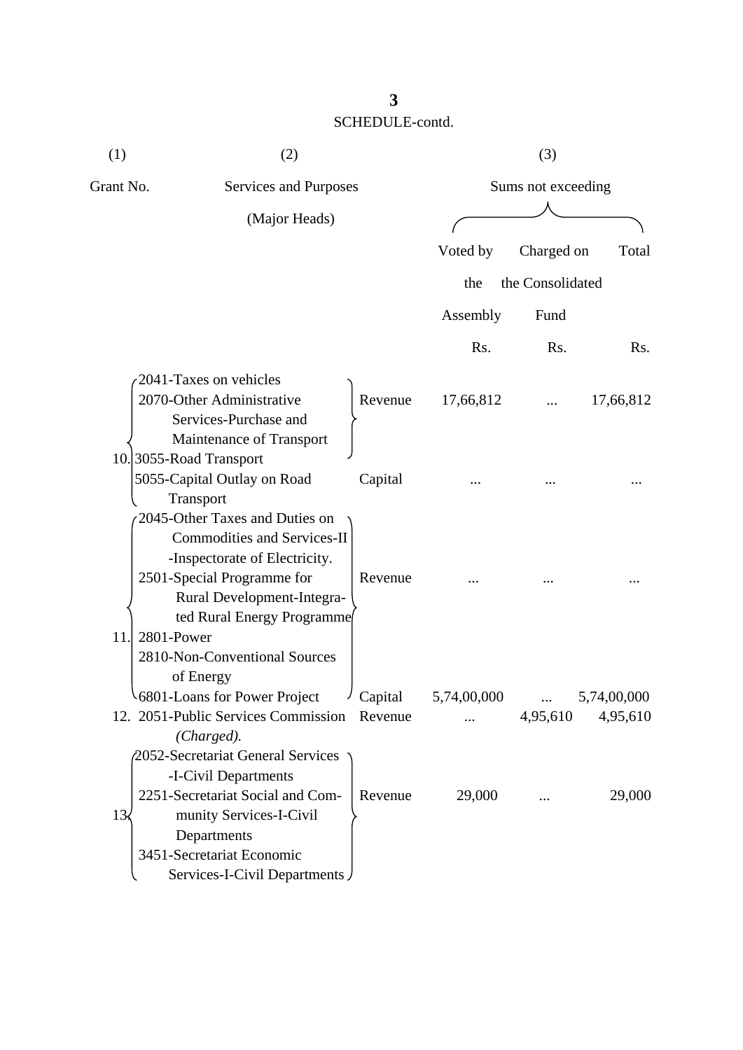SCHEDULE-contd.

| (1) | (2) | | (3) | | |
|---|---|---|---|---|---|
| Grant No. | Services and Purposes (Major Heads) | | Sums not exceeding | | |
| | | | Voted by the Assembly | Charged on the Consolidated Fund | Total |
| | | | Rs. | Rs. | Rs. |
| 10. | 2041-Taxes on vehicles<br>2070-Other Administrative Services-Purchase and Maintenance of Transport<br>3055-Road Transport | Revenue | 17,66,812 | ... | 17,66,812 |
| | 5055-Capital Outlay on Road Transport | Capital | ... | ... | ... |
| 11. | 2045-Other Taxes and Duties on Commodities and Services-II -Inspectorate of Electricity.<br>2501-Special Programme for Rural Development-Integrated Rural Energy Programme<br>2801-Power<br>2810-Non-Conventional Sources of Energy | Revenue | ... | ... | ... |
| | 6801-Loans for Power Project | Capital | 5,74,00,000 | ... | 5,74,00,000 |
| 12. | 2051-Public Services Commission *(Charged).* | Revenue | ... | 4,95,610 | 4,95,610 |
| 13. | 2052-Secretariat General Services -I-Civil Departments<br>2251-Secretariat Social and Community Services-I-Civil Departments<br>3451-Secretariat Economic Services-I-Civil Departments | Revenue | 29,000 | ... | 29,000 |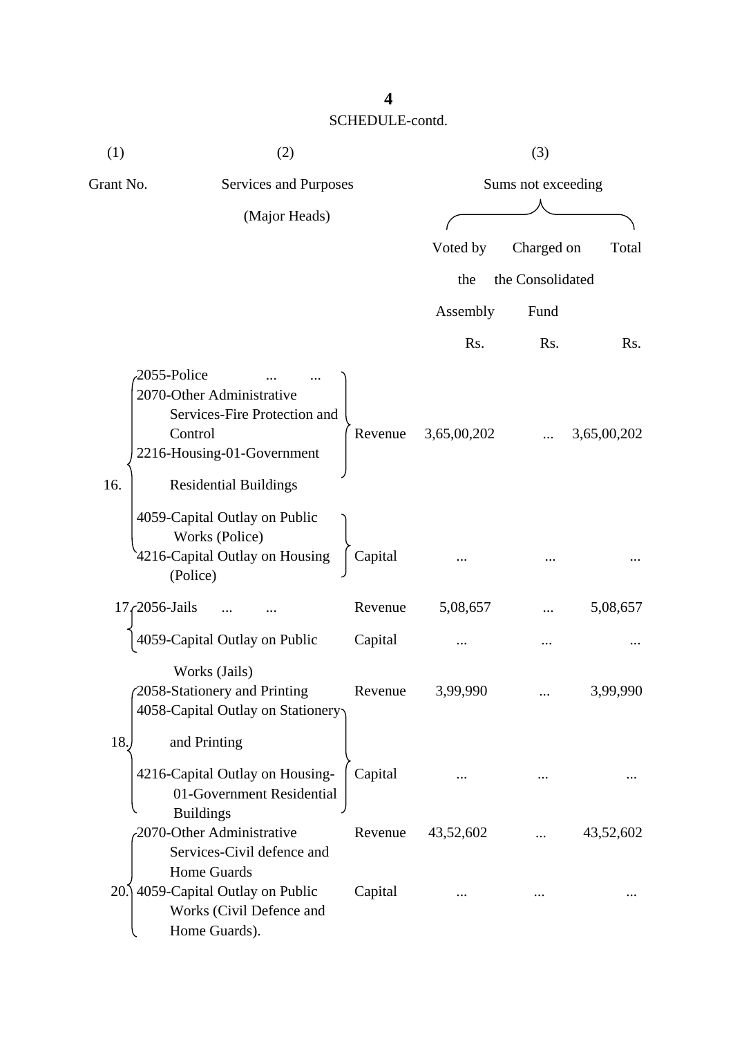SCHEDULE-contd.

| (1) | (2) | | (3) | | |
|---|---|---|---|---|---|
| Grant No. | Services and Purposes (Major Heads) | | Sums not exceeding | | |
| | | | Voted by the Assembly | Charged on the Consolidated Fund | Total |
| | | | Rs. | Rs. | Rs. |
| 16. | 2055-Police ... ... 2070-Other Administrative Services-Fire Protection and Control 2216-Housing-01-Government Residential Buildings | Revenue | 3,65,00,202 | ... | 3,65,00,202 |
| | 4059-Capital Outlay on Public Works (Police) 4216-Capital Outlay on Housing (Police) | Capital | ... | ... | ... |
| 17. | 2056-Jails ... ... | Revenue | 5,08,657 | ... | 5,08,657 |
| | 4059-Capital Outlay on Public Works (Jails) | Capital | ... | ... | ... |
| 18. | 2058-Stationery and Printing | Revenue | 3,99,990 | ... | 3,99,990 |
| | 4058-Capital Outlay on Stationery and Printing 4216-Capital Outlay on Housing-01-Government Residential Buildings | Capital | ... | ... | ... |
| 20. | 2070-Other Administrative Services-Civil defence and Home Guards | Revenue | 43,52,602 | ... | 43,52,602 |
| | 4059-Capital Outlay on Public Works (Civil Defence and Home Guards). | Capital | ... | ... | ... |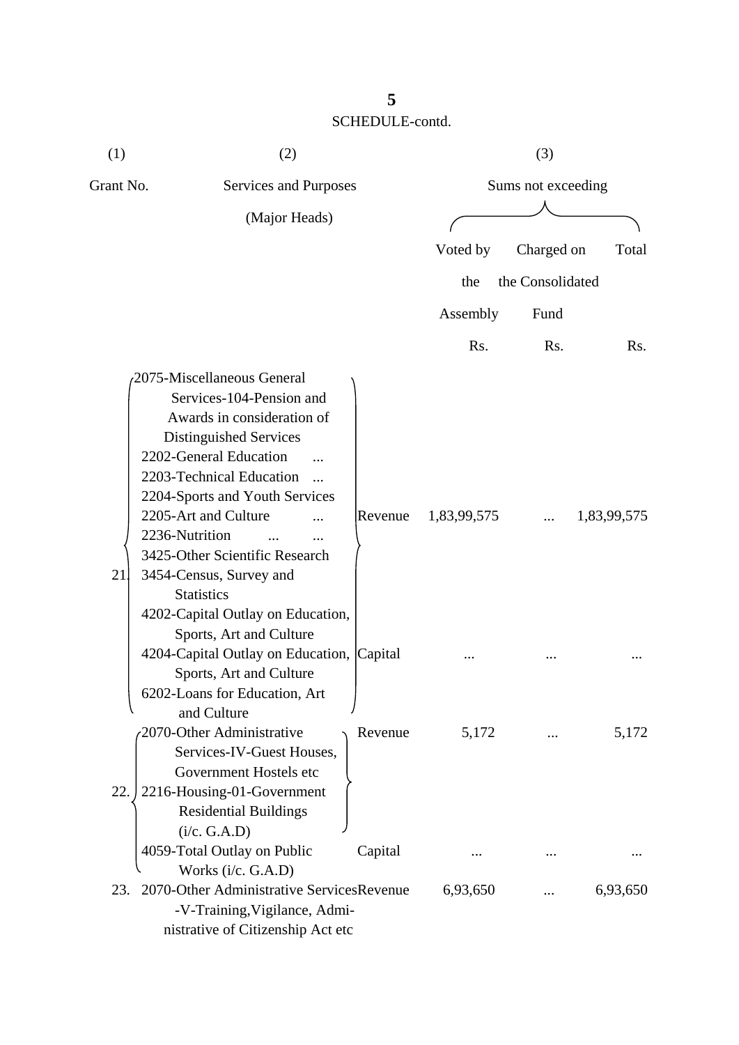SCHEDULE-contd.

| (1) Grant No. | (2) Services and Purposes (Major Heads) | | (3) Sums not exceeding Voted by the Assembly Rs. | Charged on the Consolidated Fund Rs. | Total Rs. |
|---|---|---|---|---|---|
| 21. | 2075-Miscellaneous General Services-104-Pension and Awards in consideration of Distinguished Services<br>2202-General Education ...<br>2203-Technical Education ...<br>2204-Sports and Youth Services<br>2205-Art and Culture ...<br>2236-Nutrition ... ...<br>3425-Other Scientific Research<br>3454-Census, Survey and Statistics | Revenue | 1,83,99,575 | ... | 1,83,99,575 |
| | 4202-Capital Outlay on Education, Sports, Art and Culture<br>4204-Capital Outlay on Education, Sports, Art and Culture<br>6202-Loans for Education, Art and Culture | Capital | ... | ... | ... |
| 22. | 2070-Other Administrative Services-IV-Guest Houses, Government Hostels etc<br>2216-Housing-01-Government Residential Buildings (i/c. G.A.D) | Revenue | 5,172 | ... | 5,172 |
| | 4059-Total Outlay on Public Works (i/c. G.A.D) | Capital | ... | ... | ... |
| 23. | 2070-Other Administrative Services -V-Training,Vigilance, Administrative of Citizenship Act etc | Revenue | 6,93,650 | ... | 6,93,650 |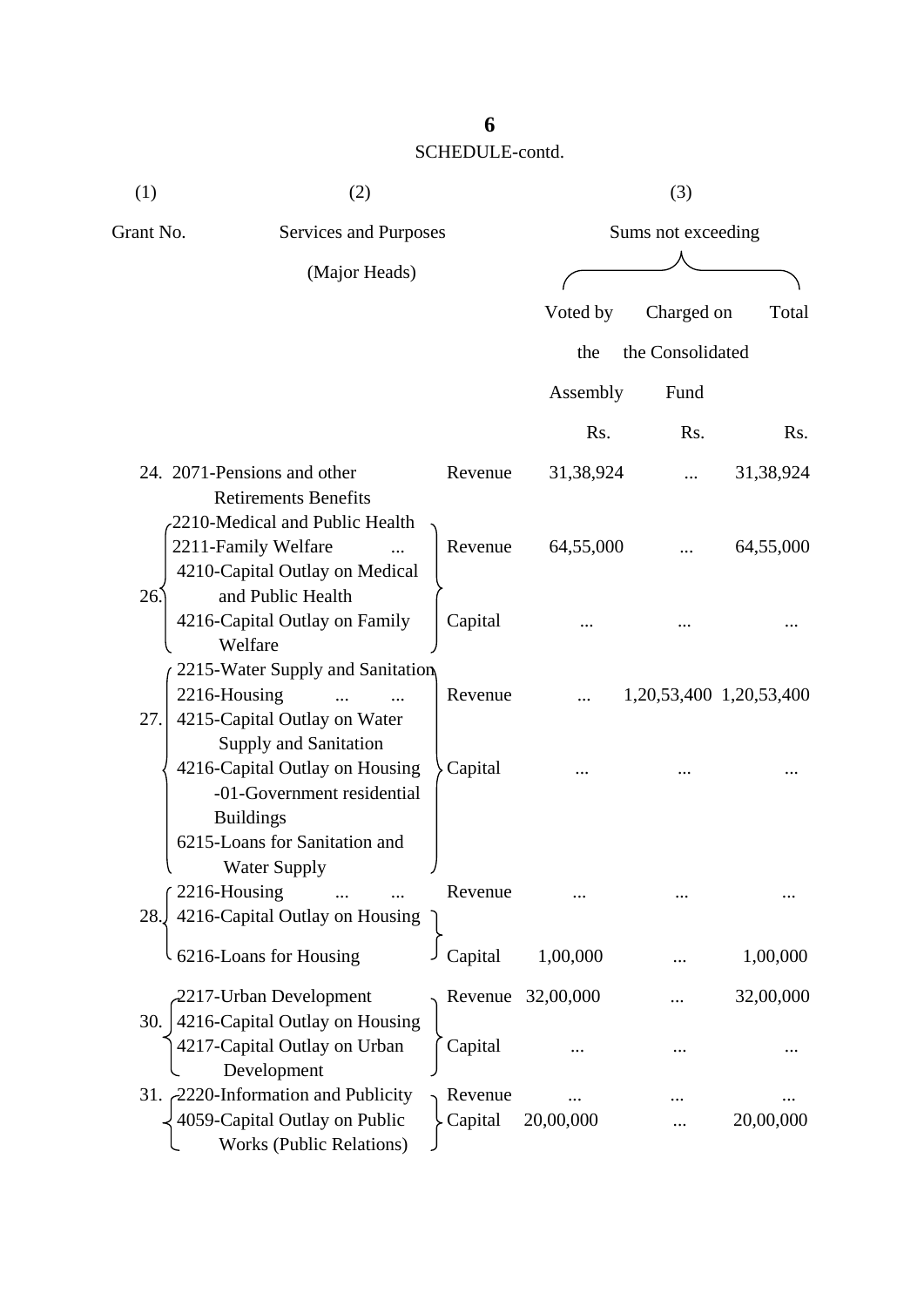SCHEDULE-contd.

| (1) | (2) | | (3) | | |
|---|---|---|---|---|---|
| Grant No. | Services and Purposes (Major Heads) | | Sums not exceeding | | |
| | | | Voted by the Assembly | Charged on the Consolidated Fund | Total |
| | | | Rs. | Rs. | Rs. |
| 24. | 2071-Pensions and other Retirements Benefits | Revenue | 31,38,924 | ... | 31,38,924 |
| 26. | 2210-Medical and Public Health<br>2211-Family Welfare ... | Revenue | 64,55,000 | ... | 64,55,000 |
| | 4210-Capital Outlay on Medical and Public Health<br>4216-Capital Outlay on Family Welfare | Capital | ... | ... | ... |
| 27. | 2215-Water Supply and Sanitation<br>2216-Housing ... ... | Revenue | ... | 1,20,53,400 | 1,20,53,400 |
| | 4215-Capital Outlay on Water Supply and Sanitation<br>4216-Capital Outlay on Housing -01-Government residential Buildings<br>6215-Loans for Sanitation and Water Supply | Capital | ... | ... | ... |
| 28. | 2216-Housing ... ... | Revenue | ... | ... | ... |
| | 4216-Capital Outlay on Housing<br>6216-Loans for Housing | Capital | 1,00,000 | ... | 1,00,000 |
| 30. | 2217-Urban Development | Revenue | 32,00,000 | ... | 32,00,000 |
| | 4216-Capital Outlay on Housing<br>4217-Capital Outlay on Urban Development | Capital | ... | ... | ... |
| 31. | 2220-Information and Publicity | Revenue | ... | ... | ... |
| | 4059-Capital Outlay on Public Works (Public Relations) | Capital | 20,00,000 | ... | 20,00,000 |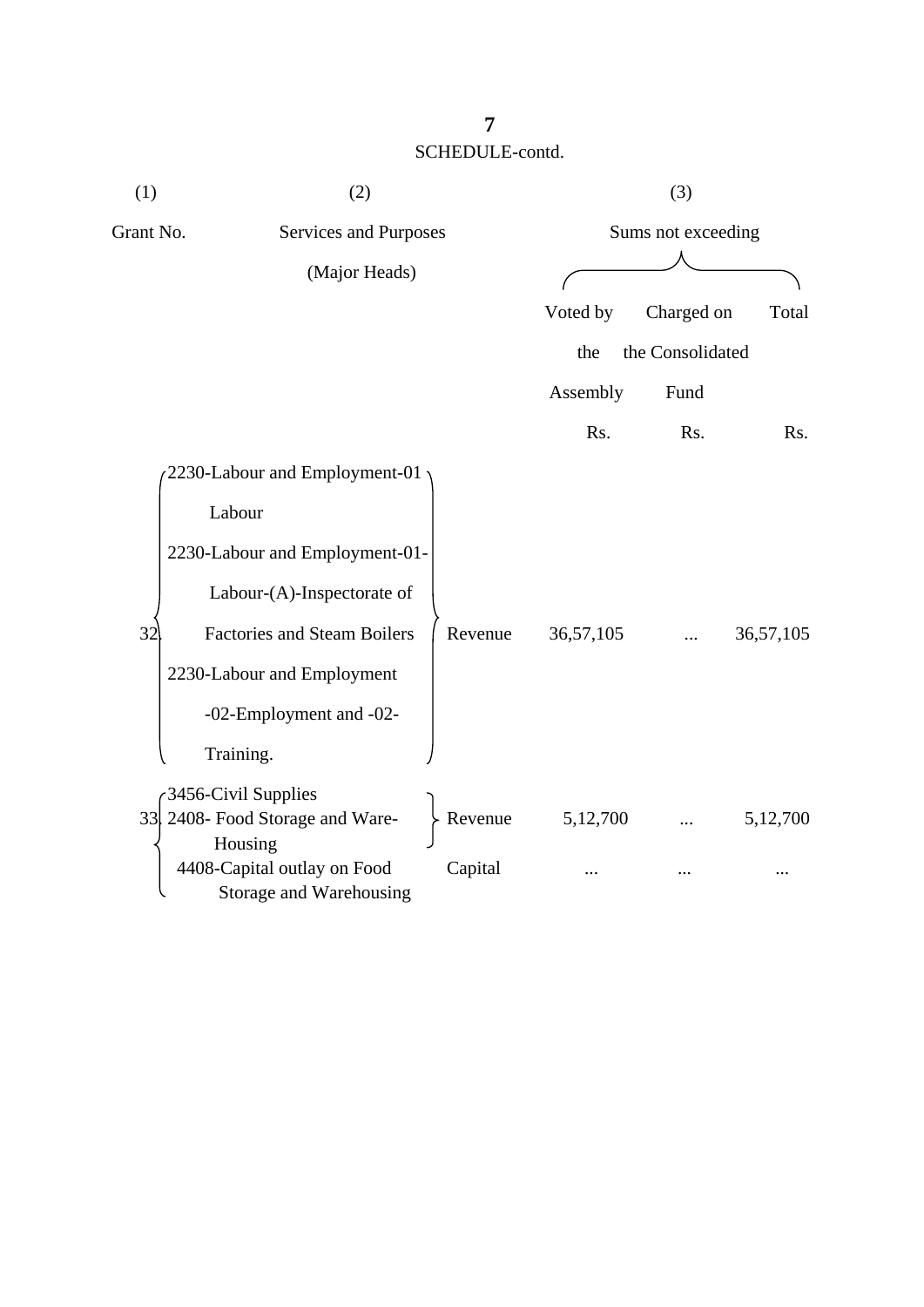SCHEDULE-contd.

| (1) | (2) | | (3) | | |
|---|---|---|---|---|---|
| Grant No. | Services and Purposes (Major Heads) | | Sums not exceeding | | |
| | | | Voted by the Assembly | Charged on the Consolidated Fund | Total |
| | | | Rs. | Rs. | Rs. |
| 32. | 2230-Labour and Employment-01 Labour<br>2230-Labour and Employment-01-Labour-(A)-Inspectorate of Factories and Steam Boilers<br>2230-Labour and Employment -02-Employment and -02-Training. | Revenue | 36,57,105 | ... | 36,57,105 |
| 33. | 3456-Civil Supplies<br>2408- Food Storage and Ware-Housing | Revenue | 5,12,700 | ... | 5,12,700 |
| | 4408-Capital outlay on Food Storage and Warehousing | Capital | ... | ... | ... |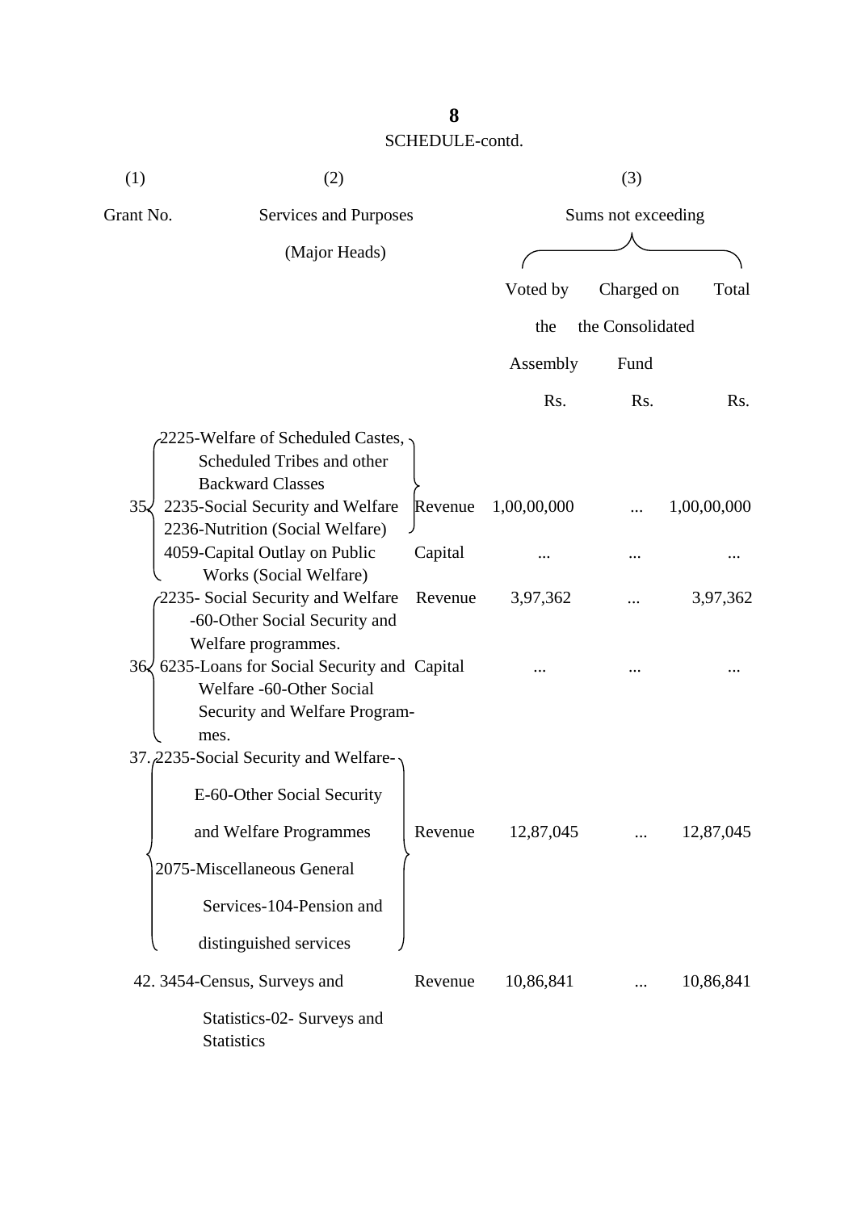SCHEDULE-contd.

| (1) | (2) | | (3) | | |
|---|---|---|---|---|---|
| Grant No. | Services and Purposes (Major Heads) | | Sums not exceeding | | |
| | | | Voted by the Assembly | Charged on the Consolidated Fund | Total |
| | | | Rs. | Rs. | Rs. |
| 35 | 2225-Welfare of Scheduled Castes, Scheduled Tribes and other Backward Classes 2235-Social Security and Welfare 2236-Nutrition (Social Welfare) | Revenue | 1,00,00,000 | ... | 1,00,00,000 |
| | 4059-Capital Outlay on Public Works (Social Welfare) | Capital | ... | ... | ... |
| 36 | 2235- Social Security and Welfare -60-Other Social Security and Welfare programmes. | Revenue | 3,97,362 | ... | 3,97,362 |
| | 6235-Loans for Social Security and Welfare -60-Other Social Security and Welfare Programmes. | Capital | ... | ... | ... |
| 37. | 2235-Social Security and Welfare-E-60-Other Social Security and Welfare Programmes 2075-Miscellaneous General Services-104-Pension and distinguished services | Revenue | 12,87,045 | ... | 12,87,045 |
| 42. | 3454-Census, Surveys and Statistics-02- Surveys and Statistics | Revenue | 10,86,841 | ... | 10,86,841 |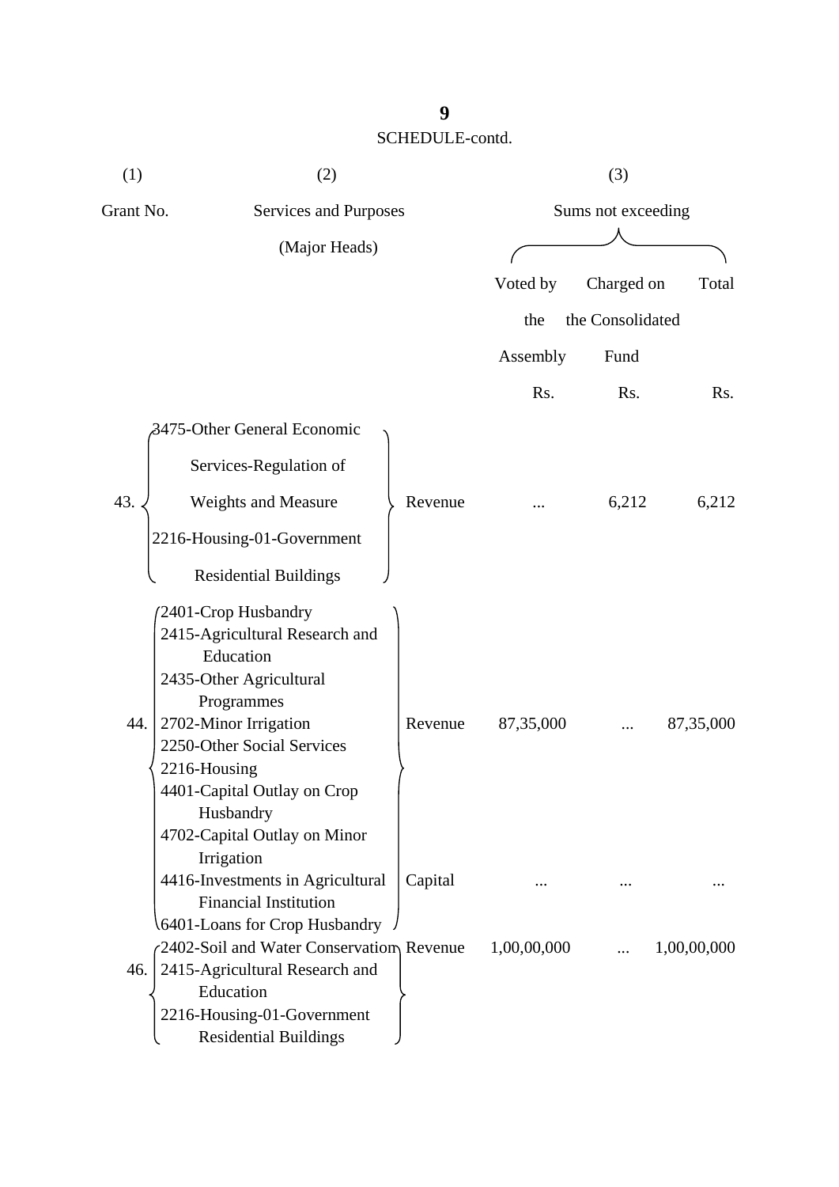SCHEDULE-contd.

| (1) | (2) | | (3) | | |
|---|---|---|---|---|---|
| Grant No. | Services and Purposes (Major Heads) | | Sums not exceeding | | |
| | | | Voted by the Assembly | Charged on the Consolidated Fund | Total |
| | | | Rs. | Rs. | Rs. |
| 43. | 3475-Other General Economic Services-Regulation of Weights and Measure<br>2216-Housing-01-Government Residential Buildings | Revenue | ... | 6,212 | 6,212 |
| 44. | 2401-Crop Husbandry<br>2415-Agricultural Research and Education<br>2435-Other Agricultural Programmes<br>2702-Minor Irrigation<br>2250-Other Social Services<br>2216-Housing<br>4401-Capital Outlay on Crop Husbandry<br>4702-Capital Outlay on Minor Irrigation<br>4416-Investments in Agricultural Financial Institution<br>6401-Loans for Crop Husbandry | Revenue | 87,35,000 | ... | 87,35,000 |
| | | Capital | ... | ... | ... |
| 46. | 2402-Soil and Water Conservation<br>2415-Agricultural Research and Education<br>2216-Housing-01-Government Residential Buildings | Revenue | 1,00,00,000 | ... | 1,00,00,000 |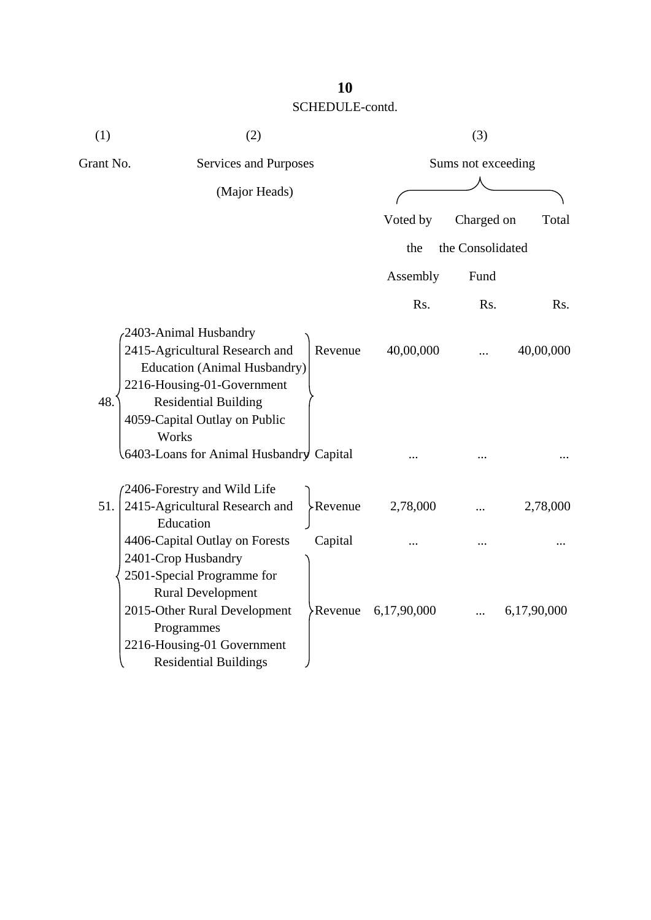SCHEDULE-contd.

| (1) | (2) | | (3) | | |
|---|---|---|---|---|---|
| Grant No. | Services and Purposes (Major Heads) | | Sums not exceeding | | |
| | | | Voted by the Assembly | Charged on the Consolidated Fund | Total |
| | | | Rs. | Rs. | Rs. |
| 48. | 2403-Animal Husbandry<br>2415-Agricultural Research and Education (Animal Husbandry)<br>2216-Housing-01-Government Residential Building<br>4059-Capital Outlay on Public Works | Revenue | 40,00,000 | ... | 40,00,000 |
| | 6403-Loans for Animal Husbandry | Capital | ... | ... | ... |
| 51. | 2406-Forestry and Wild Life<br>2415-Agricultural Research and Education | Revenue | 2,78,000 | ... | 2,78,000 |
| | 4406-Capital Outlay on Forests | Capital | ... | ... | ... |
| | 2401-Crop Husbandry<br>2501-Special Programme for Rural Development<br>2015-Other Rural Development Programmes<br>2216-Housing-01 Government Residential Buildings | Revenue | 6,17,90,000 | ... | 6,17,90,000 |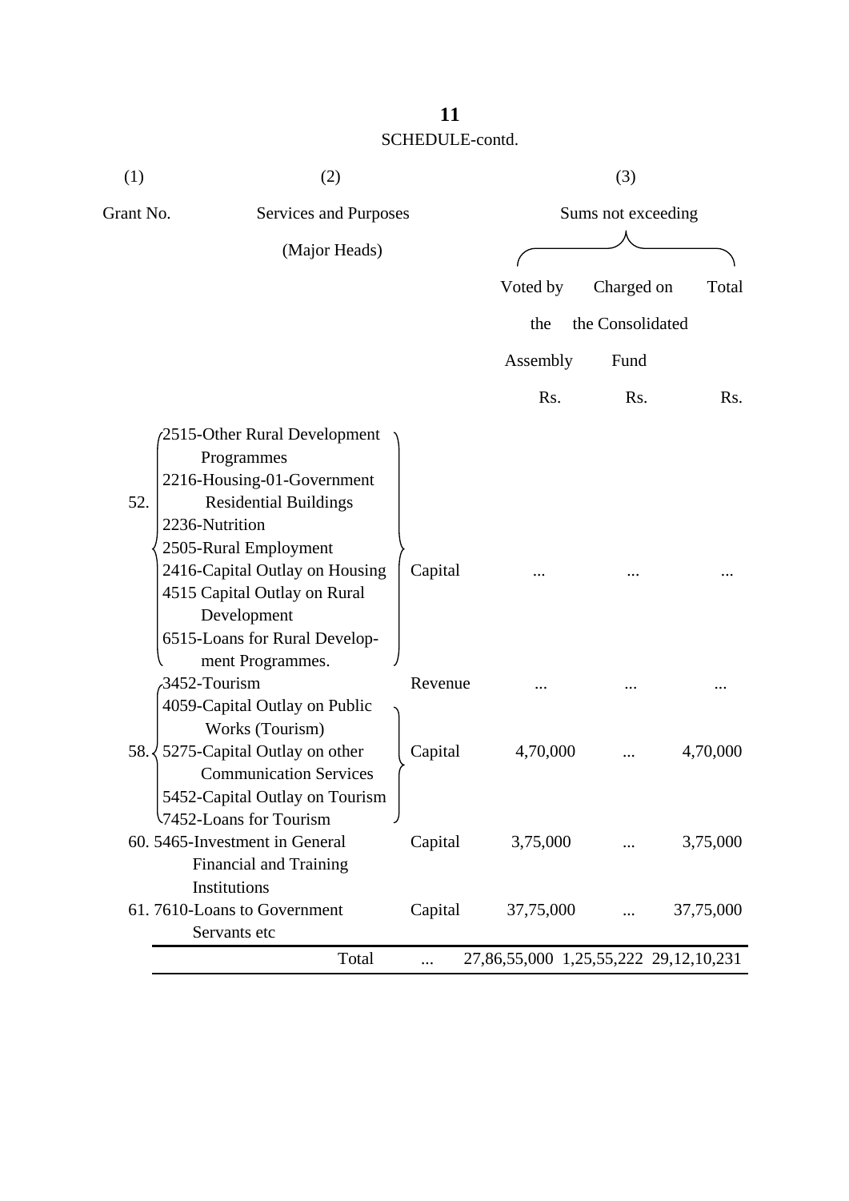SCHEDULE-contd.

| (1) Grant No. | (2) Services and Purposes (Major Heads) | | (3) Sums not exceeding Voted by the Assembly Rs. | Charged on the Consolidated Fund Rs. | Total Rs. |
|---|---|---|---|---|---|
| 52. | 2515-Other Rural Development Programmes<br>2216-Housing-01-Government Residential Buildings<br>2236-Nutrition<br>2505-Rural Employment<br>2416-Capital Outlay on Housing<br>4515 Capital Outlay on Rural Development<br>6515-Loans for Rural Development Programmes. | Capital | ... | ... | ... |
| 58. | 3452-Tourism | Revenue | ... | ... | ... |
| | 4059-Capital Outlay on Public Works (Tourism)<br>5275-Capital Outlay on other Communication Services<br>5452-Capital Outlay on Tourism<br>7452-Loans for Tourism | Capital | 4,70,000 | ... | 4,70,000 |
| 60. | 5465-Investment in General Financial and Training Institutions | Capital | 3,75,000 | ... | 3,75,000 |
| 61. | 7610-Loans to Government Servants etc | Capital | 37,75,000 | ... | 37,75,000 |
| | Total | ... | 27,86,55,000 | 1,25,55,222 | 29,12,10,231 |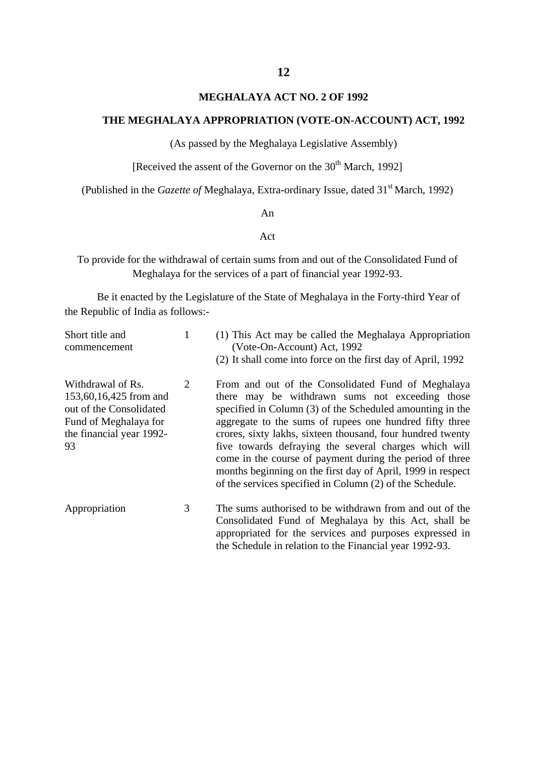## MEGHALAYA ACT NO. 2 OF 1992

## THE MEGHALAYA APPROPRIATION (VOTE-ON-ACCOUNT) ACT, 1992

(As passed by the Meghalaya Legislative Assembly)

[Received the assent of the Governor on the 30th March, 1992]

(Published in the *Gazette of* Meghalaya, Extra-ordinary Issue, dated 31st March, 1992)

An

Act

To provide for the withdrawal of certain sums from and out of the Consolidated Fund of Meghalaya for the services of a part of financial year 1992-93.

Be it enacted by the Legislature of the State of Meghalaya in the Forty-third Year of the Republic of India as follows:-

| | | |
|---|---|---|
| Short title and commencement | 1 | (1) This Act may be called the Meghalaya Appropriation (Vote-On-Account) Act, 1992<br>(2) It shall come into force on the first day of April, 1992 |
| Withdrawal of Rs. 153,60,16,425 from and out of the Consolidated Fund of Meghalaya for the financial year 1992-93 | 2 | From and out of the Consolidated Fund of Meghalaya there may be withdrawn sums not exceeding those specified in Column (3) of the Scheduled amounting in the aggregate to the sums of rupees one hundred fifty three crores, sixty lakhs, sixteen thousand, four hundred twenty five towards defraying the several charges which will come in the course of payment during the period of three months beginning on the first day of April, 1999 in respect of the services specified in Column (2) of the Schedule. |
| Appropriation | 3 | The sums authorised to be withdrawn from and out of the Consolidated Fund of Meghalaya by this Act, shall be appropriated for the services and purposes expressed in the Schedule in relation to the Financial year 1992-93. |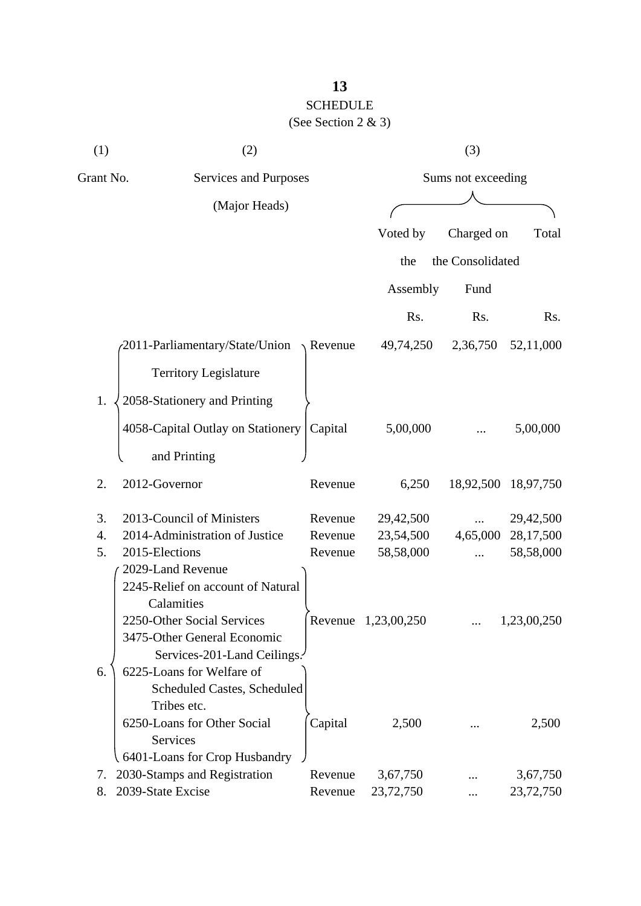**13**

SCHEDULE

(See Section 2 & 3)

| (1) | (2) | | (3) | | |
|---|---|---|---|---|---|
| Grant No. | Services and Purposes (Major Heads) | | Sums not exceeding | | |
| | | | Voted by the Assembly | Charged on the Consolidated Fund | Total |
| | | | Rs. | Rs. | Rs. |
| 1. | 2011-Parliamentary/State/Union Territory Legislature<br>2058-Stationery and Printing | Revenue | 49,74,250 | 2,36,750 | 52,11,000 |
| | 4058-Capital Outlay on Stationery and Printing | Capital | 5,00,000 | ... | 5,00,000 |
| 2. | 2012-Governor | Revenue | 6,250 | 18,92,500 | 18,97,750 |
| 3. | 2013-Council of Ministers | Revenue | 29,42,500 | ... | 29,42,500 |
| 4. | 2014-Administration of Justice | Revenue | 23,54,500 | 4,65,000 | 28,17,500 |
| 5. | 2015-Elections | Revenue | 58,58,000 | ... | 58,58,000 |
| 6. | 2029-Land Revenue<br>2245-Relief on account of Natural Calamities<br>2250-Other Social Services<br>3475-Other General Economic Services-201-Land Ceilings. | Revenue | 1,23,00,250 | ... | 1,23,00,250 |
| | 6225-Loans for Welfare of Scheduled Castes, Scheduled Tribes etc.<br>6250-Loans for Other Social Services<br>6401-Loans for Crop Husbandry | Capital | 2,500 | ... | 2,500 |
| 7. | 2030-Stamps and Registration | Revenue | 3,67,750 | ... | 3,67,750 |
| 8. | 2039-State Excise | Revenue | 23,72,750 | ... | 23,72,750 |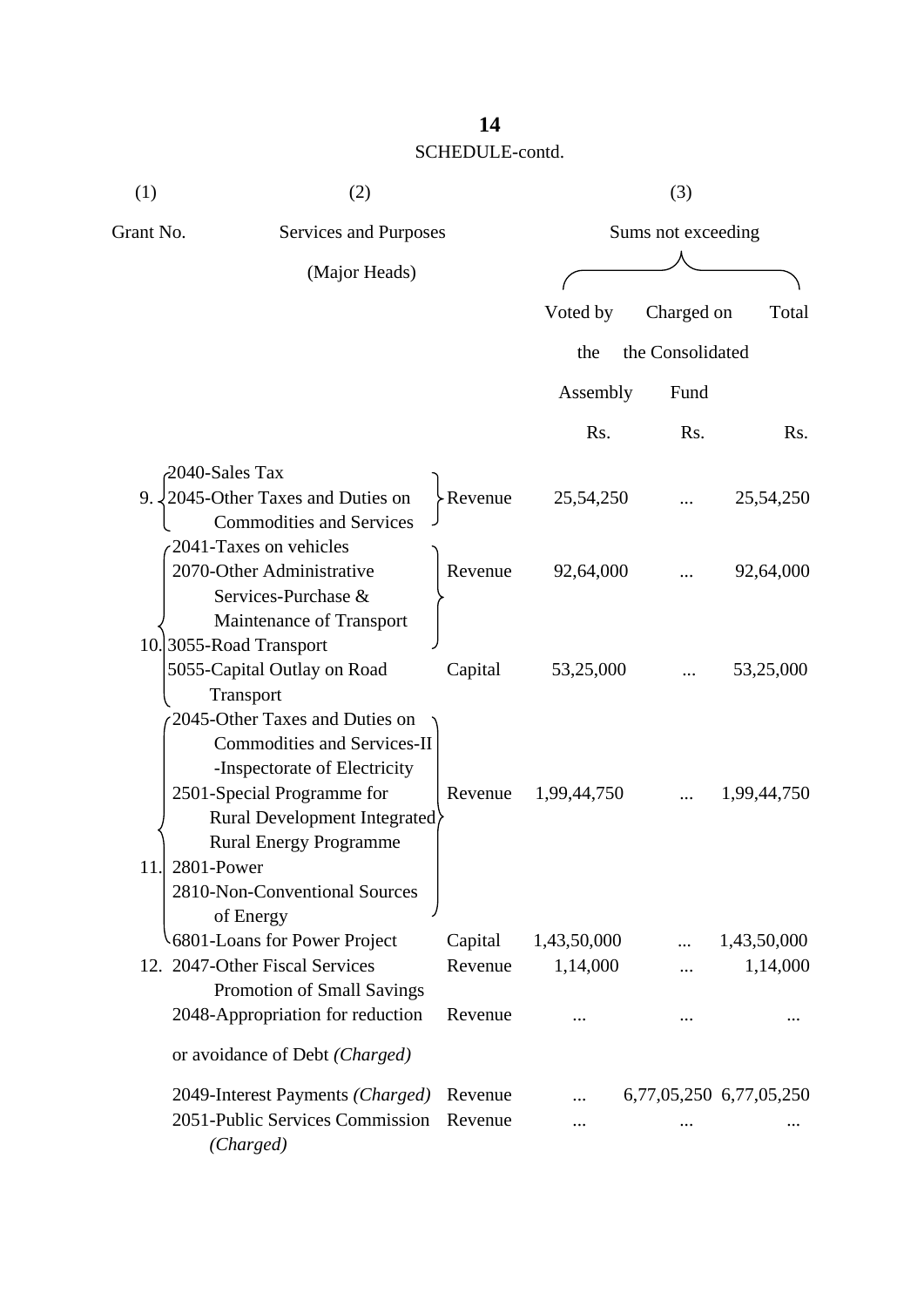SCHEDULE-contd.

| (1) | (2) | | (3) | | |
|---|---|---|---|---|---|
| Grant No. | Services and Purposes (Major Heads) | | Sums not exceeding | | |
| | | | Voted by the Assembly | Charged on the Consolidated Fund | Total |
| | | | Rs. | Rs. | Rs. |
| 9. | 2040-Sales Tax<br>2045-Other Taxes and Duties on Commodities and Services | Revenue | 25,54,250 | ... | 25,54,250 |
| 10. | 2041-Taxes on vehicles<br>2070-Other Administrative Services-Purchase & Maintenance of Transport<br>3055-Road Transport | Revenue | 92,64,000 | ... | 92,64,000 |
| | 5055-Capital Outlay on Road Transport | Capital | 53,25,000 | ... | 53,25,000 |
| 11. | 2045-Other Taxes and Duties on Commodities and Services-II -Inspectorate of Electricity<br>2501-Special Programme for Rural Development Integrated Rural Energy Programme<br>2801-Power<br>2810-Non-Conventional Sources of Energy | Revenue | 1,99,44,750 | ... | 1,99,44,750 |
| | 6801-Loans for Power Project | Capital | 1,43,50,000 | ... | 1,43,50,000 |
| 12. | 2047-Other Fiscal Services Promotion of Small Savings | Revenue | 1,14,000 | ... | 1,14,000 |
| | 2048-Appropriation for reduction or avoidance of Debt *(Charged)* | Revenue | ... | ... | ... |
| | 2049-Interest Payments *(Charged)* | Revenue | ... | 6,77,05,250 | 6,77,05,250 |
| | 2051-Public Services Commission *(Charged)* | Revenue | ... | ... | ... |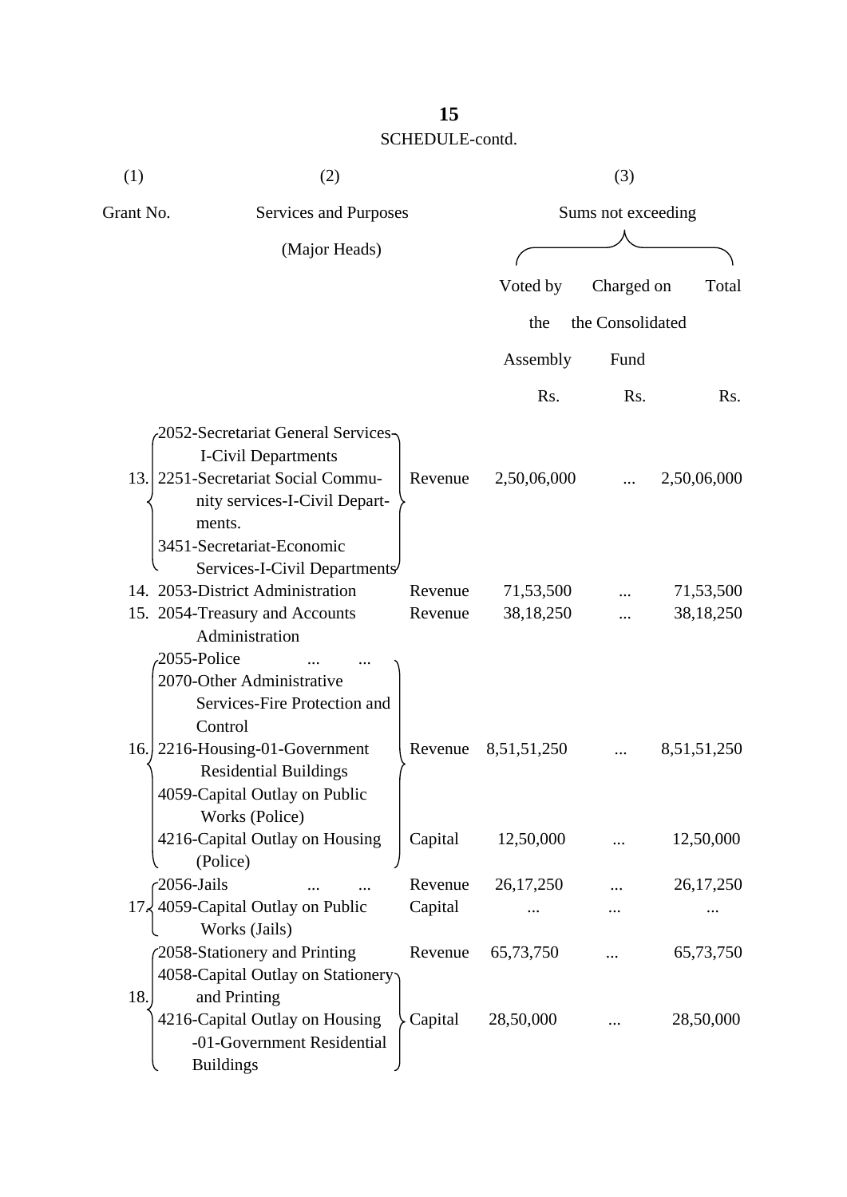SCHEDULE-contd.

| (1) | (2) | | (3) | | |
|---|---|---|---|---|---|
| Grant No. | Services and Purposes (Major Heads) | | Sums not exceeding | | |
| | | | Voted by the Assembly | Charged on the Consolidated Fund | Total |
| | | | Rs. | Rs. | Rs. |
| 13. | 2052-Secretariat General Services-I-Civil Departments<br>2251-Secretariat Social Community services-I-Civil Departments.<br>3451-Secretariat-Economic Services-I-Civil Departments | Revenue | 2,50,06,000 | ... | 2,50,06,000 |
| 14. | 2053-District Administration | Revenue | 71,53,500 | ... | 71,53,500 |
| 15. | 2054-Treasury and Accounts Administration | Revenue | 38,18,250 | ... | 38,18,250 |
| 16. | 2055-Police ... ...<br>2070-Other Administrative Services-Fire Protection and Control<br>2216-Housing-01-Government Residential Buildings<br>4059-Capital Outlay on Public Works (Police) | Revenue | 8,51,51,250 | ... | 8,51,51,250 |
| | 4216-Capital Outlay on Housing (Police) | Capital | 12,50,000 | ... | 12,50,000 |
| 17. | 2056-Jails ... ... | Revenue | 26,17,250 | ... | 26,17,250 |
| | 4059-Capital Outlay on Public Works (Jails) | Capital | ... | ... | ... |
| 18. | 2058-Stationery and Printing | Revenue | 65,73,750 | ... | 65,73,750 |
| | 4058-Capital Outlay on Stationery and Printing<br>4216-Capital Outlay on Housing -01-Government Residential Buildings | Capital | 28,50,000 | ... | 28,50,000 |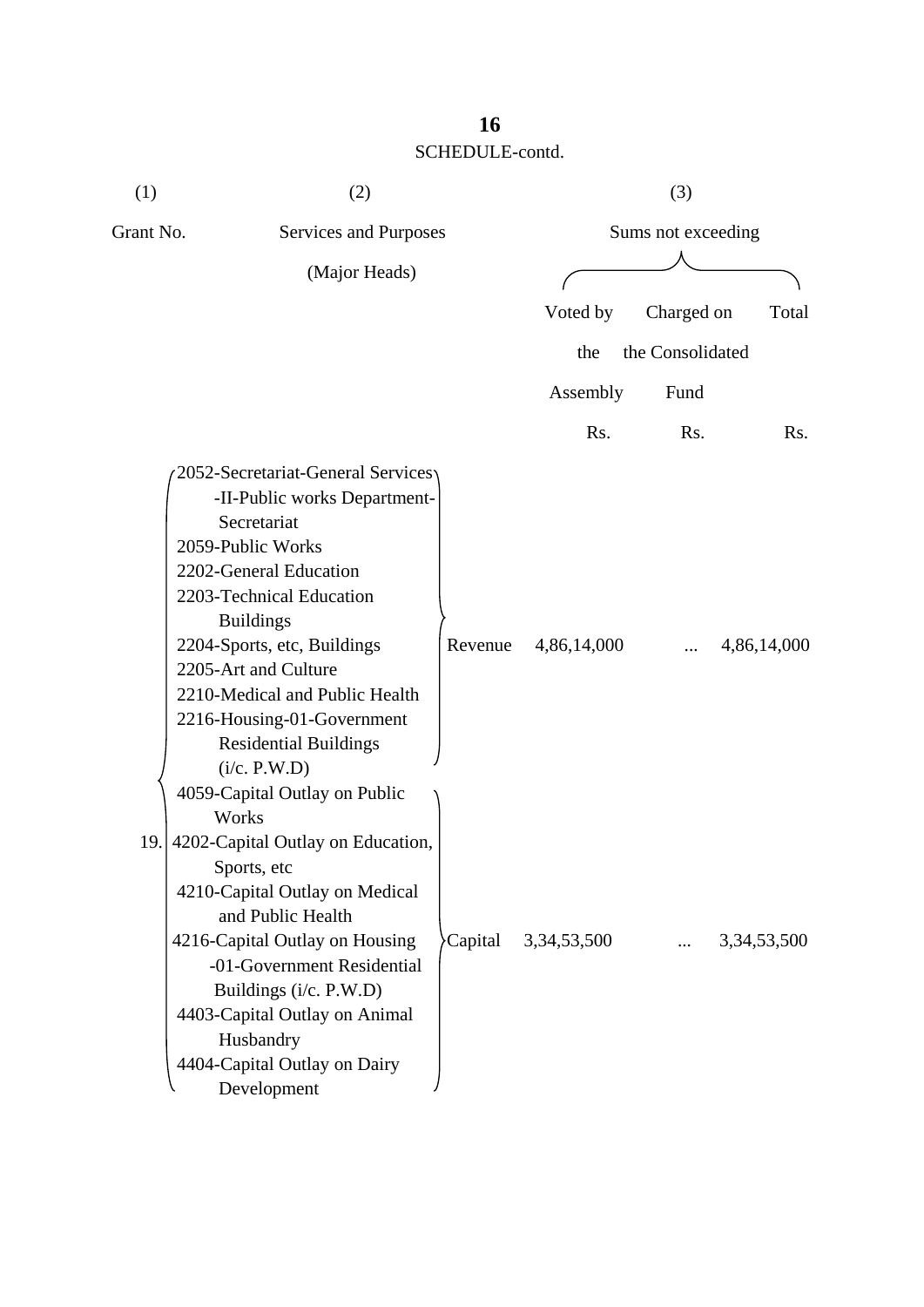SCHEDULE-contd.

| (1) | (2) | | (3) | | |
|---|---|---|---|---|---|
| Grant No. | Services and Purposes (Major Heads) | | Sums not exceeding | | |
| | | | Voted by the Assembly | Charged on the Consolidated Fund | Total |
| | | | Rs. | Rs. | Rs. |
| 19. | 2052-Secretariat-General Services -II-Public works Department-Secretariat<br>2059-Public Works<br>2202-General Education<br>2203-Technical Education Buildings<br>2204-Sports, etc, Buildings<br>2205-Art and Culture<br>2210-Medical and Public Health<br>2216-Housing-01-Government Residential Buildings (i/c. P.W.D) | Revenue | 4,86,14,000 | ... | 4,86,14,000 |
| | 4059-Capital Outlay on Public Works<br>4202-Capital Outlay on Education, Sports, etc<br>4210-Capital Outlay on Medical and Public Health<br>4216-Capital Outlay on Housing -01-Government Residential Buildings (i/c. P.W.D)<br>4403-Capital Outlay on Animal Husbandry<br>4404-Capital Outlay on Dairy Development | Capital | 3,34,53,500 | ... | 3,34,53,500 |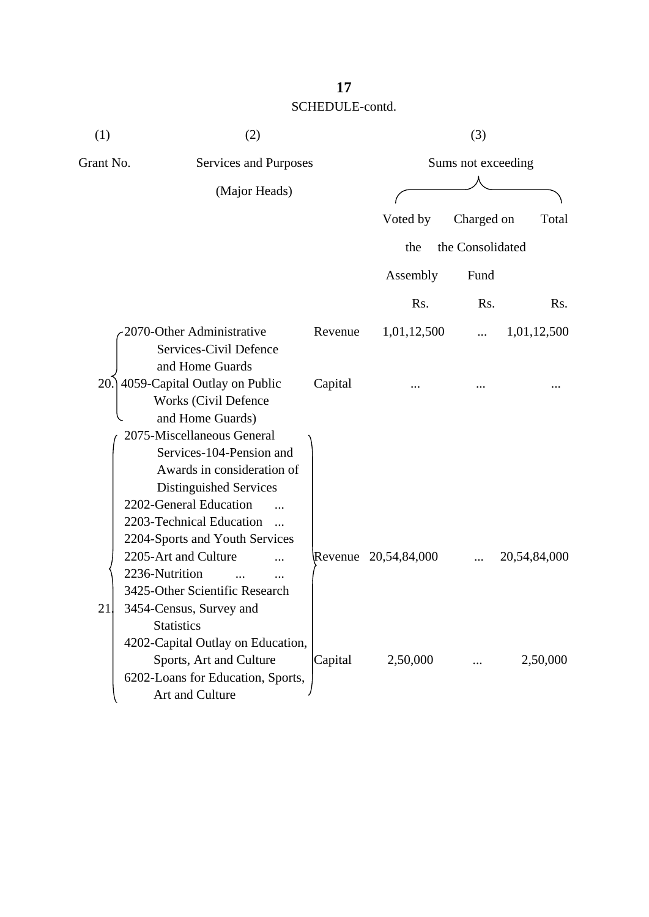## SCHEDULE-contd.

| (1) | (2) | | (3) | | |
|---|---|---|---|---|---|
| Grant No. | Services and Purposes (Major Heads) | | Sums not exceeding | | |
| | | | Voted by the Assembly | Charged on the Consolidated Fund | Total |
| | | | Rs. | Rs. | Rs. |
| 20. | 2070-Other Administrative Services-Civil Defence and Home Guards | Revenue | 1,01,12,500 | ... | 1,01,12,500 |
| | 4059-Capital Outlay on Public Works (Civil Defence and Home Guards) | Capital | ... | ... | ... |
| 21. | 2075-Miscellaneous General Services-104-Pension and Awards in consideration of Distinguished Services<br>2202-General Education ...<br>2203-Technical Education ...<br>2204-Sports and Youth Services<br>2205-Art and Culture ...<br>2236-Nutrition ... ...<br>3425-Other Scientific Research<br>3454-Census, Survey and Statistics | Revenue | 20,54,84,000 | ... | 20,54,84,000 |
| | 4202-Capital Outlay on Education, Sports, Art and Culture<br>6202-Loans for Education, Sports, Art and Culture | Capital | 2,50,000 | ... | 2,50,000 |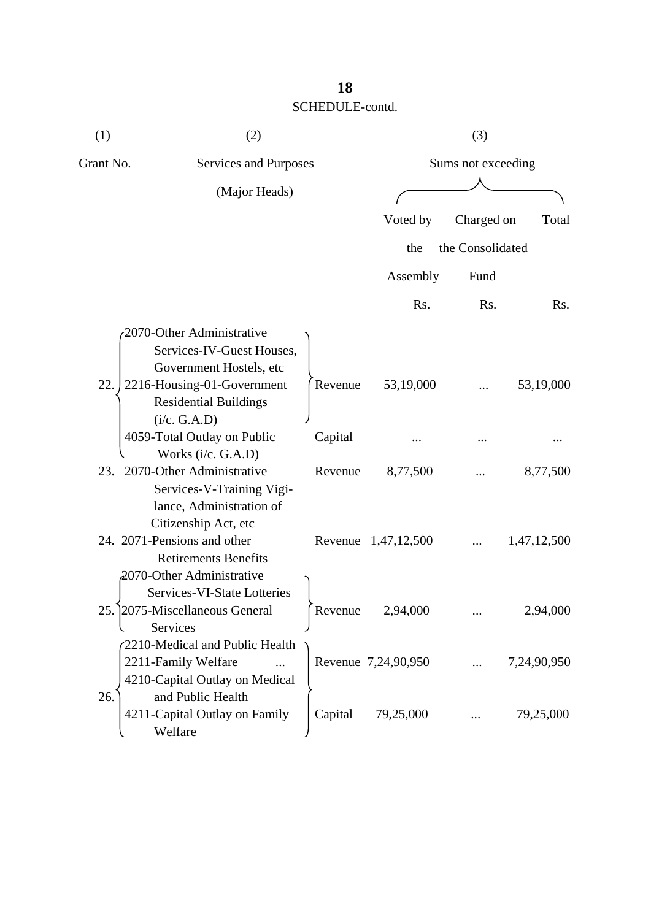SCHEDULE-contd.

| (1) | (2) | | (3) | | |
|---|---|---|---|---|---|
| Grant No. | Services and Purposes (Major Heads) | | Sums not exceeding | | |
| | | | Voted by the Assembly | Charged on the Consolidated Fund | Total |
| | | | Rs. | Rs. | Rs. |
| 22. | 2070-Other Administrative Services-IV-Guest Houses, Government Hostels, etc 2216-Housing-01-Government Residential Buildings (i/c. G.A.D) | Revenue | 53,19,000 | ... | 53,19,000 |
| | 4059-Total Outlay on Public Works (i/c. G.A.D) | Capital | ... | ... | ... |
| 23. | 2070-Other Administrative Services-V-Training Vigilance, Administration of Citizenship Act, etc | Revenue | 8,77,500 | ... | 8,77,500 |
| 24. | 2071-Pensions and other Retirements Benefits | Revenue | 1,47,12,500 | ... | 1,47,12,500 |
| 25. | 2070-Other Administrative Services-VI-State Lotteries 2075-Miscellaneous General Services | Revenue | 2,94,000 | ... | 2,94,000 |
| 26. | 2210-Medical and Public Health 2211-Family Welfare ... | Revenue | 7,24,90,950 | ... | 7,24,90,950 |
| | 4210-Capital Outlay on Medical and Public Health 4211-Capital Outlay on Family Welfare | Capital | 79,25,000 | ... | 79,25,000 |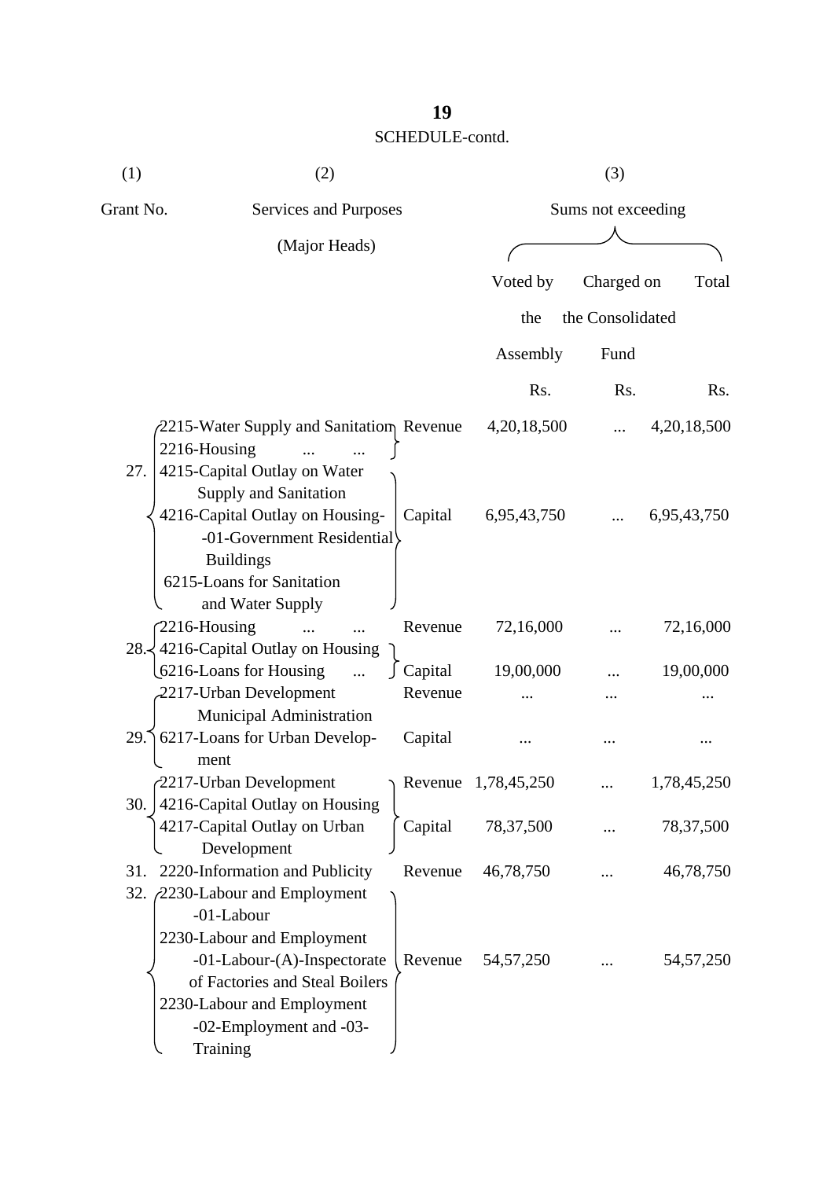SCHEDULE-contd.

| (1) Grant No. | (2) Services and Purposes (Major Heads) | | (3) Sums not exceeding Voted by the Assembly Rs. | Charged on the Consolidated Fund Rs. | Total Rs. |
|---|---|---|---|---|---|
| 27. | 2215-Water Supply and Sanitation<br>2216-Housing ... ... | Revenue | 4,20,18,500 | ... | 4,20,18,500 |
| | 4215-Capital Outlay on Water Supply and Sanitation<br>4216-Capital Outlay on Housing--01-Government Residential Buildings<br>6215-Loans for Sanitation and Water Supply | Capital | 6,95,43,750 | ... | 6,95,43,750 |
| 28. | 2216-Housing ... ... | Revenue | 72,16,000 | ... | 72,16,000 |
| | 4216-Capital Outlay on Housing<br>6216-Loans for Housing ... | Capital | 19,00,000 | ... | 19,00,000 |
| 29. | 2217-Urban Development Municipal Administration | Revenue | ... | ... | ... |
| | 6217-Loans for Urban Development | Capital | ... | ... | ... |
| 30. | 2217-Urban Development | Revenue | 1,78,45,250 | ... | 1,78,45,250 |
| | 4216-Capital Outlay on Housing<br>4217-Capital Outlay on Urban Development | Capital | 78,37,500 | ... | 78,37,500 |
| 31. | 2220-Information and Publicity | Revenue | 46,78,750 | ... | 46,78,750 |
| 32. | 2230-Labour and Employment -01-Labour<br>2230-Labour and Employment -01-Labour-(A)-Inspectorate of Factories and Steal Boilers<br>2230-Labour and Employment -02-Employment and -03-Training | Revenue | 54,57,250 | ... | 54,57,250 |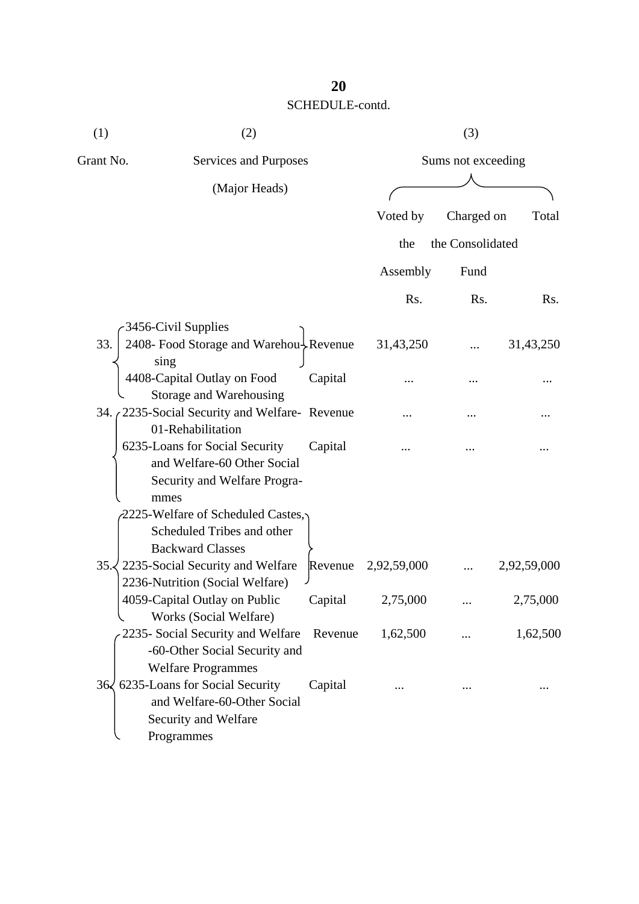SCHEDULE-contd.

| (1) | (2) | | (3) | | |
|---|---|---|---|---|---|
| Grant No. | Services and Purposes (Major Heads) | | Sums not exceeding | | |
| | | | Voted by the Assembly | Charged on the Consolidated Fund | Total |
| | | | Rs. | Rs. | Rs. |
| 33. | 3456-Civil Supplies<br>2408- Food Storage and Warehousing | Revenue | 31,43,250 | ... | 31,43,250 |
| | 4408-Capital Outlay on Food Storage and Warehousing | Capital | ... | ... | ... |
| 34. | 2235-Social Security and Welfare-01-Rehabilitation | Revenue | ... | ... | ... |
| | 6235-Loans for Social Security and Welfare-60 Other Social Security and Welfare Programmes | Capital | ... | ... | ... |
| 35. | 2225-Welfare of Scheduled Castes, Scheduled Tribes and other Backward Classes<br>2235-Social Security and Welfare<br>2236-Nutrition (Social Welfare) | Revenue | 2,92,59,000 | ... | 2,92,59,000 |
| | 4059-Capital Outlay on Public Works (Social Welfare) | Capital | 2,75,000 | ... | 2,75,000 |
| 36. | 2235- Social Security and Welfare -60-Other Social Security and Welfare Programmes | Revenue | 1,62,500 | ... | 1,62,500 |
| | 6235-Loans for Social Security and Welfare-60-Other Social Security and Welfare Programmes | Capital | ... | ... | ... |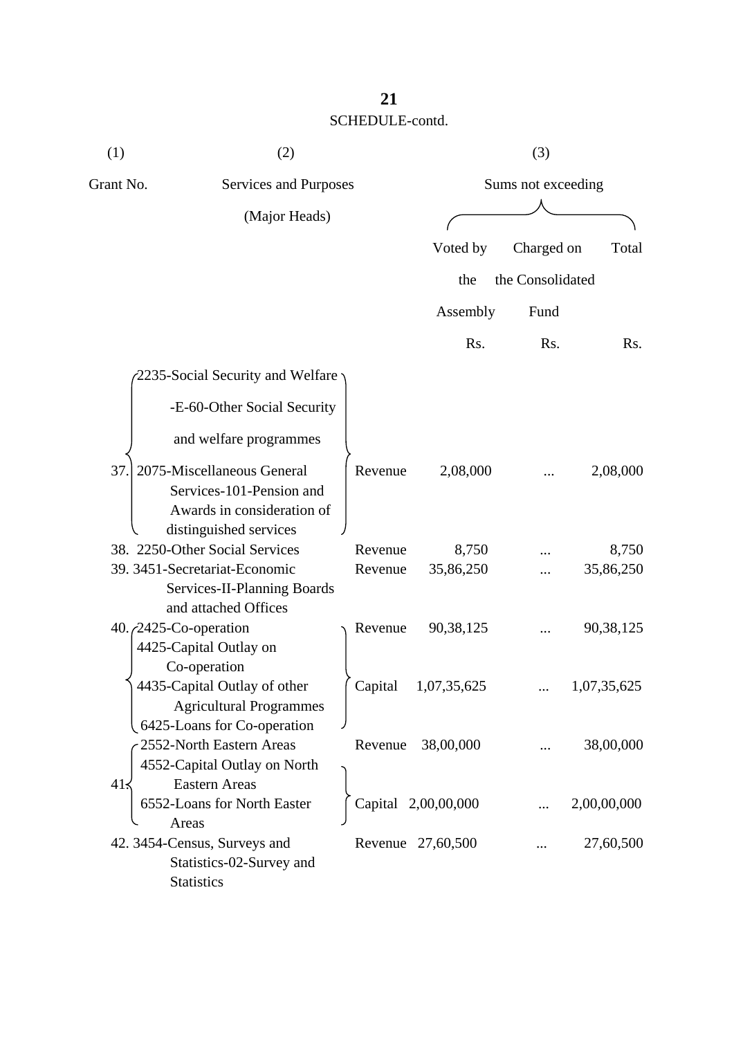SCHEDULE-contd.

| (1) Grant No. | (2) Services and Purposes (Major Heads) | | (3) Sums not exceeding Voted by the Assembly Rs. | Charged on the Consolidated Fund Rs. | Total Rs. |
|---|---|---|---|---|---|
| 37. | 2235-Social Security and Welfare -E-60-Other Social Security and welfare programmes<br>2075-Miscellaneous General Services-101-Pension and Awards in consideration of distinguished services | Revenue | 2,08,000 | ... | 2,08,000 |
| 38. | 2250-Other Social Services | Revenue | 8,750 | ... | 8,750 |
| 39. | 3451-Secretariat-Economic Services-II-Planning Boards and attached Offices | Revenue | 35,86,250 | ... | 35,86,250 |
| 40. | 2425-Co-operation | Revenue | 90,38,125 | ... | 90,38,125 |
| | 4425-Capital Outlay on Co-operation<br>4435-Capital Outlay of other Agricultural Programmes<br>6425-Loans for Co-operation | Capital | 1,07,35,625 | ... | 1,07,35,625 |
| 41. | 2552-North Eastern Areas | Revenue | 38,00,000 | ... | 38,00,000 |
| | 4552-Capital Outlay on North Eastern Areas<br>6552-Loans for North Easter Areas | Capital | 2,00,00,000 | ... | 2,00,00,000 |
| 42. | 3454-Census, Surveys and Statistics-02-Survey and Statistics | Revenue | 27,60,500 | ... | 27,60,500 |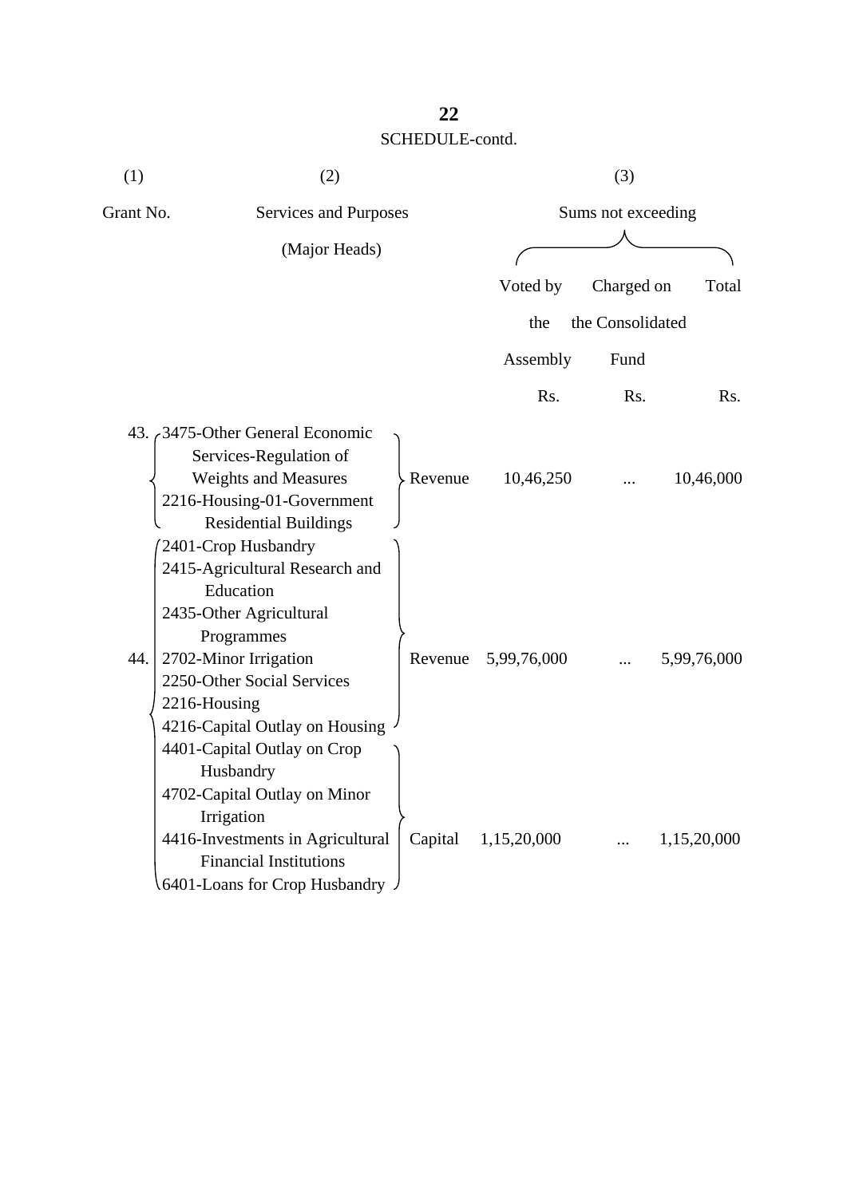SCHEDULE-contd.

| (1) | (2) | | (3) | | |
|---|---|---|---|---|---|
| Grant No. | Services and Purposes (Major Heads) | | Sums not exceeding | | |
| | | | Voted by the Assembly | Charged on the Consolidated Fund | Total |
| | | | Rs. | Rs. | Rs. |
| 43. | 3475-Other General Economic Services-Regulation of Weights and Measures<br>2216-Housing-01-Government Residential Buildings | Revenue | 10,46,250 | ... | 10,46,000 |
| 44. | 2401-Crop Husbandry<br>2415-Agricultural Research and Education<br>2435-Other Agricultural Programmes<br>2702-Minor Irrigation<br>2250-Other Social Services<br>2216-Housing<br>4216-Capital Outlay on Housing | Revenue | 5,99,76,000 | ... | 5,99,76,000 |
| | 4401-Capital Outlay on Crop Husbandry<br>4702-Capital Outlay on Minor Irrigation<br>4416-Investments in Agricultural Financial Institutions<br>6401-Loans for Crop Husbandry | Capital | 1,15,20,000 | ... | 1,15,20,000 |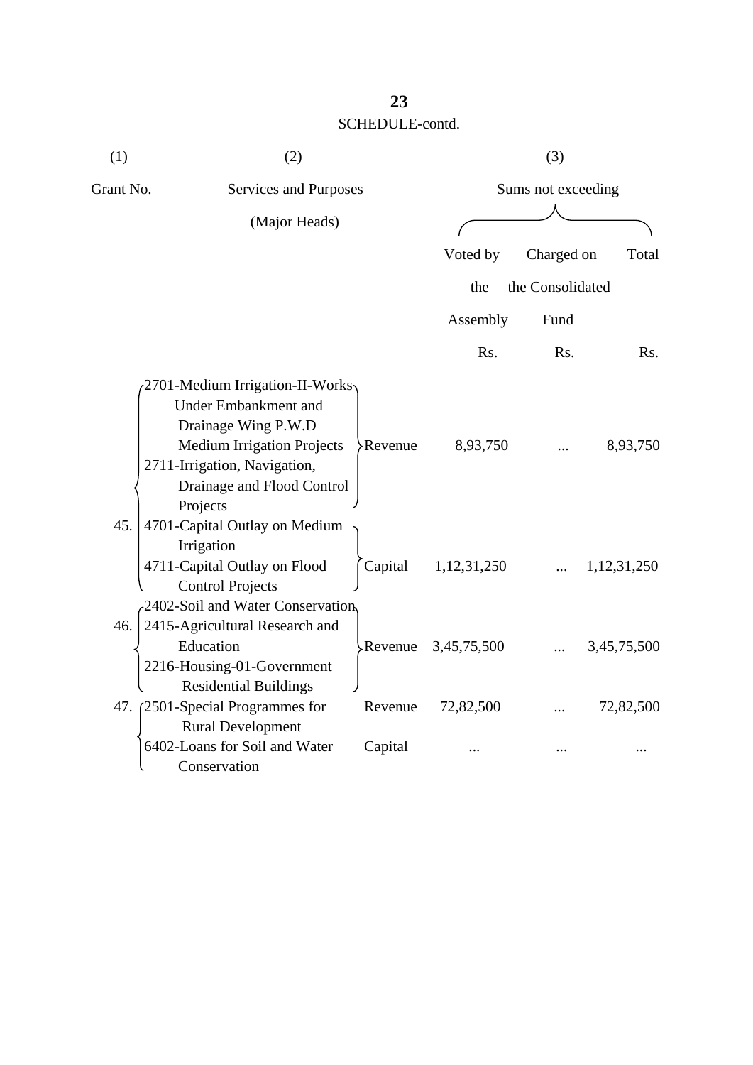SCHEDULE-contd.

| (1) | (2) | | (3) | | |
|---|---|---|---|---|---|
| Grant No. | Services and Purposes (Major Heads) | | Sums not exceeding | | |
| | | | Voted by the Assembly | Charged on the Consolidated Fund | Total |
| | | | Rs. | Rs. | Rs. |
| 45. | 2701-Medium Irrigation-II-Works Under Embankment and Drainage Wing P.W.D Medium Irrigation Projects; 2711-Irrigation, Navigation, Drainage and Flood Control Projects | Revenue | 8,93,750 | ... | 8,93,750 |
| | 4701-Capital Outlay on Medium Irrigation; 4711-Capital Outlay on Flood Control Projects | Capital | 1,12,31,250 | ... | 1,12,31,250 |
| 46. | 2402-Soil and Water Conservation; 2415-Agricultural Research and Education; 2216-Housing-01-Government Residential Buildings | Revenue | 3,45,75,500 | ... | 3,45,75,500 |
| 47. | 2501-Special Programmes for Rural Development | Revenue | 72,82,500 | ... | 72,82,500 |
| | 6402-Loans for Soil and Water Conservation | Capital | ... | ... | ... |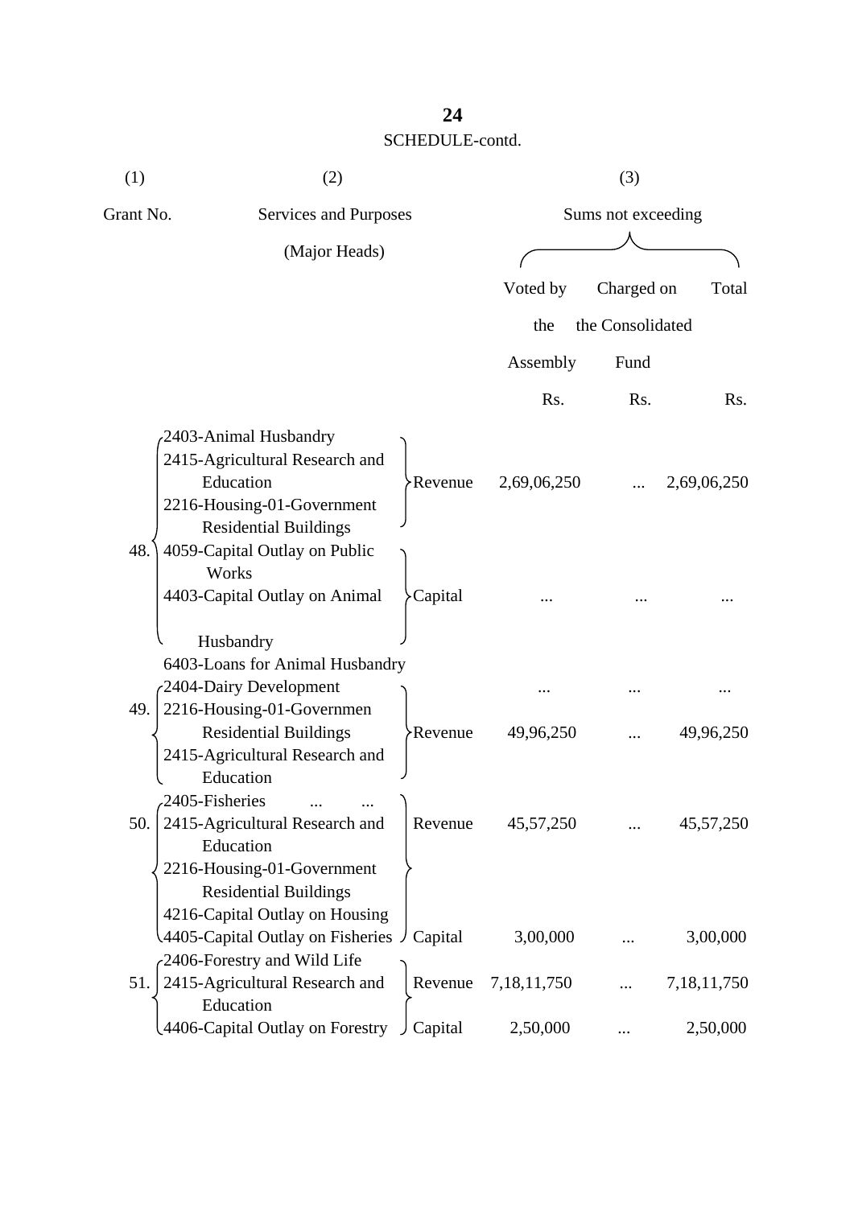SCHEDULE-contd.

| (1) | (2) | | (3) | | |
|---|---|---|---|---|---|
| Grant No. | Services and Purposes (Major Heads) | | Sums not exceeding | | |
| | | | Voted by the Assembly | Charged on the Consolidated Fund | Total |
| | | | Rs. | Rs. | Rs. |
| 48. | 2403-Animal Husbandry<br>2415-Agricultural Research and Education<br>2216-Housing-01-Government Residential Buildings | Revenue | 2,69,06,250 | ... | 2,69,06,250 |
| | 4059-Capital Outlay on Public Works<br>4403-Capital Outlay on Animal Husbandry | Capital | ... | ... | ... |
| | 6403-Loans for Animal Husbandry | | ... | ... | ... |
| 49. | 2404-Dairy Development<br>2216-Housing-01-Governmen Residential Buildings<br>2415-Agricultural Research and Education | Revenue | 49,96,250 | ... | 49,96,250 |
| 50. | 2405-Fisheries ... ...<br>2415-Agricultural Research and Education<br>2216-Housing-01-Government Residential Buildings | Revenue | 45,57,250 | ... | 45,57,250 |
| | 4216-Capital Outlay on Housing<br>4405-Capital Outlay on Fisheries | Capital | 3,00,000 | ... | 3,00,000 |
| 51. | 2406-Forestry and Wild Life<br>2415-Agricultural Research and Education | Revenue | 7,18,11,750 | ... | 7,18,11,750 |
| | 4406-Capital Outlay on Forestry | Capital | 2,50,000 | ... | 2,50,000 |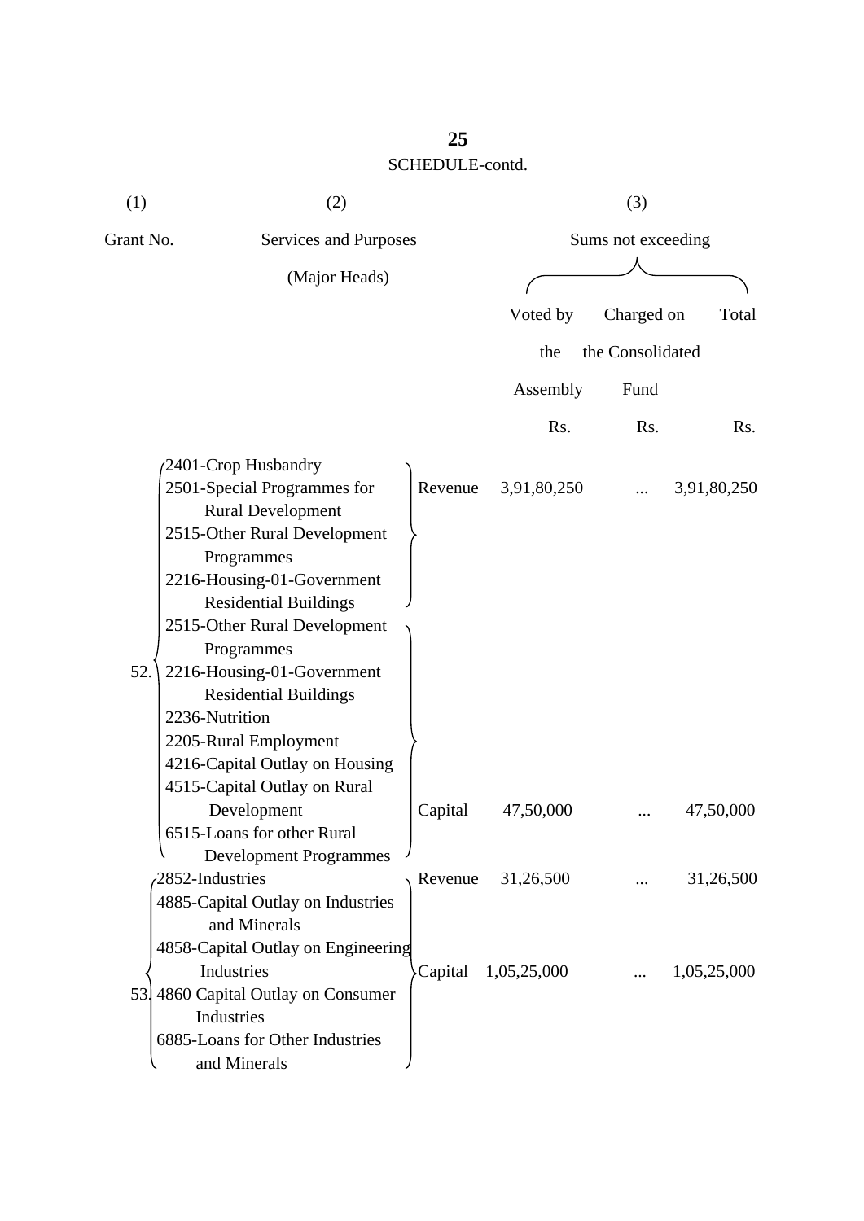SCHEDULE-contd.

| (1) | (2) | | (3) | | |
|---|---|---|---|---|---|
| Grant No. | Services and Purposes (Major Heads) | | Sums not exceeding | | |
| | | | Voted by the Assembly | Charged on the Consolidated Fund | Total |
| | | | Rs. | Rs. | Rs. |
| 52. | 2401-Crop Husbandry<br>2501-Special Programmes for Rural Development<br>2515-Other Rural Development Programmes<br>2216-Housing-01-Government Residential Buildings | Revenue | 3,91,80,250 | ... | 3,91,80,250 |
| | 2515-Other Rural Development Programmes<br>2216-Housing-01-Government Residential Buildings<br>2236-Nutrition<br>2205-Rural Employment<br>4216-Capital Outlay on Housing<br>4515-Capital Outlay on Rural Development<br>6515-Loans for other Rural Development Programmes | Capital | 47,50,000 | ... | 47,50,000 |
| 53. | 2852-Industries | Revenue | 31,26,500 | ... | 31,26,500 |
| | 4885-Capital Outlay on Industries and Minerals<br>4858-Capital Outlay on Engineering Industries<br>4860 Capital Outlay on Consumer Industries<br>6885-Loans for Other Industries and Minerals | Capital | 1,05,25,000 | ... | 1,05,25,000 |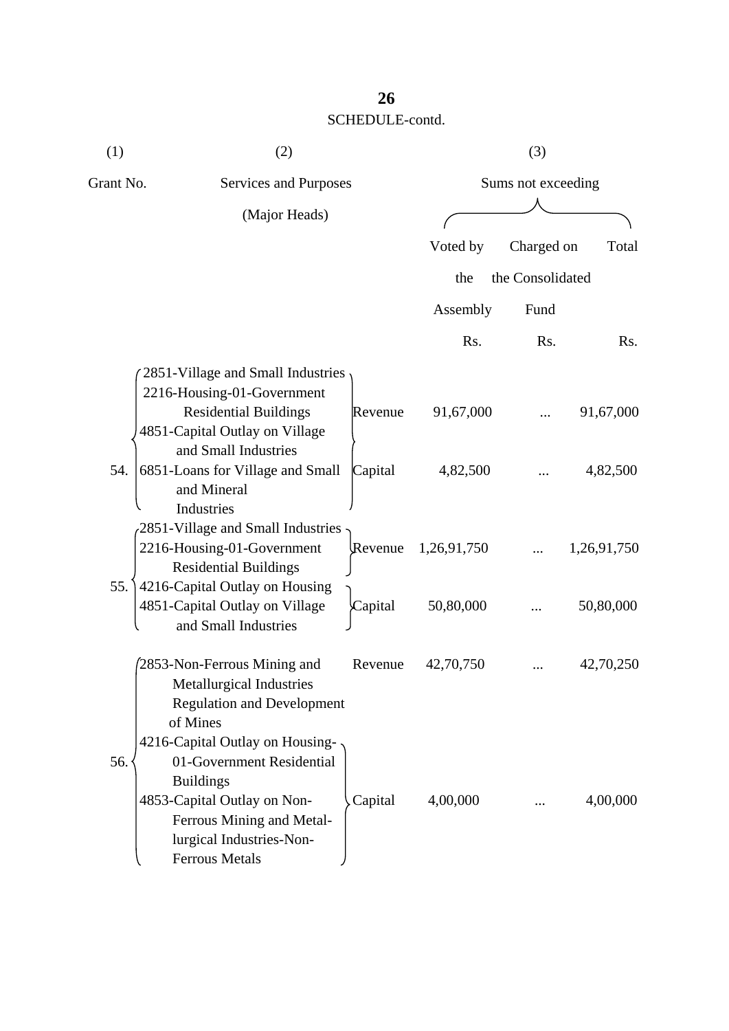SCHEDULE-contd.

| (1) | (2) | | (3) | | |
|---|---|---|---|---|---|
| Grant No. | Services and Purposes (Major Heads) | | Sums not exceeding | | |
| | | | Voted by the Assembly | Charged on the Consolidated Fund | Total |
| | | | Rs. | Rs. | Rs. |
| 54. | 2851-Village and Small Industries<br>2216-Housing-01-Government Residential Buildings | Revenue | 91,67,000 | ... | 91,67,000 |
| | 4851-Capital Outlay on Village and Small Industries<br>6851-Loans for Village and Small and Mineral Industries | Capital | 4,82,500 | ... | 4,82,500 |
| 55. | 2851-Village and Small Industries<br>2216-Housing-01-Government Residential Buildings | Revenue | 1,26,91,750 | ... | 1,26,91,750 |
| | 4216-Capital Outlay on Housing<br>4851-Capital Outlay on Village and Small Industries | Capital | 50,80,000 | ... | 50,80,000 |
| 56. | 2853-Non-Ferrous Mining and Metallurgical Industries Regulation and Development of Mines | Revenue | 42,70,750 | ... | 42,70,250 |
| | 4216-Capital Outlay on Housing-01-Government Residential Buildings<br>4853-Capital Outlay on Non-Ferrous Mining and Metal-lurgical Industries-Non-Ferrous Metals | Capital | 4,00,000 | ... | 4,00,000 |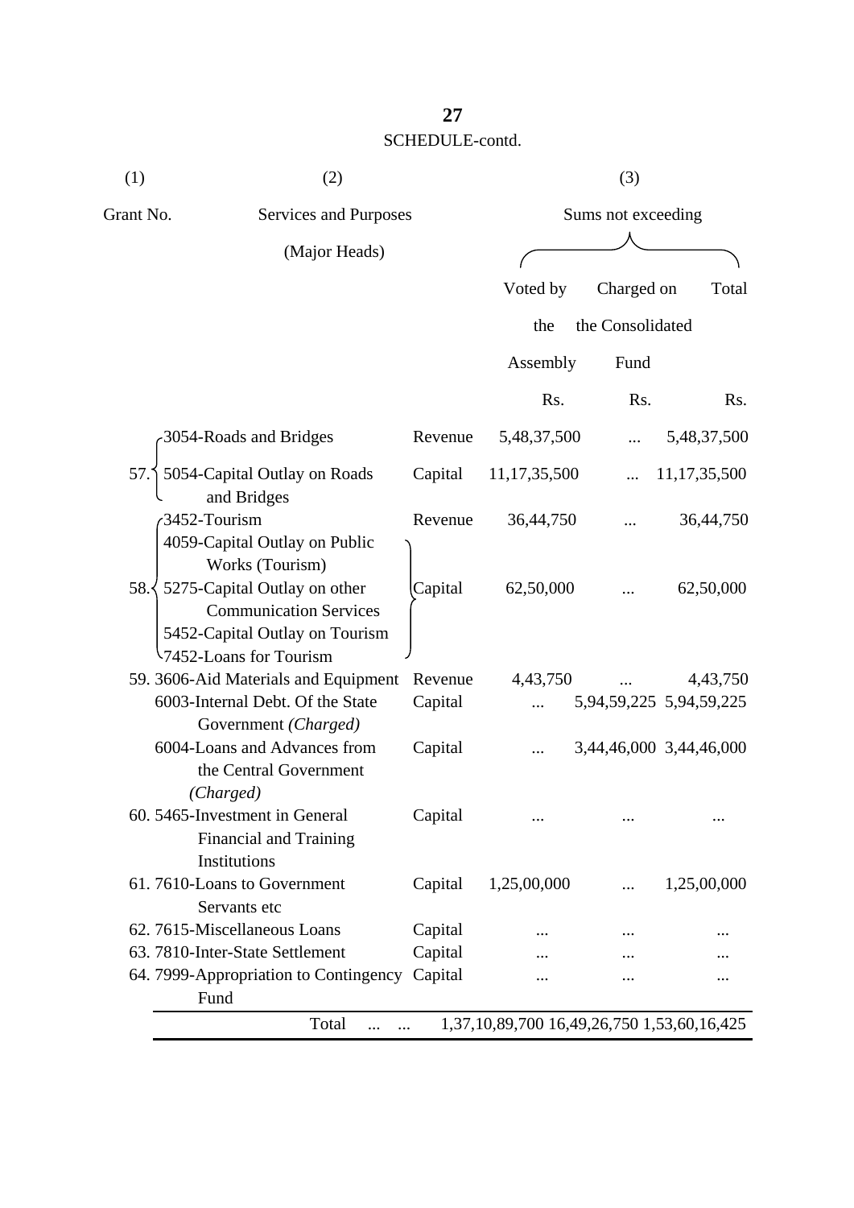SCHEDULE-contd.

| (1) | (2) | | (3) | | |
|---|---|---|---|---|---|
| Grant No. | Services and Purposes (Major Heads) | | Sums not exceeding | | |
| | | | Voted by the Assembly | Charged on the Consolidated Fund | Total |
| | | | Rs. | Rs. | Rs. |
| 57. | 3054-Roads and Bridges | Revenue | 5,48,37,500 | ... | 5,48,37,500 |
| | 5054-Capital Outlay on Roads and Bridges | Capital | 11,17,35,500 | ... | 11,17,35,500 |
| 58. | 3452-Tourism | Revenue | 36,44,750 | ... | 36,44,750 |
| | 4059-Capital Outlay on Public Works (Tourism)<br>5275-Capital Outlay on other Communication Services<br>5452-Capital Outlay on Tourism<br>7452-Loans for Tourism | Capital | 62,50,000 | ... | 62,50,000 |
| 59. | 3606-Aid Materials and Equipment | Revenue | 4,43,750 | ... | 4,43,750 |
| | 6003-Internal Debt. Of the State Government *(Charged)* | Capital | ... | 5,94,59,225 | 5,94,59,225 |
| | 6004-Loans and Advances from the Central Government *(Charged)* | Capital | ... | 3,44,46,000 | 3,44,46,000 |
| 60. | 5465-Investment in General Financial and Training Institutions | Capital | ... | ... | ... |
| 61. | 7610-Loans to Government Servants etc | Capital | 1,25,00,000 | ... | 1,25,00,000 |
| 62. | 7615-Miscellaneous Loans | Capital | ... | ... | ... |
| 63. | 7810-Inter-State Settlement | Capital | ... | ... | ... |
| 64. | 7999-Appropriation to Contingency Fund | Capital | ... | ... | ... |
| | Total ... ... | | 1,37,10,89,700 | 16,49,26,750 | 1,53,60,16,425 |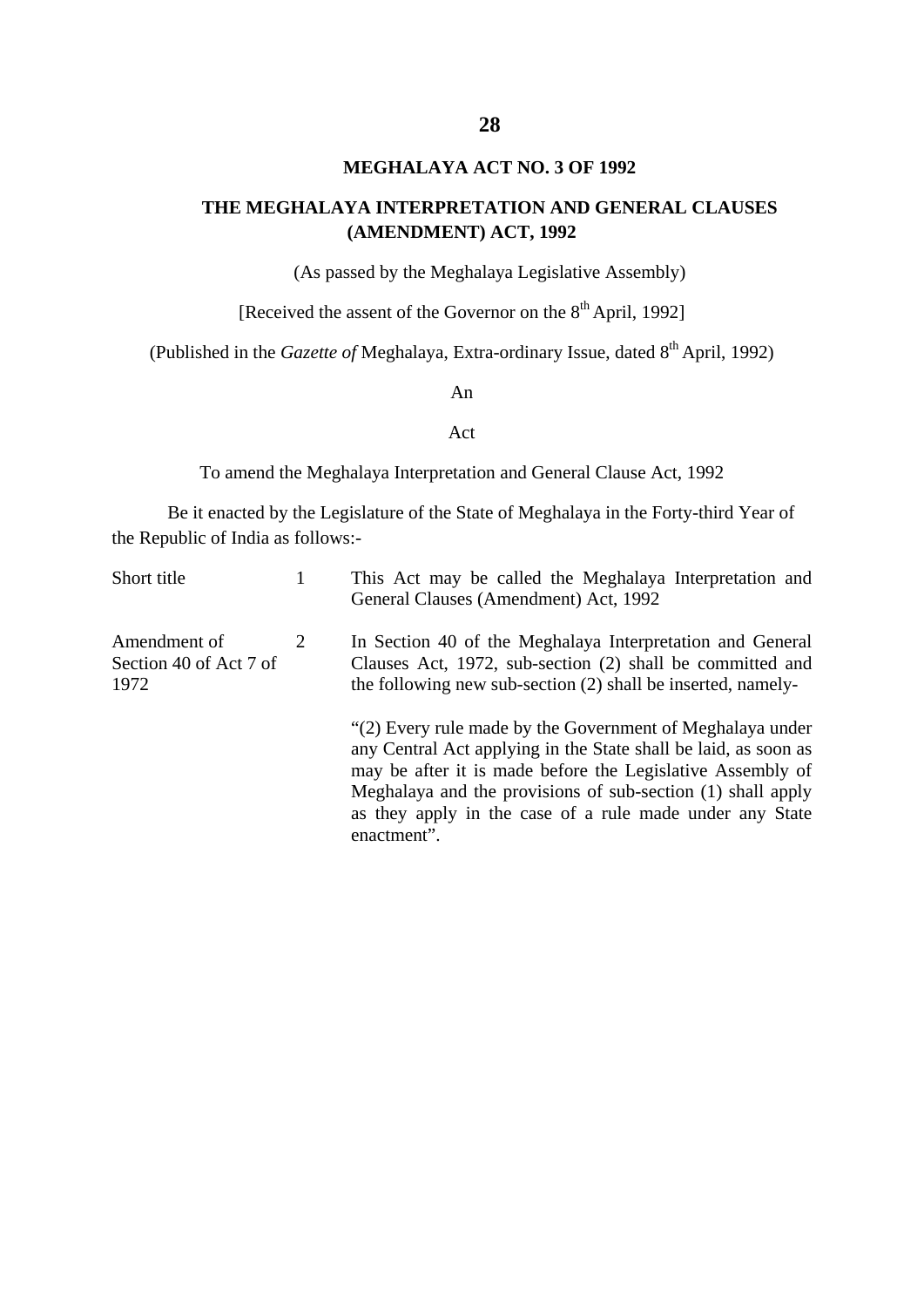**MEGHALAYA ACT NO. 3 OF 1992**

## THE MEGHALAYA INTERPRETATION AND GENERAL CLAUSES (AMENDMENT) ACT, 1992

(As passed by the Meghalaya Legislative Assembly)

[Received the assent of the Governor on the 8th April, 1992]

(Published in the *Gazette of* Meghalaya, Extra-ordinary Issue, dated 8th April, 1992)

An

Act

To amend the Meghalaya Interpretation and General Clause Act, 1992

Be it enacted by the Legislature of the State of Meghalaya in the Forty-third Year of the Republic of India as follows:-

| | | |
|---|---|---|
| Short title | 1 | This Act may be called the Meghalaya Interpretation and General Clauses (Amendment) Act, 1992 |
| Amendment of Section 40 of Act 7 of 1972 | 2 | In Section 40 of the Meghalaya Interpretation and General Clauses Act, 1972, sub-section (2) shall be committed and the following new sub-section (2) shall be inserted, namely-<br><br>"(2) Every rule made by the Government of Meghalaya under any Central Act applying in the State shall be laid, as soon as may be after it is made before the Legislative Assembly of Meghalaya and the provisions of sub-section (1) shall apply as they apply in the case of a rule made under any State enactment". |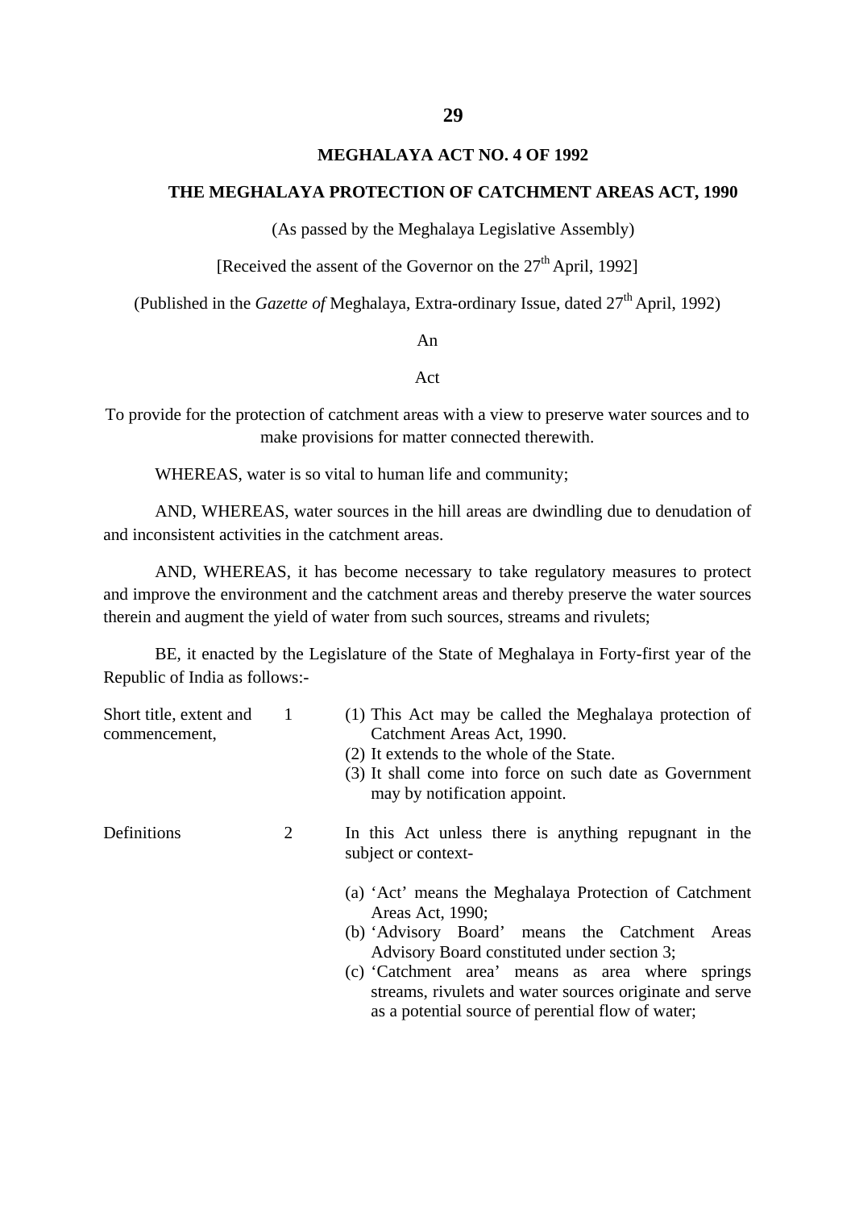# MEGHALAYA ACT NO. 4 OF 1992

## THE MEGHALAYA PROTECTION OF CATCHMENT AREAS ACT, 1990

(As passed by the Meghalaya Legislative Assembly)

[Received the assent of the Governor on the 27th April, 1992]

(Published in the *Gazette of* Meghalaya, Extra-ordinary Issue, dated 27th April, 1992)

An

Act

To provide for the protection of catchment areas with a view to preserve water sources and to make provisions for matter connected therewith.

WHEREAS, water is so vital to human life and community;

AND, WHEREAS, water sources in the hill areas are dwindling due to denudation of and inconsistent activities in the catchment areas.

AND, WHEREAS, it has become necessary to take regulatory measures to protect and improve the environment and the catchment areas and thereby preserve the water sources therein and augment the yield of water from such sources, streams and rivulets;

BE, it enacted by the Legislature of the State of Meghalaya in Forty-first year of the Republic of India as follows:-

**Short title, extent and commencement,** 1

(1) This Act may be called the Meghalaya protection of Catchment Areas Act, 1990.
(2) It extends to the whole of the State.
(3) It shall come into force on such date as Government may by notification appoint.

**Definitions** 2

In this Act unless there is anything repugnant in the subject or context-

(a) 'Act' means the Meghalaya Protection of Catchment Areas Act, 1990;
(b) 'Advisory Board' means the Catchment Areas Advisory Board constituted under section 3;
(c) 'Catchment area' means as area where springs streams, rivulets and water sources originate and serve as a potential source of perential flow of water;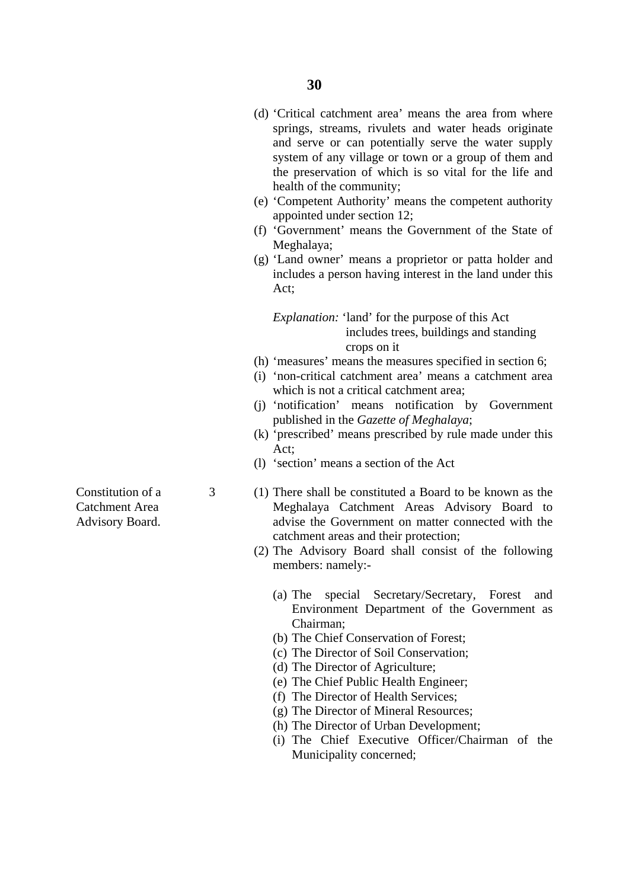(d) 'Critical catchment area' means the area from where springs, streams, rivulets and water heads originate and serve or can potentially serve the water supply system of any village or town or a group of them and the preservation of which is so vital for the life and health of the community;

(e) 'Competent Authority' means the competent authority appointed under section 12;

(f) 'Government' means the Government of the State of Meghalaya;

(g) 'Land owner' means a proprietor or patta holder and includes a person having interest in the land under this Act;

*Explanation:* 'land' for the purpose of this Act includes trees, buildings and standing crops on it

(h) 'measures' means the measures specified in section 6;

(i) 'non-critical catchment area' means a catchment area which is not a critical catchment area;

(j) 'notification' means notification by Government published in the *Gazette of Meghalaya*;

(k) 'prescribed' means prescribed by rule made under this Act;

(l) 'section' means a section of the Act

**Constitution of a Catchment Area Advisory Board.**

3 (1) There shall be constituted a Board to be known as the Meghalaya Catchment Areas Advisory Board to advise the Government on matter connected with the catchment areas and their protection;

(2) The Advisory Board shall consist of the following members: namely:-

(a) The special Secretary/Secretary, Forest and Environment Department of the Government as Chairman;

(b) The Chief Conservation of Forest;

(c) The Director of Soil Conservation;

(d) The Director of Agriculture;

(e) The Chief Public Health Engineer;

(f) The Director of Health Services;

(g) The Director of Mineral Resources;

(h) The Director of Urban Development;

(i) The Chief Executive Officer/Chairman of the Municipality concerned;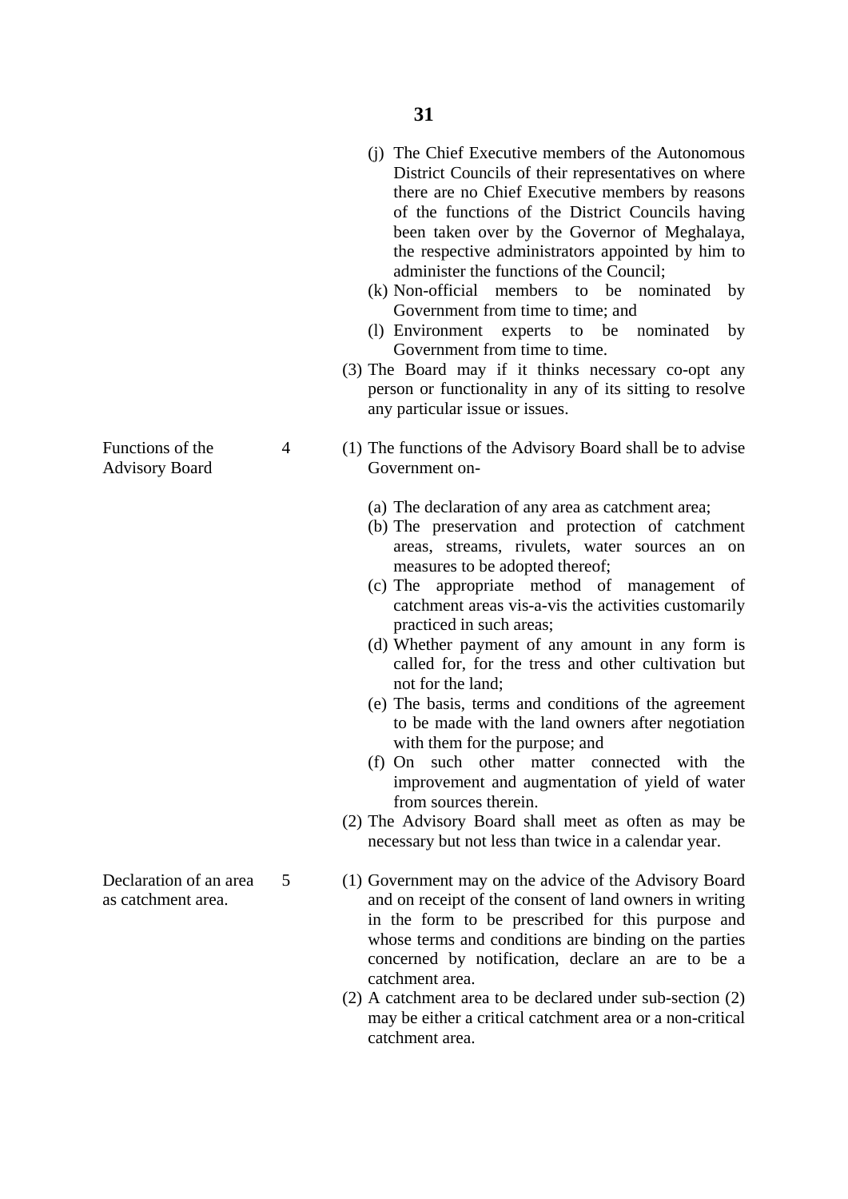(j) The Chief Executive members of the Autonomous District Councils of their representatives on where there are no Chief Executive members by reasons of the functions of the District Councils having been taken over by the Governor of Meghalaya, the respective administrators appointed by him to administer the functions of the Council;

(k) Non-official members to be nominated by Government from time to time; and

(l) Environment experts to be nominated by Government from time to time.

(3) The Board may if it thinks necessary co-opt any person or functionality in any of its sitting to resolve any particular issue or issues.

**Functions of the Advisory Board**

4 (1) The functions of the Advisory Board shall be to advise Government on-

(a) The declaration of any area as catchment area;

(b) The preservation and protection of catchment areas, streams, rivulets, water sources an on measures to be adopted thereof;

(c) The appropriate method of management of catchment areas vis-a-vis the activities customarily practiced in such areas;

(d) Whether payment of any amount in any form is called for, for the tress and other cultivation but not for the land;

(e) The basis, terms and conditions of the agreement to be made with the land owners after negotiation with them for the purpose; and

(f) On such other matter connected with the improvement and augmentation of yield of water from sources therein.

(2) The Advisory Board shall meet as often as may be necessary but not less than twice in a calendar year.

**Declaration of an area as catchment area.**

5 (1) Government may on the advice of the Advisory Board and on receipt of the consent of land owners in writing in the form to be prescribed for this purpose and whose terms and conditions are binding on the parties concerned by notification, declare an are to be a catchment area.

(2) A catchment area to be declared under sub-section (2) may be either a critical catchment area or a non-critical catchment area.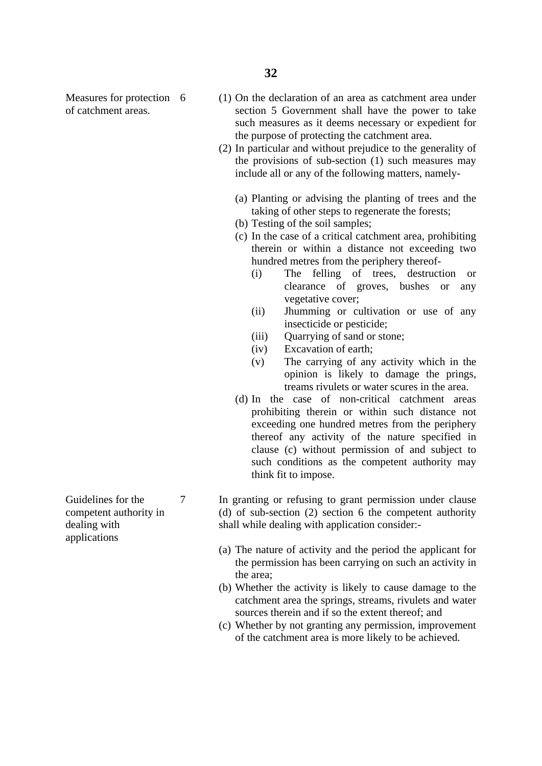Measures for protection of catchment areas.

**6** (1) On the declaration of an area as catchment area under section 5 Government shall have the power to take such measures as it deems necessary or expedient for the purpose of protecting the catchment area.

(2) In particular and without prejudice to the generality of the provisions of sub-section (1) such measures may include all or any of the following matters, namely-

(a) Planting or advising the planting of trees and the taking of other steps to regenerate the forests;

(b) Testing of the soil samples;

(c) In the case of a critical catchment area, prohibiting therein or within a distance not exceeding two hundred metres from the periphery thereof-

- (i) The felling of trees, destruction or clearance of groves, bushes or any vegetative cover;
- (ii) Jhumming or cultivation or use of any insecticide or pesticide;
- (iii) Quarrying of sand or stone;
- (iv) Excavation of earth;
- (v) The carrying of any activity which in the opinion is likely to damage the prings, treams rivulets or water scures in the area.

(d) In the case of non-critical catchment areas prohibiting therein or within such distance not exceeding one hundred metres from the periphery thereof any activity of the nature specified in clause (c) without permission of and subject to such conditions as the competent authority may think fit to impose.

Guidelines for the competent authority in dealing with applications

**7** In granting or refusing to grant permission under clause (d) of sub-section (2) section 6 the competent authority shall while dealing with application consider:-

(a) The nature of activity and the period the applicant for the permission has been carrying on such an activity in the area;

(b) Whether the activity is likely to cause damage to the catchment area the springs, streams, rivulets and water sources therein and if so the extent thereof; and

(c) Whether by not granting any permission, improvement of the catchment area is more likely to be achieved.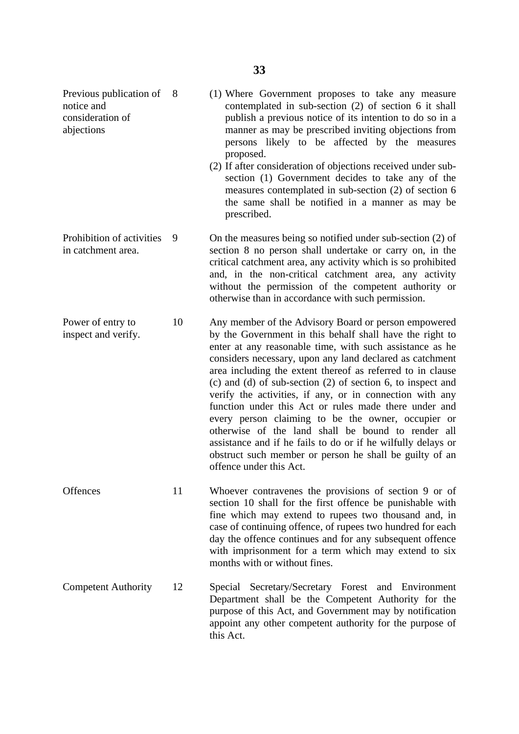| | | |
|---|---|---|
| Previous publication of notice and consideration of abjections | 8 | (1) Where Government proposes to take any measure contemplated in sub-section (2) of section 6 it shall publish a previous notice of its intention to do so in a manner as may be prescribed inviting objections from persons likely to be affected by the measures proposed.<br>(2) If after consideration of objections received under sub-section (1) Government decides to take any of the measures contemplated in sub-section (2) of section 6 the same shall be notified in a manner as may be prescribed. |
| Prohibition of activities in catchment area. | 9 | On the measures being so notified under sub-section (2) of section 8 no person shall undertake or carry on, in the critical catchment area, any activity which is so prohibited and, in the non-critical catchment area, any activity without the permission of the competent authority or otherwise than in accordance with such permission. |
| Power of entry to inspect and verify. | 10 | Any member of the Advisory Board or person empowered by the Government in this behalf shall have the right to enter at any reasonable time, with such assistance as he considers necessary, upon any land declared as catchment area including the extent thereof as referred to in clause (c) and (d) of sub-section (2) of section 6, to inspect and verify the activities, if any, or in connection with any function under this Act or rules made there under and every person claiming to be the owner, occupier or otherwise of the land shall be bound to render all assistance and if he fails to do or if he wilfully delays or obstruct such member or person he shall be guilty of an offence under this Act. |
| Offences | 11 | Whoever contravenes the provisions of section 9 or of section 10 shall for the first offence be punishable with fine which may extend to rupees two thousand and, in case of continuing offence, of rupees two hundred for each day the offence continues and for any subsequent offence with imprisonment for a term which may extend to six months with or without fines. |
| Competent Authority | 12 | Special Secretary/Secretary Forest and Environment Department shall be the Competent Authority for the purpose of this Act, and Government may by notification appoint any other competent authority for the purpose of this Act. |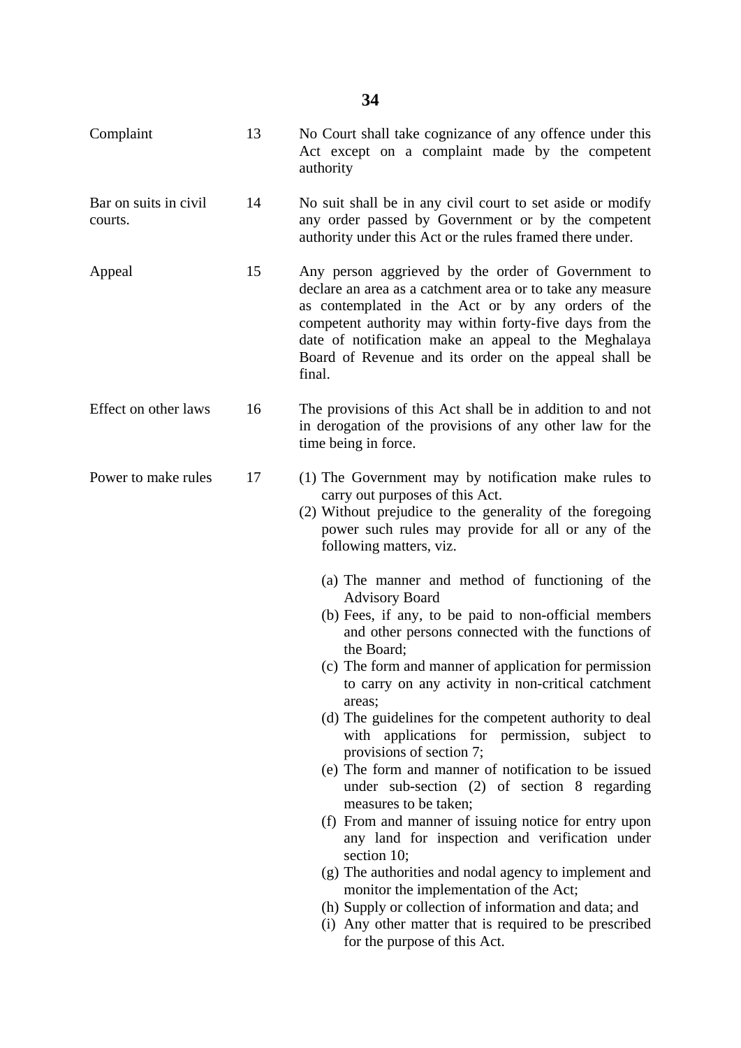| | | |
|---|---|---|
| Complaint | 13 | No Court shall take cognizance of any offence under this Act except on a complaint made by the competent authority |
| Bar on suits in civil courts. | 14 | No suit shall be in any civil court to set aside or modify any order passed by Government or by the competent authority under this Act or the rules framed there under. |
| Appeal | 15 | Any person aggrieved by the order of Government to declare an area as a catchment area or to take any measure as contemplated in the Act or by any orders of the competent authority may within forty-five days from the date of notification make an appeal to the Meghalaya Board of Revenue and its order on the appeal shall be final. |
| Effect on other laws | 16 | The provisions of this Act shall be in addition to and not in derogation of the provisions of any other law for the time being in force. |
| Power to make rules | 17 | (1) The Government may by notification make rules to carry out purposes of this Act.<br>(2) Without prejudice to the generality of the foregoing power such rules may provide for all or any of the following matters, viz.<br>(a) The manner and method of functioning of the Advisory Board<br>(b) Fees, if any, to be paid to non-official members and other persons connected with the functions of the Board;<br>(c) The form and manner of application for permission to carry on any activity in non-critical catchment areas;<br>(d) The guidelines for the competent authority to deal with applications for permission, subject to provisions of section 7;<br>(e) The form and manner of notification to be issued under sub-section (2) of section 8 regarding measures to be taken;<br>(f) From and manner of issuing notice for entry upon any land for inspection and verification under section 10;<br>(g) The authorities and nodal agency to implement and monitor the implementation of the Act;<br>(h) Supply or collection of information and data; and<br>(i) Any other matter that is required to be prescribed for the purpose of this Act. |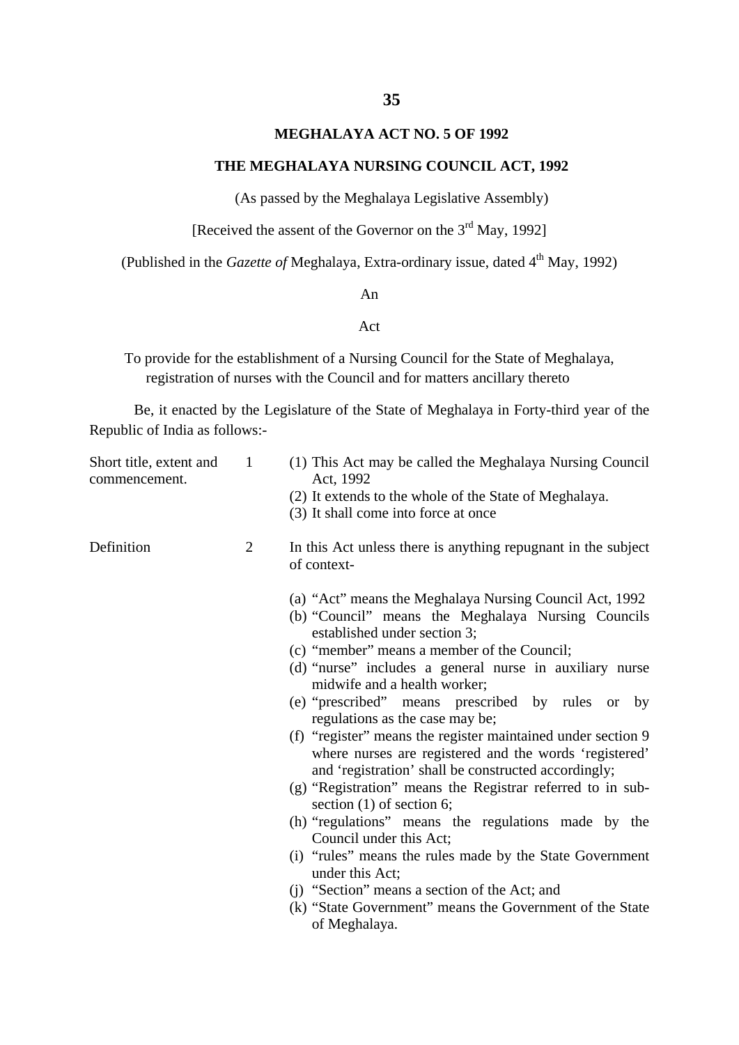## MEGHALAYA ACT NO. 5 OF 1992

## THE MEGHALAYA NURSING COUNCIL ACT, 1992

(As passed by the Meghalaya Legislative Assembly)

[Received the assent of the Governor on the 3rd May, 1992]

(Published in the *Gazette of* Meghalaya, Extra-ordinary issue, dated 4th May, 1992)

An

Act

To provide for the establishment of a Nursing Council for the State of Meghalaya, registration of nurses with the Council and for matters ancillary thereto

Be, it enacted by the Legislature of the State of Meghalaya in Forty-third year of the Republic of India as follows:-

**Short title, extent and commencement.**

1 (1) This Act may be called the Meghalaya Nursing Council Act, 1992

(2) It extends to the whole of the State of Meghalaya.

(3) It shall come into force at once

**Definition**

2 In this Act unless there is anything repugnant in the subject of context-

(a) "Act" means the Meghalaya Nursing Council Act, 1992

(b) "Council" means the Meghalaya Nursing Councils established under section 3;

(c) "member" means a member of the Council;

(d) "nurse" includes a general nurse in auxiliary nurse midwife and a health worker;

(e) "prescribed" means prescribed by rules or by regulations as the case may be;

(f) "register" means the register maintained under section 9 where nurses are registered and the words 'registered' and 'registration' shall be constructed accordingly;

(g) "Registration" means the Registrar referred to in sub-section (1) of section 6;

(h) "regulations" means the regulations made by the Council under this Act;

(i) "rules" means the rules made by the State Government under this Act;

(j) "Section" means a section of the Act; and

(k) "State Government" means the Government of the State of Meghalaya.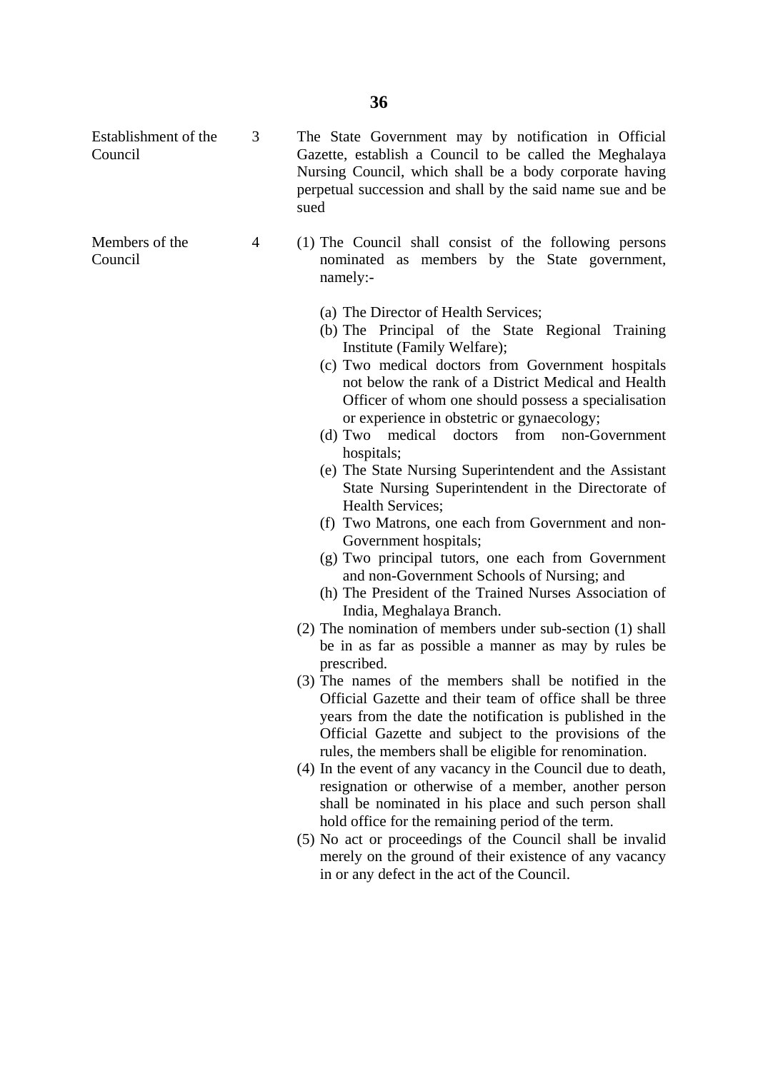Establishment of the Council

**3** The State Government may by notification in Official Gazette, establish a Council to be called the Meghalaya Nursing Council, which shall be a body corporate having perpetual succession and shall by the said name sue and be sued

Members of the Council

**4** (1) The Council shall consist of the following persons nominated as members by the State government, namely:-

(a) The Director of Health Services;
(b) The Principal of the State Regional Training Institute (Family Welfare);
(c) Two medical doctors from Government hospitals not below the rank of a District Medical and Health Officer of whom one should possess a specialisation or experience in obstetric or gynaecology;
(d) Two medical doctors from non-Government hospitals;
(e) The State Nursing Superintendent and the Assistant State Nursing Superintendent in the Directorate of Health Services;
(f) Two Matrons, one each from Government and non-Government hospitals;
(g) Two principal tutors, one each from Government and non-Government Schools of Nursing; and
(h) The President of the Trained Nurses Association of India, Meghalaya Branch.

(2) The nomination of members under sub-section (1) shall be in as far as possible a manner as may by rules be prescribed.

(3) The names of the members shall be notified in the Official Gazette and their team of office shall be three years from the date the notification is published in the Official Gazette and subject to the provisions of the rules, the members shall be eligible for renomination.

(4) In the event of any vacancy in the Council due to death, resignation or otherwise of a member, another person shall be nominated in his place and such person shall hold office for the remaining period of the term.

(5) No act or proceedings of the Council shall be invalid merely on the ground of their existence of any vacancy in or any defect in the act of the Council.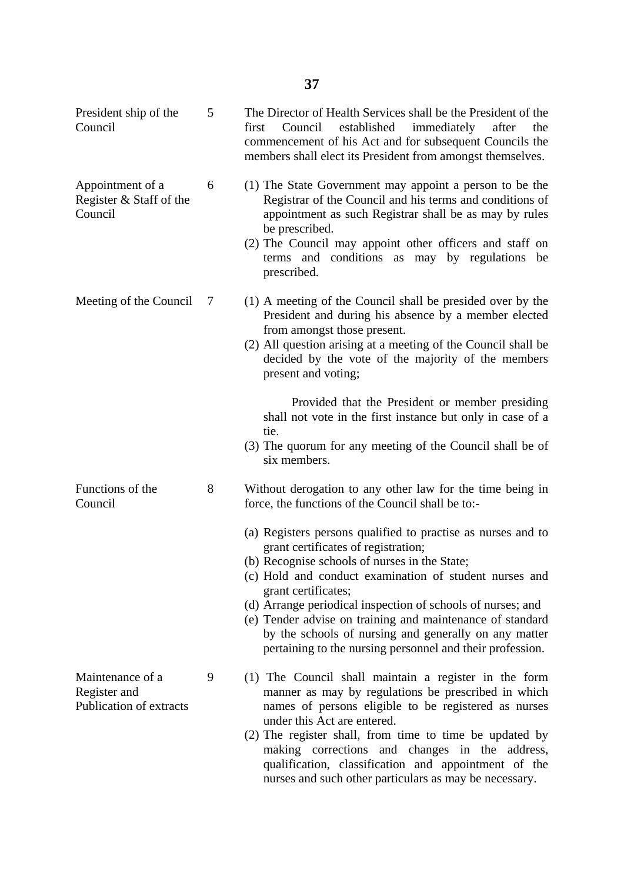| | | |
|---|---|---|
| President ship of the Council | 5 | The Director of Health Services shall be the President of the first Council established immediately after the commencement of his Act and for subsequent Councils the members shall elect its President from amongst themselves. |
| Appointment of a Register & Staff of the Council | 6 | (1) The State Government may appoint a person to be the Registrar of the Council and his terms and conditions of appointment as such Registrar shall be as may by rules be prescribed.<br>(2) The Council may appoint other officers and staff on terms and conditions as may by regulations be prescribed. |
| Meeting of the Council | 7 | (1) A meeting of the Council shall be presided over by the President and during his absence by a member elected from amongst those present.<br>(2) All question arising at a meeting of the Council shall be decided by the vote of the majority of the members present and voting;<br><br>Provided that the President or member presiding shall not vote in the first instance but only in case of a tie.<br>(3) The quorum for any meeting of the Council shall be of six members. |
| Functions of the Council | 8 | Without derogation to any other law for the time being in force, the functions of the Council shall be to:-<br><br>(a) Registers persons qualified to practise as nurses and to grant certificates of registration;<br>(b) Recognise schools of nurses in the State;<br>(c) Hold and conduct examination of student nurses and grant certificates;<br>(d) Arrange periodical inspection of schools of nurses; and<br>(e) Tender advise on training and maintenance of standard by the schools of nursing and generally on any matter pertaining to the nursing personnel and their profession. |
| Maintenance of a Register and Publication of extracts | 9 | (1) The Council shall maintain a register in the form manner as may by regulations be prescribed in which names of persons eligible to be registered as nurses under this Act are entered.<br>(2) The register shall, from time to time be updated by making corrections and changes in the address, qualification, classification and appointment of the nurses and such other particulars as may be necessary. |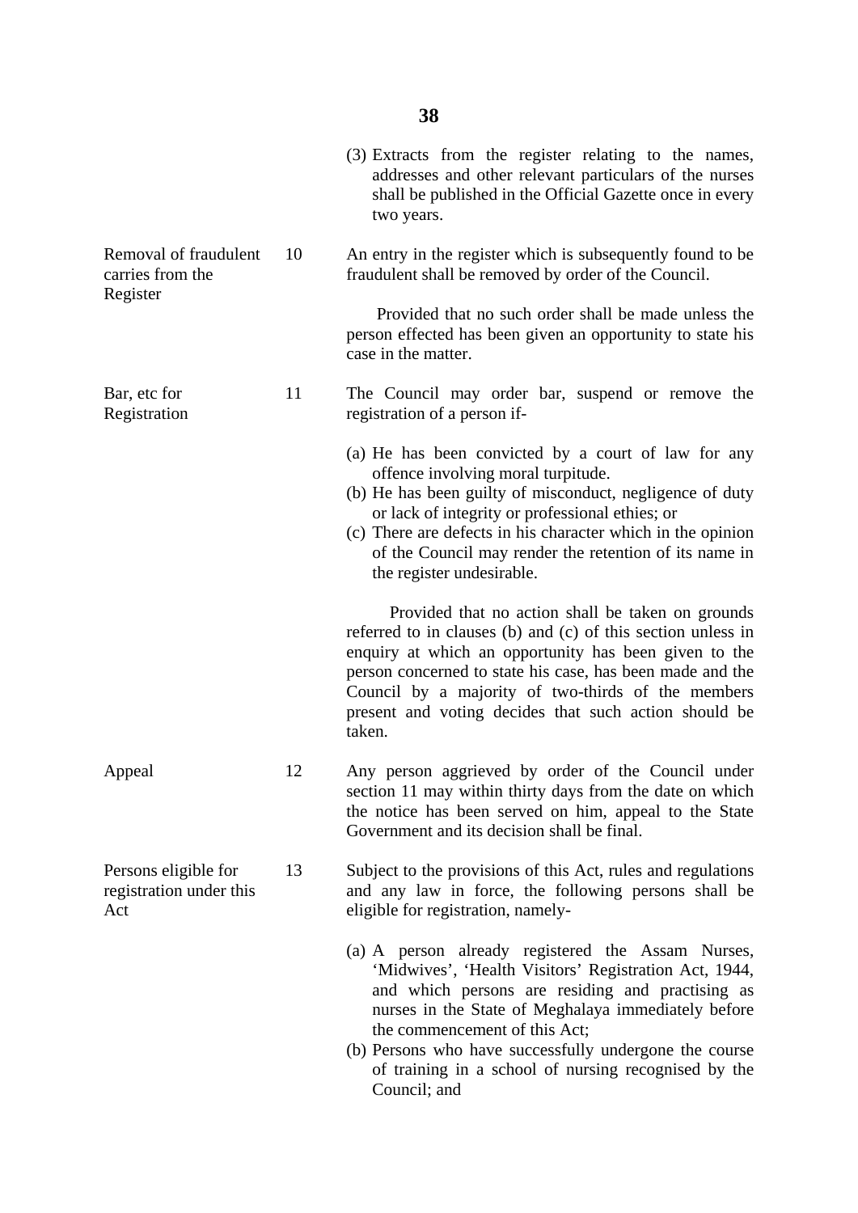(3) Extracts from the register relating to the names, addresses and other relevant particulars of the nurses shall be published in the Official Gazette once in every two years.

**Removal of fraudulent carries from the Register**

10 An entry in the register which is subsequently found to be fraudulent shall be removed by order of the Council.

Provided that no such order shall be made unless the person effected has been given an opportunity to state his case in the matter.

**Bar, etc for Registration**

11 The Council may order bar, suspend or remove the registration of a person if-

(a) He has been convicted by a court of law for any offence involving moral turpitude.
(b) He has been guilty of misconduct, negligence of duty or lack of integrity or professional ethies; or
(c) There are defects in his character which in the opinion of the Council may render the retention of its name in the register undesirable.

Provided that no action shall be taken on grounds referred to in clauses (b) and (c) of this section unless in enquiry at which an opportunity has been given to the person concerned to state his case, has been made and the Council by a majority of two-thirds of the members present and voting decides that such action should be taken.

**Appeal**

12 Any person aggrieved by order of the Council under section 11 may within thirty days from the date on which the notice has been served on him, appeal to the State Government and its decision shall be final.

**Persons eligible for registration under this Act**

13 Subject to the provisions of this Act, rules and regulations and any law in force, the following persons shall be eligible for registration, namely-

(a) A person already registered the Assam Nurses, 'Midwives', 'Health Visitors' Registration Act, 1944, and which persons are residing and practising as nurses in the State of Meghalaya immediately before the commencement of this Act;
(b) Persons who have successfully undergone the course of training in a school of nursing recognised by the Council; and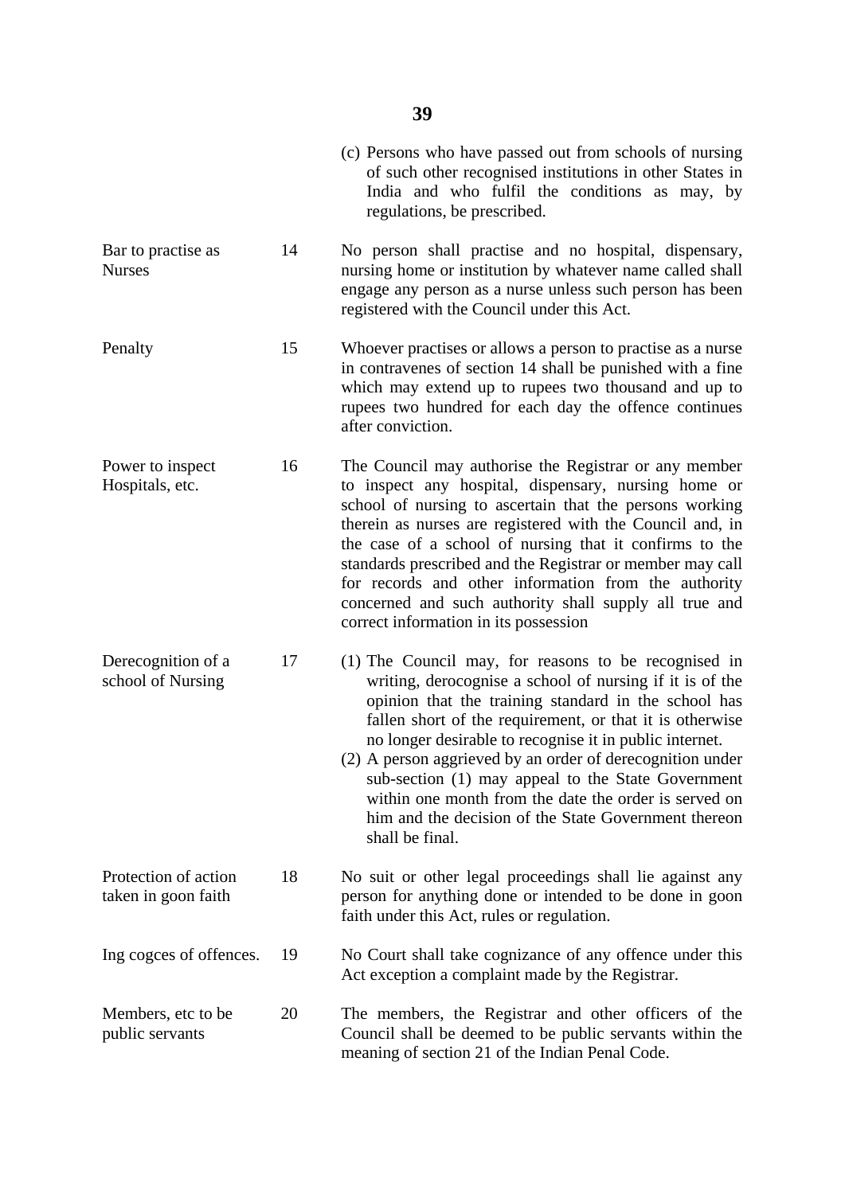(c) Persons who have passed out from schools of nursing of such other recognised institutions in other States in India and who fulfil the conditions as may, by regulations, be prescribed.

| | | |
|---|---|---|
| Bar to practise as Nurses | 14 | No person shall practise and no hospital, dispensary, nursing home or institution by whatever name called shall engage any person as a nurse unless such person has been registered with the Council under this Act. |
| Penalty | 15 | Whoever practises or allows a person to practise as a nurse in contravenes of section 14 shall be punished with a fine which may extend up to rupees two thousand and up to rupees two hundred for each day the offence continues after conviction. |
| Power to inspect Hospitals, etc. | 16 | The Council may authorise the Registrar or any member to inspect any hospital, dispensary, nursing home or school of nursing to ascertain that the persons working therein as nurses are registered with the Council and, in the case of a school of nursing that it confirms to the standards prescribed and the Registrar or member may call for records and other information from the authority concerned and such authority shall supply all true and correct information in its possession |
| Derecognition of a school of Nursing | 17 | (1) The Council may, for reasons to be recognised in writing, derocognise a school of nursing if it is of the opinion that the training standard in the school has fallen short of the requirement, or that it is otherwise no longer desirable to recognise it in public internet.<br>(2) A person aggrieved by an order of derecognition under sub-section (1) may appeal to the State Government within one month from the date the order is served on him and the decision of the State Government thereon shall be final. |
| Protection of action taken in goon faith | 18 | No suit or other legal proceedings shall lie against any person for anything done or intended to be done in goon faith under this Act, rules or regulation. |
| Ing cogces of offences. | 19 | No Court shall take cognizance of any offence under this Act exception a complaint made by the Registrar. |
| Members, etc to be public servants | 20 | The members, the Registrar and other officers of the Council shall be deemed to be public servants within the meaning of section 21 of the Indian Penal Code. |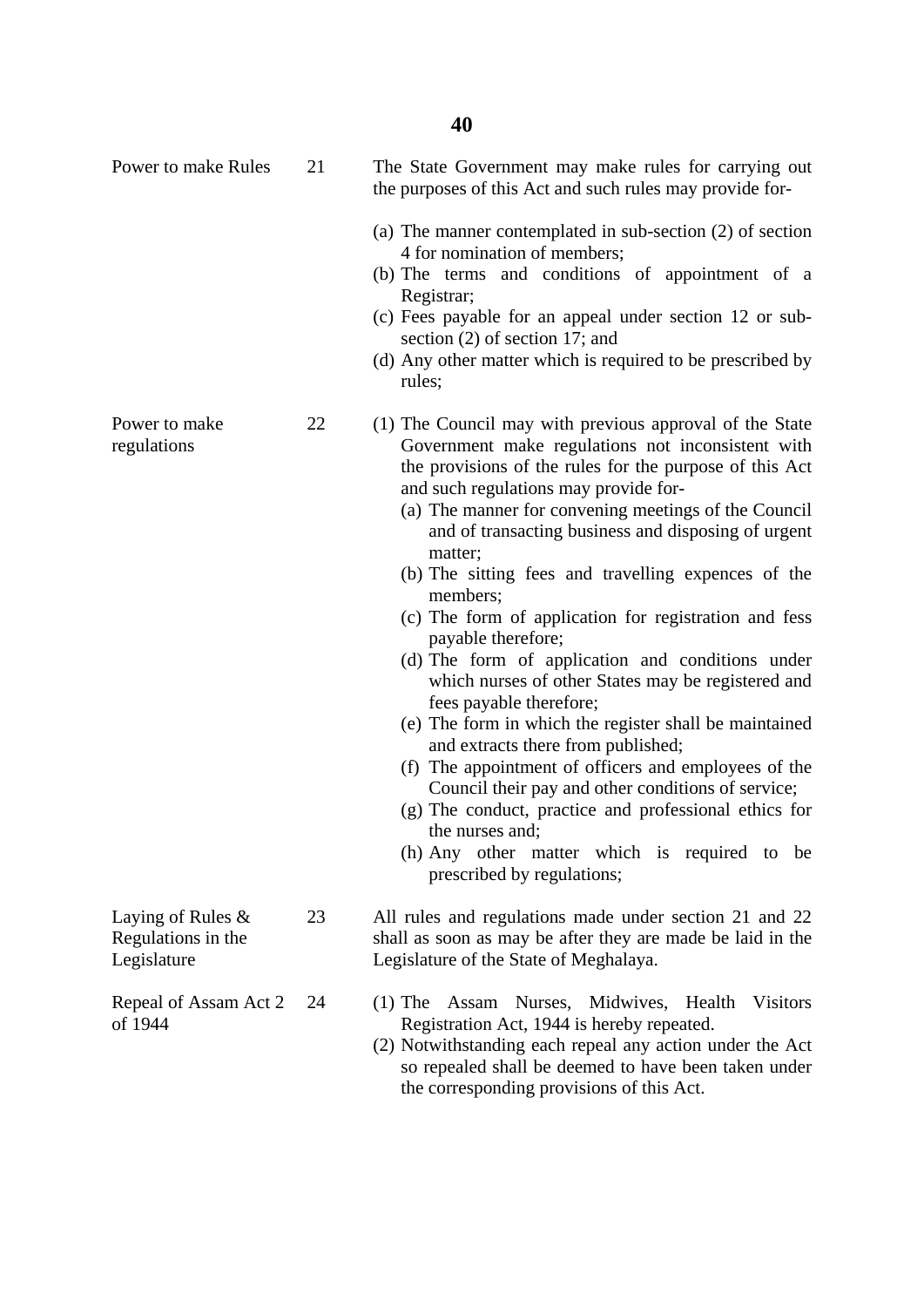**Power to make Rules** 21

The State Government may make rules for carrying out the purposes of this Act and such rules may provide for-

(a) The manner contemplated in sub-section (2) of section 4 for nomination of members;
(b) The terms and conditions of appointment of a Registrar;
(c) Fees payable for an appeal under section 12 or sub-section (2) of section 17; and
(d) Any other matter which is required to be prescribed by rules;

**Power to make regulations** 22

(1) The Council may with previous approval of the State Government make regulations not inconsistent with the provisions of the rules for the purpose of this Act and such regulations may provide for-
   (a) The manner for convening meetings of the Council and of transacting business and disposing of urgent matter;
   (b) The sitting fees and travelling expences of the members;
   (c) The form of application for registration and fess payable therefore;
   (d) The form of application and conditions under which nurses of other States may be registered and fees payable therefore;
   (e) The form in which the register shall be maintained and extracts there from published;
   (f) The appointment of officers and employees of the Council their pay and other conditions of service;
   (g) The conduct, practice and professional ethics for the nurses and;
   (h) Any other matter which is required to be prescribed by regulations;

**Laying of Rules & Regulations in the Legislature** 23

All rules and regulations made under section 21 and 22 shall as soon as may be after they are made be laid in the Legislature of the State of Meghalaya.

**Repeal of Assam Act 2 of 1944** 24

(1) The Assam Nurses, Midwives, Health Visitors Registration Act, 1944 is hereby repealed.
(2) Notwithstanding each repeal any action under the Act so repealed shall be deemed to have been taken under the corresponding provisions of this Act.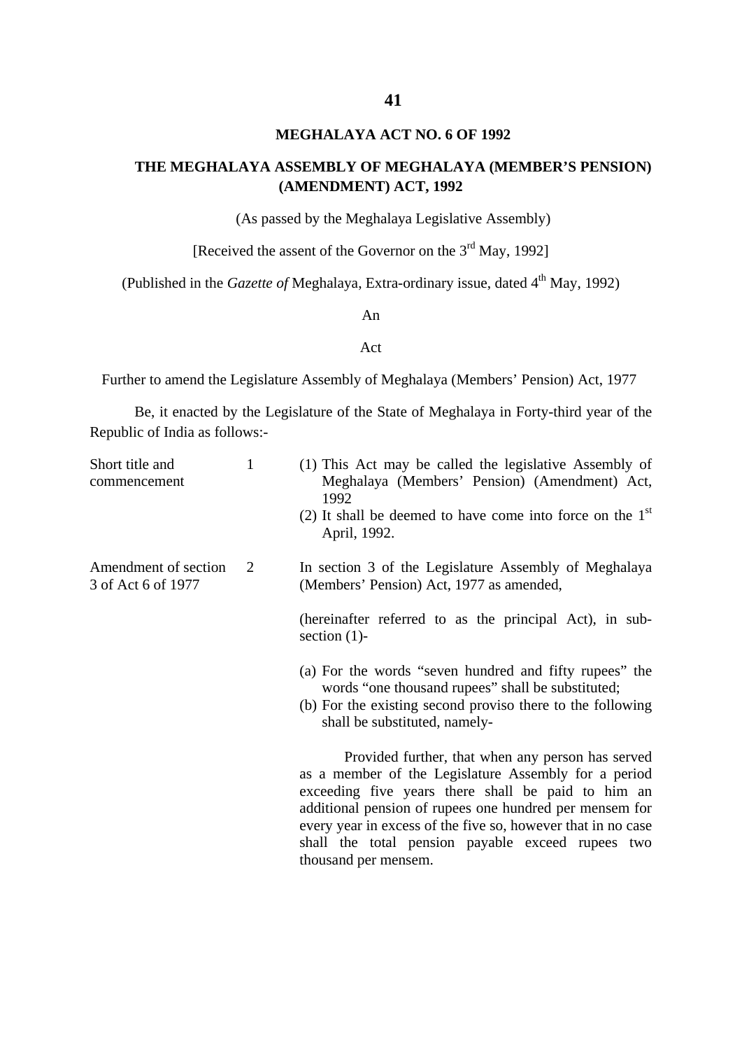## MEGHALAYA ACT NO. 6 OF 1992

## THE MEGHALAYA ASSEMBLY OF MEGHALAYA (MEMBER'S PENSION) (AMENDMENT) ACT, 1992

(As passed by the Meghalaya Legislative Assembly)

[Received the assent of the Governor on the 3rd May, 1992]

(Published in the *Gazette of* Meghalaya, Extra-ordinary issue, dated 4th May, 1992)

An

Act

Further to amend the Legislature Assembly of Meghalaya (Members' Pension) Act, 1977

Be, it enacted by the Legislature of the State of Meghalaya in Forty-third year of the Republic of India as follows:-

| | | |
|---|---|---|
| Short title and commencement | 1 | (1) This Act may be called the legislative Assembly of Meghalaya (Members' Pension) (Amendment) Act, 1992<br>(2) It shall be deemed to have come into force on the 1st April, 1992. |
| Amendment of section 3 of Act 6 of 1977 | 2 | In section 3 of the Legislature Assembly of Meghalaya (Members' Pension) Act, 1977 as amended,<br><br>(hereinafter referred to as the principal Act), in sub-section (1)-<br><br>(a) For the words "seven hundred and fifty rupees" the words "one thousand rupees" shall be substituted;<br>(b) For the existing second proviso there to the following shall be substituted, namely-<br><br>Provided further, that when any person has served as a member of the Legislature Assembly for a period exceeding five years there shall be paid to him an additional pension of rupees one hundred per mensem for every year in excess of the five so, however that in no case shall the total pension payable exceed rupees two thousand per mensem. |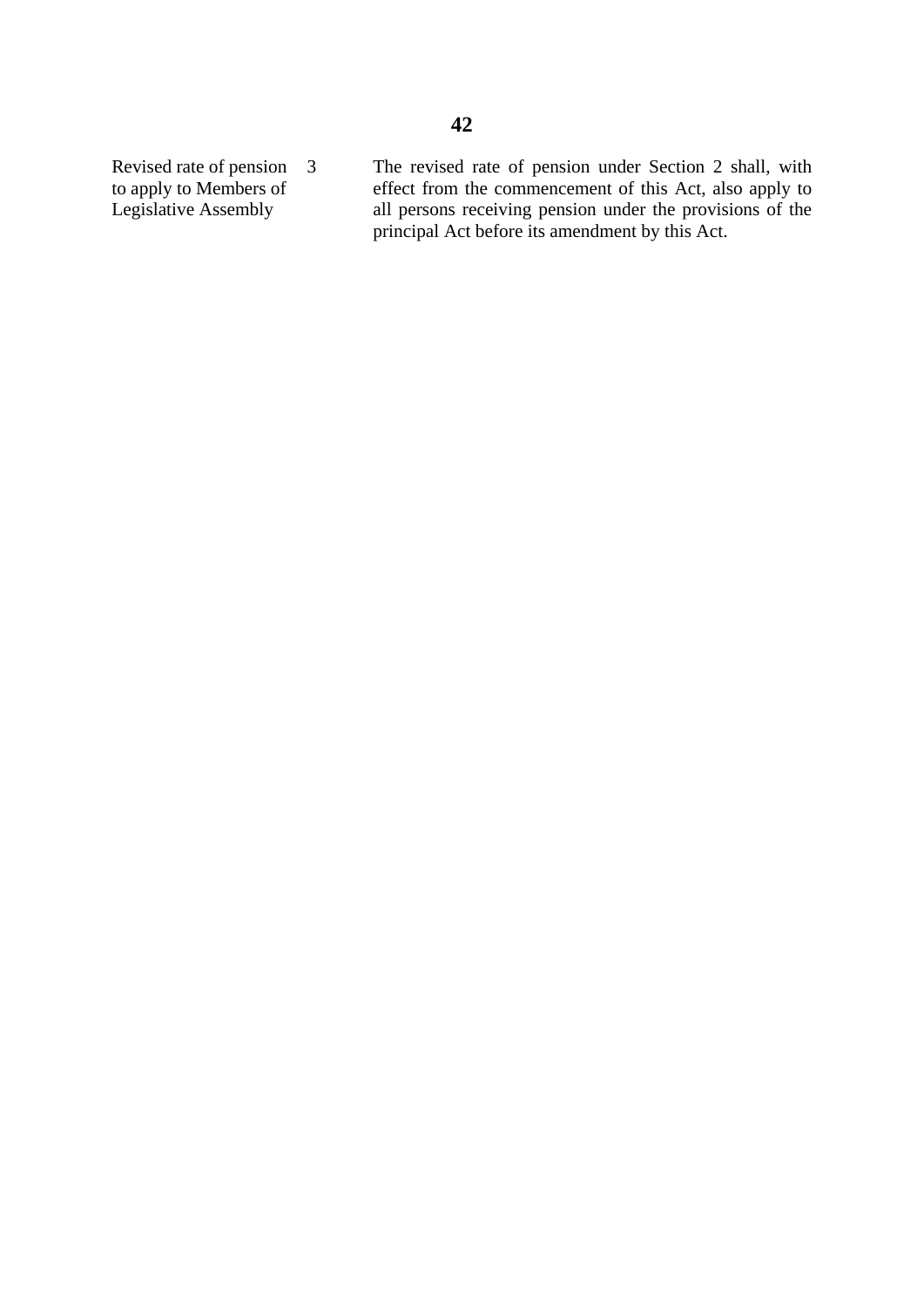| | | |
|---|---|---|
| Revised rate of pension to apply to Members of Legislative Assembly | 3 | The revised rate of pension under Section 2 shall, with effect from the commencement of this Act, also apply to all persons receiving pension under the provisions of the principal Act before its amendment by this Act. |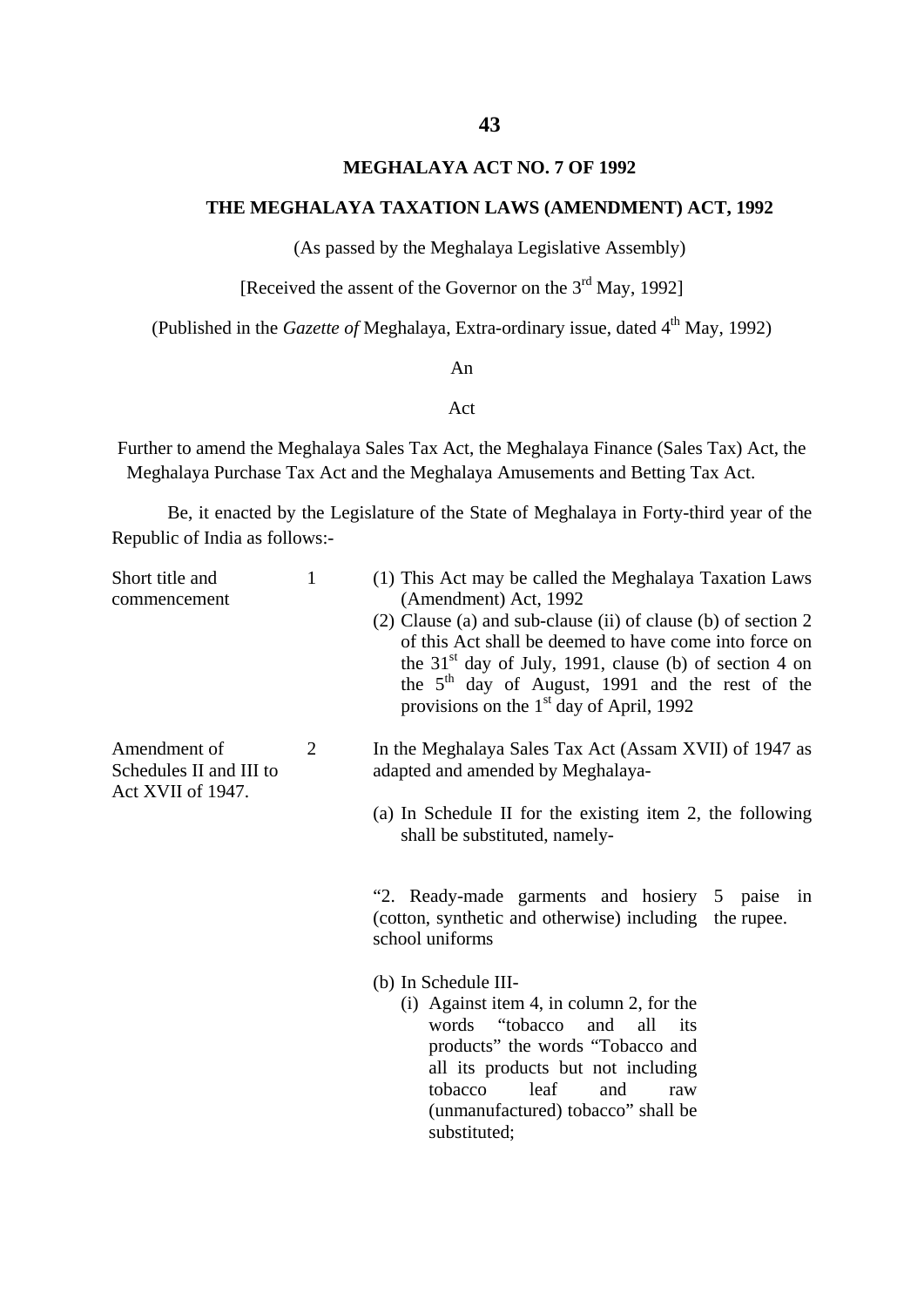## MEGHALAYA ACT NO. 7 OF 1992

## THE MEGHALAYA TAXATION LAWS (AMENDMENT) ACT, 1992

(As passed by the Meghalaya Legislative Assembly)

[Received the assent of the Governor on the 3rd May, 1992]

(Published in the *Gazette of* Meghalaya, Extra-ordinary issue, dated 4th May, 1992)

An

Act

Further to amend the Meghalaya Sales Tax Act, the Meghalaya Finance (Sales Tax) Act, the Meghalaya Purchase Tax Act and the Meghalaya Amusements and Betting Tax Act.

Be, it enacted by the Legislature of the State of Meghalaya in Forty-third year of the Republic of India as follows:-

Short title and commencement

1 (1) This Act may be called the Meghalaya Taxation Laws (Amendment) Act, 1992

(2) Clause (a) and sub-clause (ii) of clause (b) of section 2 of this Act shall be deemed to have come into force on the 31st day of July, 1991, clause (b) of section 4 on the 5th day of August, 1991 and the rest of the provisions on the 1st day of April, 1992

Amendment of Schedules II and III to Act XVII of 1947.

2 In the Meghalaya Sales Tax Act (Assam XVII) of 1947 as adapted and amended by Meghalaya-

(a) In Schedule II for the existing item 2, the following shall be substituted, namely-

| | |
|---|---|
| "2. Ready-made garments and hosiery (cotton, synthetic and otherwise) including school uniforms | 5 paise in the rupee. |

(b) In Schedule III-

(i) Against item 4, in column 2, for the words "tobacco and all its products" the words "Tobacco and all its products but not including tobacco leaf and raw (unmanufactured) tobacco" shall be substituted;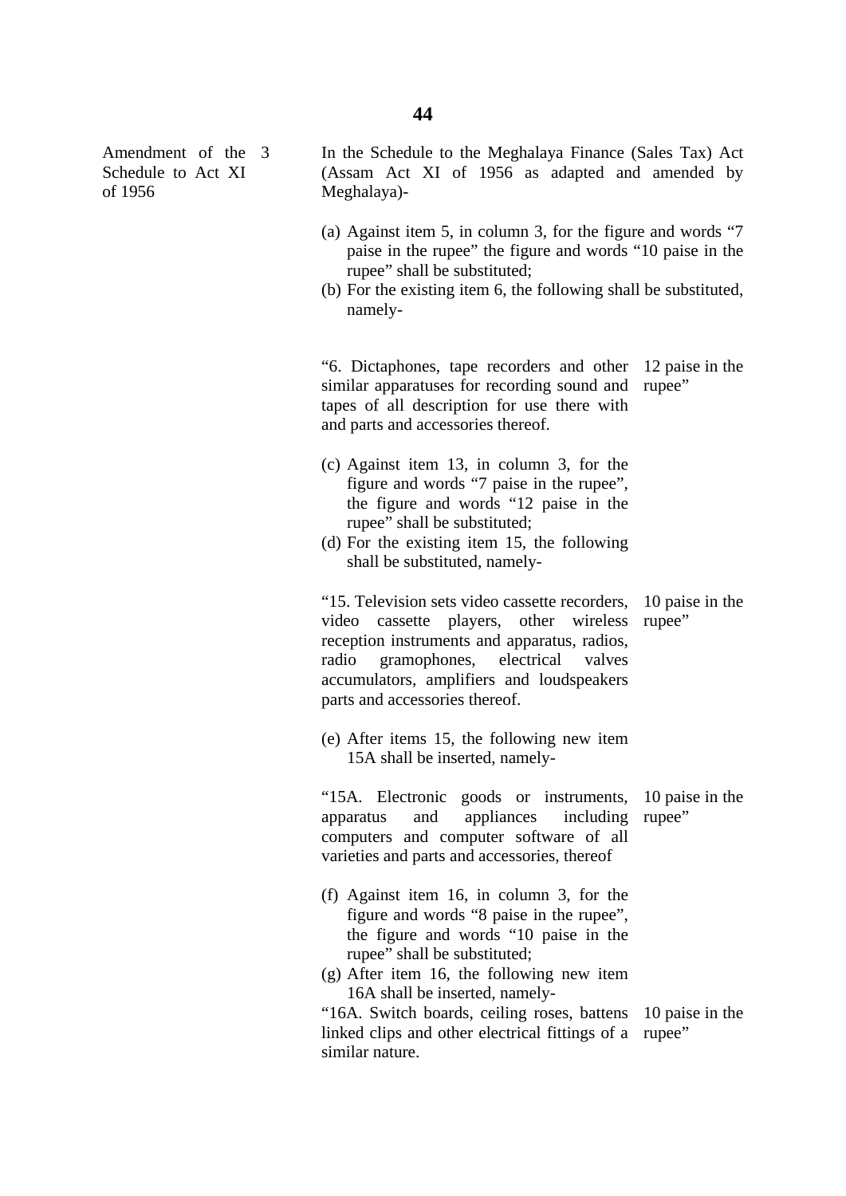Amendment of the Schedule to Act XI of 1956

3\. In the Schedule to the Meghalaya Finance (Sales Tax) Act (Assam Act XI of 1956 as adapted and amended by Meghalaya)-

(a) Against item 5, in column 3, for the figure and words "7 paise in the rupee" the figure and words "10 paise in the rupee" shall be substituted;

(b) For the existing item 6, the following shall be substituted, namely-

| | |
|---|---|
| "6. Dictaphones, tape recorders and other similar apparatuses for recording sound and tapes of all description for use there with and parts and accessories thereof. | 12 paise in the rupee" |

(c) Against item 13, in column 3, for the figure and words "7 paise in the rupee", the figure and words "12 paise in the rupee" shall be substituted;

(d) For the existing item 15, the following shall be substituted, namely-

| | |
|---|---|
| "15. Television sets video cassette recorders, video cassette players, other wireless reception instruments and apparatus, radios, radio gramophones, electrical valves accumulators, amplifiers and loudspeakers parts and accessories thereof. | 10 paise in the rupee" |

(e) After items 15, the following new item 15A shall be inserted, namely-

| | |
|---|---|
| "15A. Electronic goods or instruments, apparatus and appliances including computers and computer software of all varieties and parts and accessories, thereof | 10 paise in the rupee" |

(f) Against item 16, in column 3, for the figure and words "8 paise in the rupee", the figure and words "10 paise in the rupee" shall be substituted;

(g) After item 16, the following new item 16A shall be inserted, namely-

| | |
|---|---|
| "16A. Switch boards, ceiling roses, battens linked clips and other electrical fittings of a similar nature. | 10 paise in the rupee" |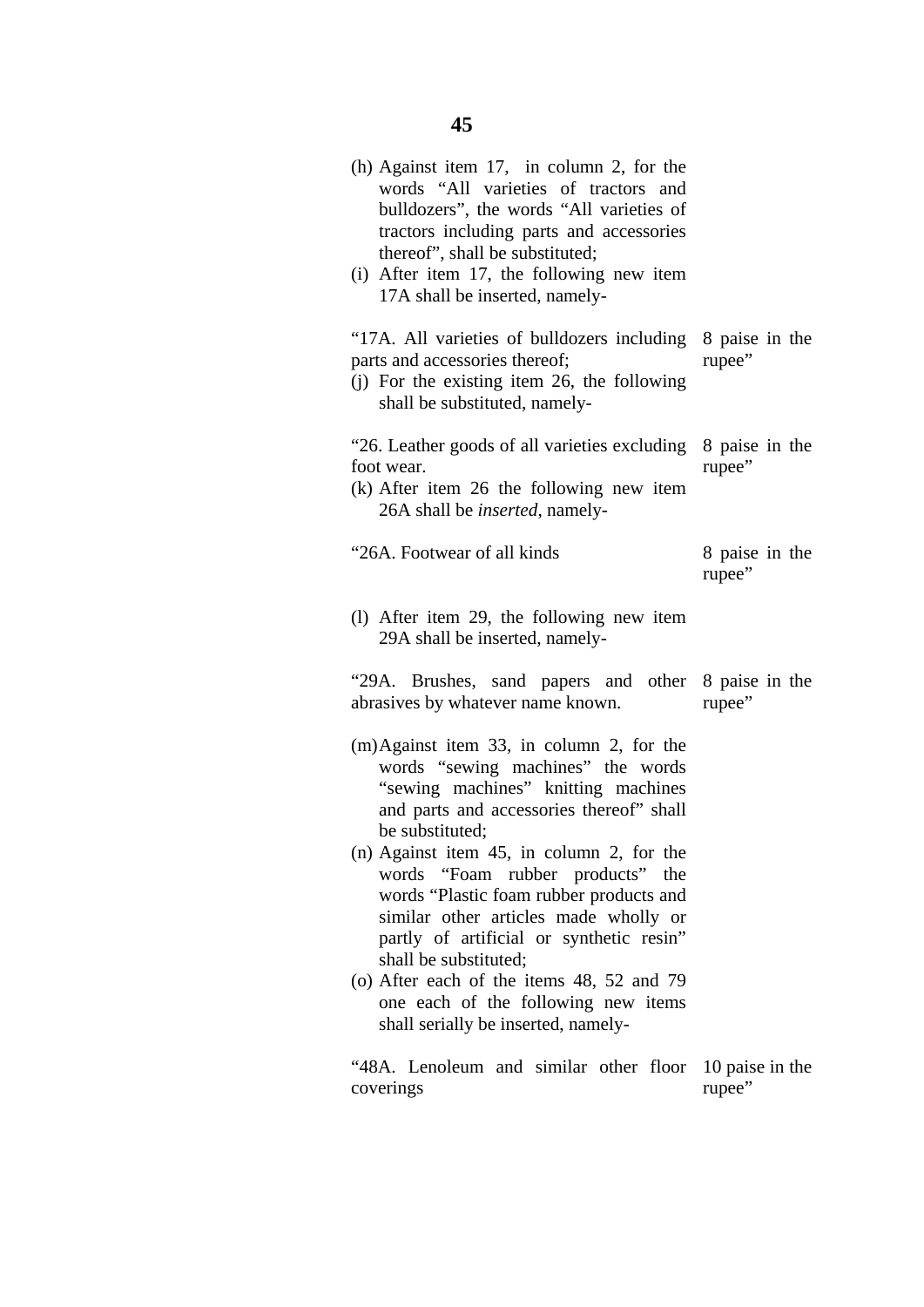(h) Against item 17, in column 2, for the words "All varieties of tractors and bulldozers", the words "All varieties of tractors including parts and accessories thereof", shall be substituted;

(i) After item 17, the following new item 17A shall be inserted, namely-

| | |
|---|---|
| "17A. All varieties of bulldozers including parts and accessories thereof; | 8 paise in the rupee" |

(j) For the existing item 26, the following shall be substituted, namely-

| | |
|---|---|
| "26. Leather goods of all varieties excluding foot wear. | 8 paise in the rupee" |

(k) After item 26 the following new item 26A shall be *inserted*, namely-

| | |
|---|---|
| "26A. Footwear of all kinds | 8 paise in the rupee" |

(l) After item 29, the following new item 29A shall be inserted, namely-

| | |
|---|---|
| "29A. Brushes, sand papers and other abrasives by whatever name known. | 8 paise in the rupee" |

(m) Against item 33, in column 2, for the words "sewing machines" the words "sewing machines" knitting machines and parts and accessories thereof" shall be substituted;

(n) Against item 45, in column 2, for the words "Foam rubber products" the words "Plastic foam rubber products and similar other articles made wholly or partly of artificial or synthetic resin" shall be substituted;

(o) After each of the items 48, 52 and 79 one each of the following new items shall serially be inserted, namely-

| | |
|---|---|
| "48A. Lenoleum and similar other floor coverings | 10 paise in the rupee" |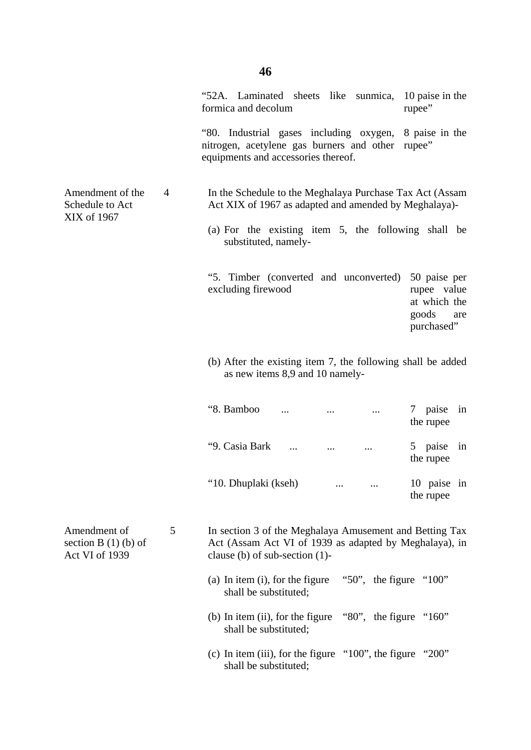| | |
|---|---|
| "52A. Laminated sheets like sunmica, formica and decolum | 10 paise in the rupee" |
| "80. Industrial gases including oxygen, nitrogen, acetylene gas burners and other equipments and accessories thereof. | 8 paise in the rupee" |

Amendment of the Schedule to Act XIX of 1967

4 In the Schedule to the Meghalaya Purchase Tax Act (Assam Act XIX of 1967 as adapted and amended by Meghalaya)-

(a) For the existing item 5, the following shall be substituted, namely-

| | |
|---|---|
| "5. Timber (converted and unconverted) excluding firewood | 50 paise per rupee value at which the goods are purchased" |

(b) After the existing item 7, the following shall be added as new items 8,9 and 10 namely-

| | |
|---|---|
| "8. Bamboo ... ... ... | 7 paise in the rupee |
| "9. Casia Bark ... ... ... | 5 paise in the rupee |
| "10. Dhuplaki (kseh) ... ... | 10 paise in the rupee |

Amendment of section B (1) (b) of Act VI of 1939

5 In section 3 of the Meghalaya Amusement and Betting Tax Act (Assam Act VI of 1939 as adapted by Meghalaya), in clause (b) of sub-section (1)-

(a) In item (i), for the figure "50", the figure "100" shall be substituted;

(b) In item (ii), for the figure "80", the figure "160" shall be substituted;

(c) In item (iii), for the figure "100", the figure "200" shall be substituted;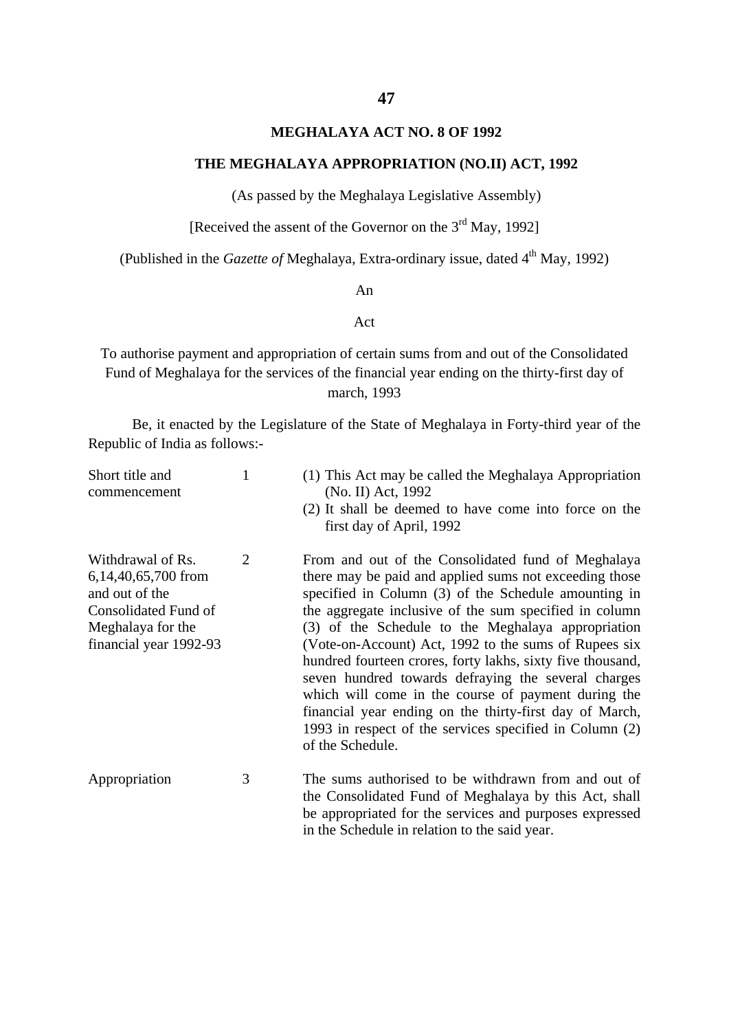## MEGHALAYA ACT NO. 8 OF 1992

## THE MEGHALAYA APPROPRIATION (NO.II) ACT, 1992

(As passed by the Meghalaya Legislative Assembly)

[Received the assent of the Governor on the 3rd May, 1992]

(Published in the *Gazette of* Meghalaya, Extra-ordinary issue, dated 4th May, 1992)

An

Act

To authorise payment and appropriation of certain sums from and out of the Consolidated Fund of Meghalaya for the services of the financial year ending on the thirty-first day of march, 1993

Be, it enacted by the Legislature of the State of Meghalaya in Forty-third year of the Republic of India as follows:-

| | | |
|---|---|---|
| Short title and commencement | 1 | (1) This Act may be called the Meghalaya Appropriation (No. II) Act, 1992<br>(2) It shall be deemed to have come into force on the first day of April, 1992 |
| Withdrawal of Rs. 6,14,40,65,700 from and out of the Consolidated Fund of Meghalaya for the financial year 1992-93 | 2 | From and out of the Consolidated fund of Meghalaya there may be paid and applied sums not exceeding those specified in Column (3) of the Schedule amounting in the aggregate inclusive of the sum specified in column (3) of the Schedule to the Meghalaya appropriation (Vote-on-Account) Act, 1992 to the sums of Rupees six hundred fourteen crores, forty lakhs, sixty five thousand, seven hundred towards defraying the several charges which will come in the course of payment during the financial year ending on the thirty-first day of March, 1993 in respect of the services specified in Column (2) of the Schedule. |
| Appropriation | 3 | The sums authorised to be withdrawn from and out of the Consolidated Fund of Meghalaya by this Act, shall be appropriated for the services and purposes expressed in the Schedule in relation to the said year. |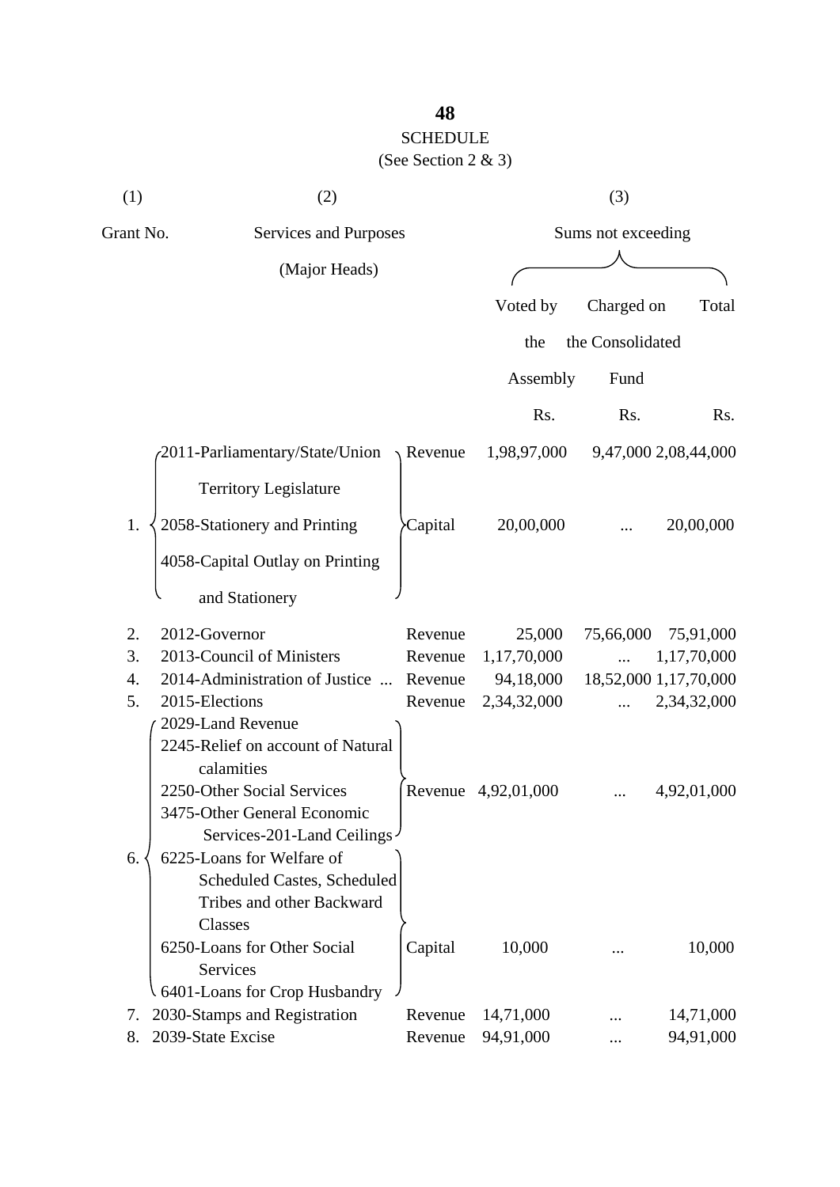**48**

SCHEDULE

(See Section 2 & 3)

| (1) | (2) | | (3) | | |
|---|---|---|---|---|---|
| Grant No. | Services and Purposes (Major Heads) | | Sums not exceeding | | |
| | | | Voted by the Assembly | Charged on the Consolidated Fund | Total |
| | | | Rs. | Rs. | Rs. |
| 1. | 2011-Parliamentary/State/Union Territory Legislature; 2058-Stationery and Printing | Revenue | 1,98,97,000 | 9,47,000 | 2,08,44,000 |
| | 4058-Capital Outlay on Printing and Stationery | Capital | 20,00,000 | ... | 20,00,000 |
| 2. | 2012-Governor | Revenue | 25,000 | 75,66,000 | 75,91,000 |
| 3. | 2013-Council of Ministers | Revenue | 1,17,70,000 | ... | 1,17,70,000 |
| 4. | 2014-Administration of Justice ... | Revenue | 94,18,000 | 18,52,000 | 1,17,70,000 |
| 5. | 2015-Elections | Revenue | 2,34,32,000 | ... | 2,34,32,000 |
| 6. | 2029-Land Revenue; 2245-Relief on account of Natural calamities; 2250-Other Social Services; 3475-Other General Economic Services-201-Land Ceilings | Revenue | 4,92,01,000 | ... | 4,92,01,000 |
| | 6225-Loans for Welfare of Scheduled Castes, Scheduled Tribes and other Backward Classes; 6250-Loans for Other Social Services; 6401-Loans for Crop Husbandry | Capital | 10,000 | ... | 10,000 |
| 7. | 2030-Stamps and Registration | Revenue | 14,71,000 | ... | 14,71,000 |
| 8. | 2039-State Excise | Revenue | 94,91,000 | ... | 94,91,000 |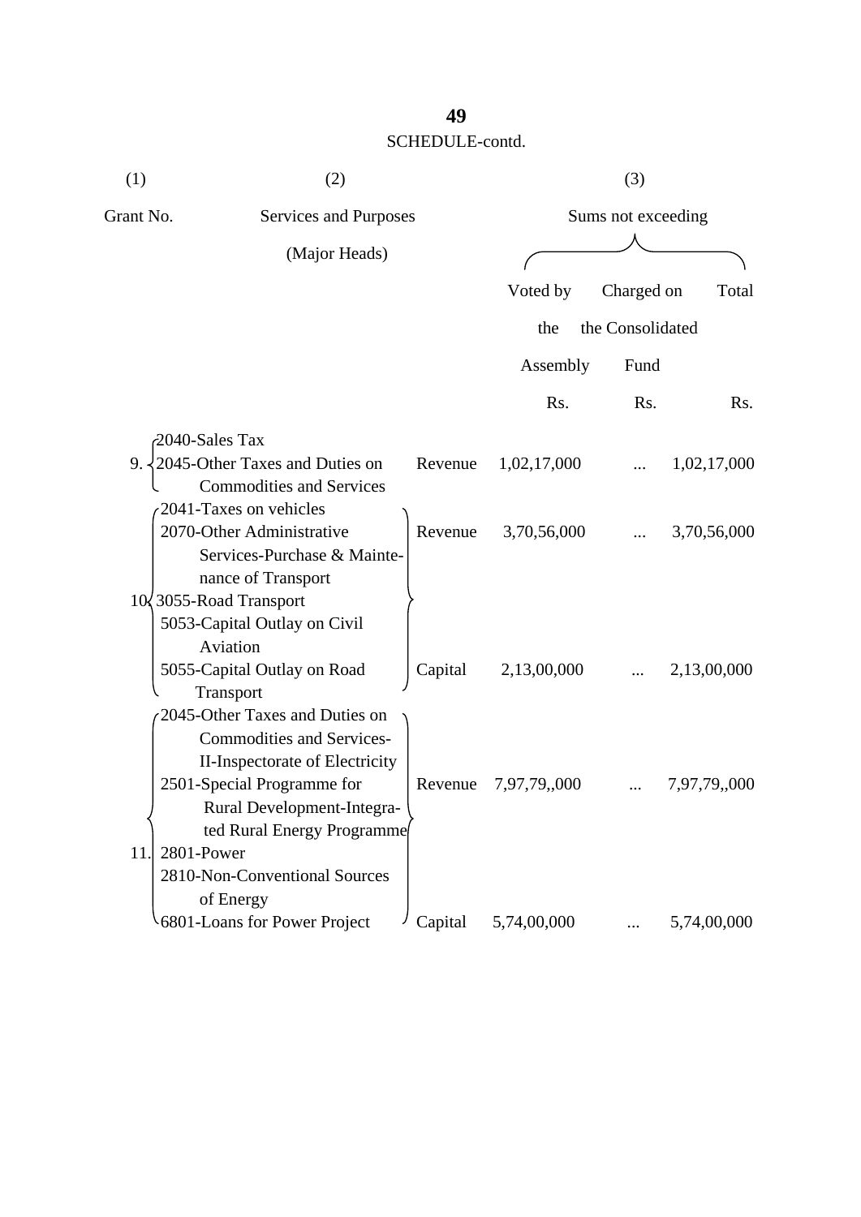SCHEDULE-contd.

| (1) | (2) | | (3) | | |
|---|---|---|---|---|---|
| Grant No. | Services and Purposes (Major Heads) | | Sums not exceeding | | |
| | | | Voted by the Assembly | Charged on the Consolidated Fund | Total |
| | | | Rs. | Rs. | Rs. |
| 9. | 2040-Sales Tax<br>2045-Other Taxes and Duties on Commodities and Services | Revenue | 1,02,17,000 | ... | 1,02,17,000 |
| 10. | 2041-Taxes on vehicles<br>2070-Other Administrative Services-Purchase & Maintenance of Transport<br>3055-Road Transport | Revenue | 3,70,56,000 | ... | 3,70,56,000 |
| | 5053-Capital Outlay on Civil Aviation<br>5055-Capital Outlay on Road Transport | Capital | 2,13,00,000 | ... | 2,13,00,000 |
| 11. | 2045-Other Taxes and Duties on Commodities and Services-II-Inspectorate of Electricity<br>2501-Special Programme for Rural Development-Integrated Rural Energy Programme<br>2801-Power<br>2810-Non-Conventional Sources of Energy | Revenue | 7,97,79,,000 | ... | 7,97,79,,000 |
| | 6801-Loans for Power Project | Capital | 5,74,00,000 | ... | 5,74,00,000 |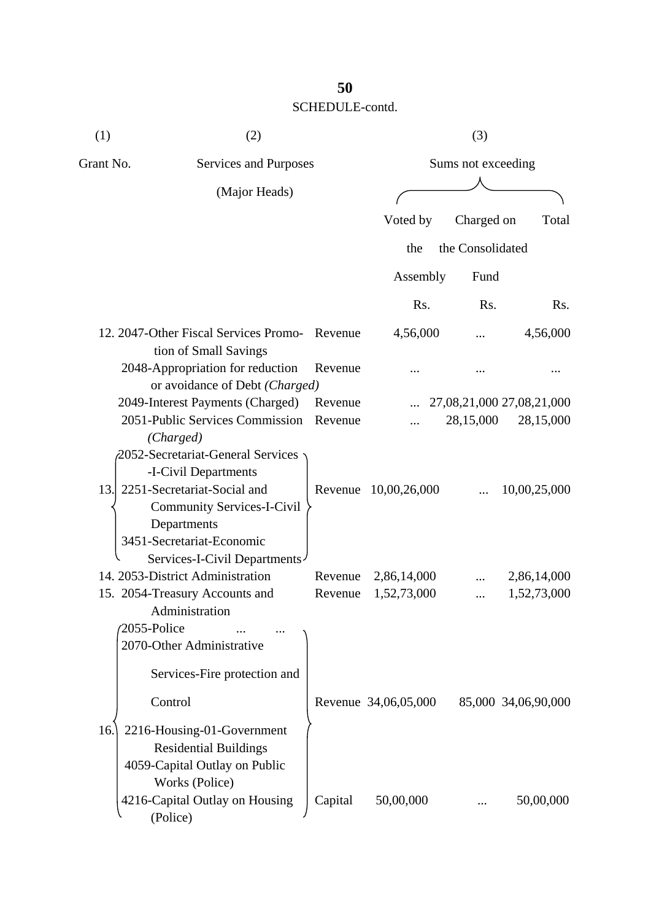SCHEDULE-contd.

| (1) | (2) | | (3) | | |
|---|---|---|---|---|---|
| Grant No. | Services and Purposes (Major Heads) | | Sums not exceeding | | |
| | | | Voted by the Assembly | Charged on the Consolidated Fund | Total |
| | | | Rs. | Rs. | Rs. |
| 12. | 2047-Other Fiscal Services Promotion of Small Savings | Revenue | 4,56,000 | ... | 4,56,000 |
| | 2048-Appropriation for reduction or avoidance of Debt *(Charged)* | Revenue | ... | ... | ... |
| | 2049-Interest Payments (Charged) | Revenue | ... | 27,08,21,000 | 27,08,21,000 |
| | 2051-Public Services Commission *(Charged)* | Revenue | ... | 28,15,000 | 28,15,000 |
| 13. | 2052-Secretariat-General Services -I-Civil Departments<br>2251-Secretariat-Social and Community Services-I-Civil Departments<br>3451-Secretariat-Economic Services-I-Civil Departments | Revenue | 10,00,26,000 | ... | 10,00,25,000 |
| 14. | 2053-District Administration | Revenue | 2,86,14,000 | ... | 2,86,14,000 |
| 15. | 2054-Treasury Accounts and Administration | Revenue | 1,52,73,000 | ... | 1,52,73,000 |
| 16. | 2055-Police ... ...<br>2070-Other Administrative Services-Fire protection and Control<br>2216-Housing-01-Government Residential Buildings | Revenue | 34,06,05,000 | 85,000 | 34,06,90,000 |
| | 4059-Capital Outlay on Public Works (Police)<br>4216-Capital Outlay on Housing (Police) | Capital | 50,00,000 | ... | 50,00,000 |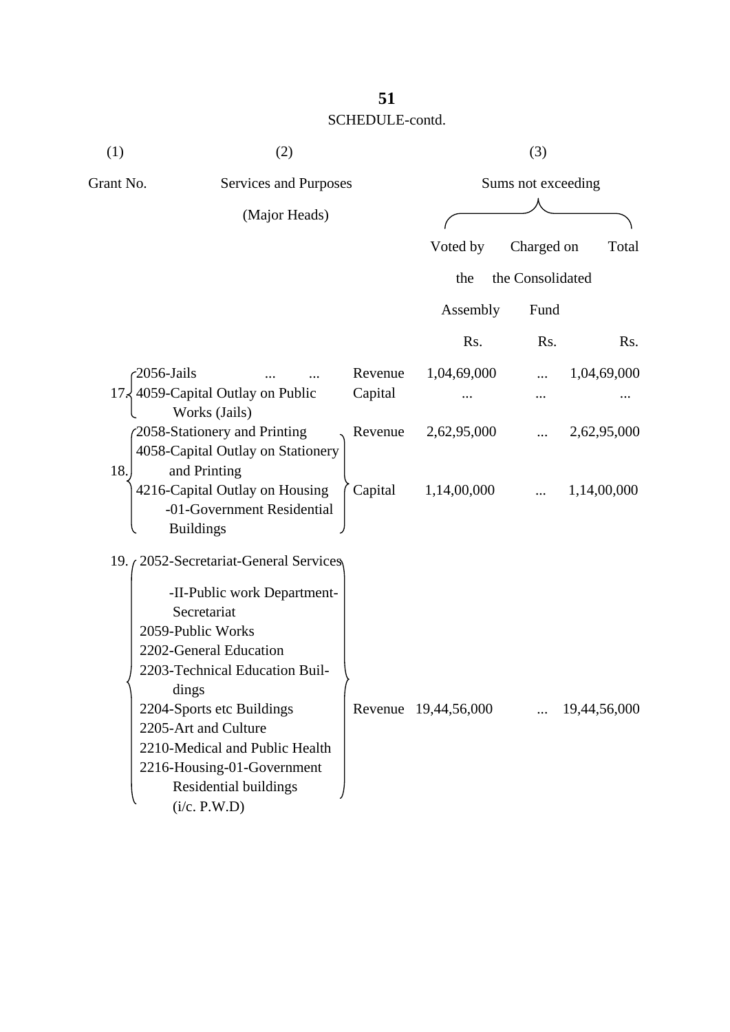SCHEDULE-contd.

| (1) | (2) | | (3) | | |
|---|---|---|---|---|---|
| Grant No. | Services and Purposes (Major Heads) | | Sums not exceeding | | |
| | | | Voted by the Assembly | Charged on the Consolidated Fund | Total |
| | | | Rs. | Rs. | Rs. |
| 17. | 2056-Jails ... ... | Revenue | 1,04,69,000 | ... | 1,04,69,000 |
| | 4059-Capital Outlay on Public Works (Jails) | Capital | ... | ... | ... |
| 18. | 2058-Stationery and Printing | Revenue | 2,62,95,000 | ... | 2,62,95,000 |
| | 4058-Capital Outlay on Stationery and Printing<br>4216-Capital Outlay on Housing -01-Government Residential Buildings | Capital | 1,14,00,000 | ... | 1,14,00,000 |
| 19. | 2052-Secretariat-General Services -II-Public work Department-Secretariat<br>2059-Public Works<br>2202-General Education<br>2203-Technical Education Buildings<br>2204-Sports etc Buildings<br>2205-Art and Culture<br>2210-Medical and Public Health<br>2216-Housing-01-Government Residential buildings (i/c. P.W.D) | Revenue | 19,44,56,000 | ... | 19,44,56,000 |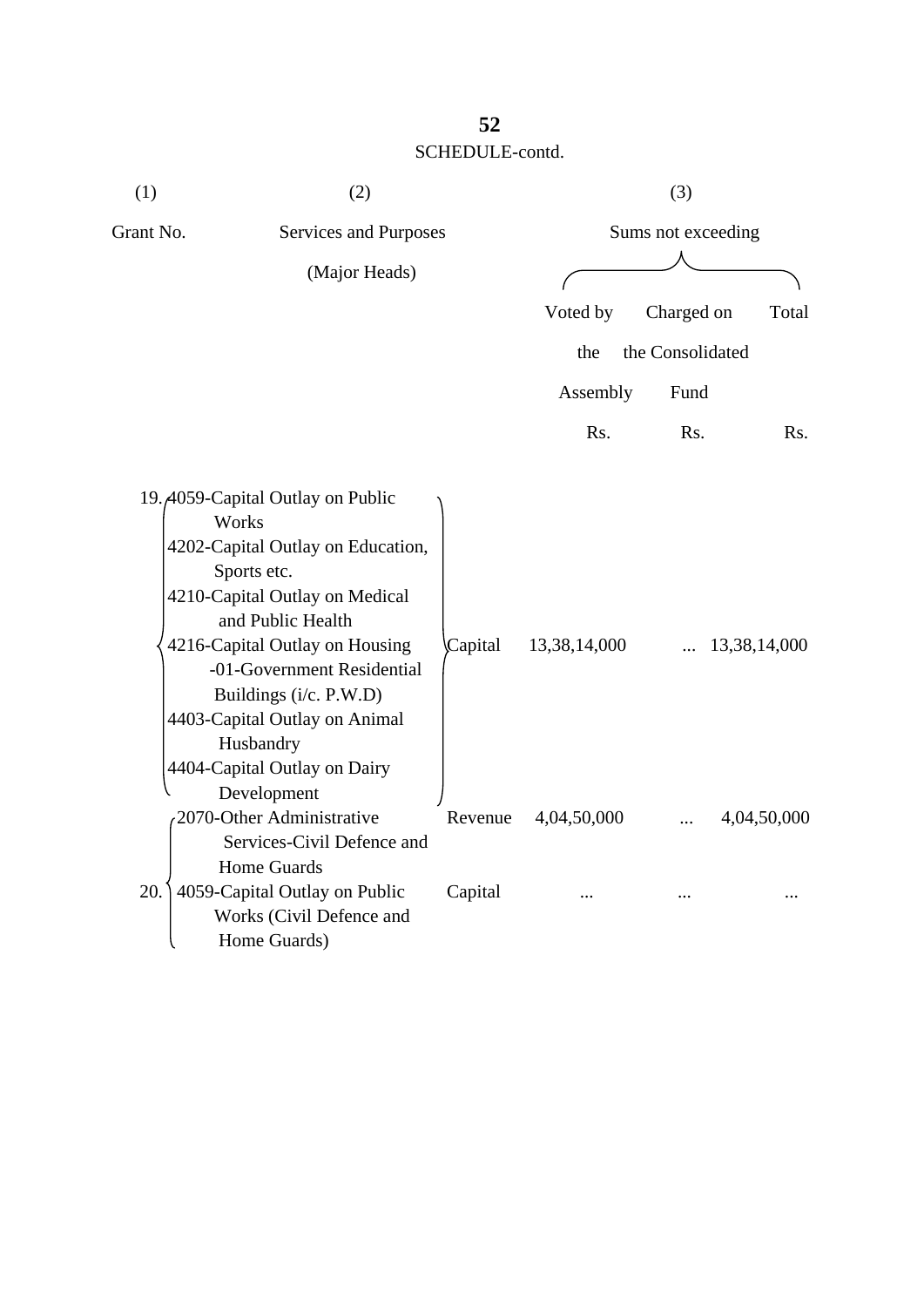SCHEDULE-contd.

| (1) | (2) | | (3) | | |
|---|---|---|---|---|---|
| Grant No. | Services and Purposes (Major Heads) | | Sums not exceeding | | |
| | | | Voted by the Assembly | Charged on the Consolidated Fund | Total |
| | | | Rs. | Rs. | Rs. |
| 19. | 4059-Capital Outlay on Public Works<br>4202-Capital Outlay on Education, Sports etc.<br>4210-Capital Outlay on Medical and Public Health<br>4216-Capital Outlay on Housing -01-Government Residential Buildings (i/c. P.W.D)<br>4403-Capital Outlay on Animal Husbandry<br>4404-Capital Outlay on Dairy Development | Capital | 13,38,14,000 | ... | 13,38,14,000 |
| 20. | 2070-Other Administrative Services-Civil Defence and Home Guards | Revenue | 4,04,50,000 | ... | 4,04,50,000 |
| | 4059-Capital Outlay on Public Works (Civil Defence and Home Guards) | Capital | ... | ... | ... |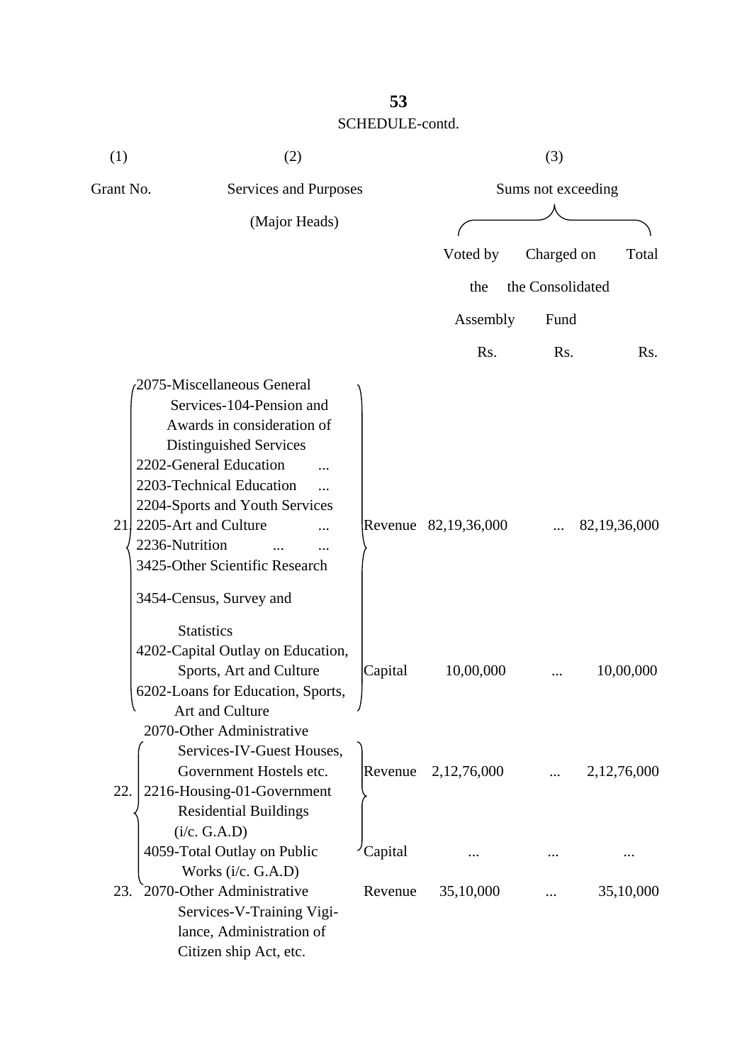SCHEDULE-contd.

| (1) | (2) | | (3) | | |
|---|---|---|---|---|---|
| Grant No. | Services and Purposes (Major Heads) | | Sums not exceeding | | |
| | | | Voted by the Assembly | Charged on the Consolidated Fund | Total |
| | | | Rs. | Rs. | Rs. |
| 21. | 2075-Miscellaneous General Services-104-Pension and Awards in consideration of Distinguished Services<br>2202-General Education ...<br>2203-Technical Education ...<br>2204-Sports and Youth Services<br>2205-Art and Culture ...<br>2236-Nutrition ... ...<br>3425-Other Scientific Research<br>3454-Census, Survey and Statistics | Revenue | 82,19,36,000 | ... | 82,19,36,000 |
| | 4202-Capital Outlay on Education, Sports, Art and Culture<br>6202-Loans for Education, Sports, Art and Culture | Capital | 10,00,000 | ... | 10,00,000 |
| 22. | 2070-Other Administrative Services-IV-Guest Houses, Government Hostels etc.<br>2216-Housing-01-Government Residential Buildings (i/c. G.A.D) | Revenue | 2,12,76,000 | ... | 2,12,76,000 |
| | 4059-Total Outlay on Public Works (i/c. G.A.D) | Capital | ... | ... | ... |
| 23. | 2070-Other Administrative Services-V-Training Vigilance, Administration of Citizen ship Act, etc. | Revenue | 35,10,000 | ... | 35,10,000 |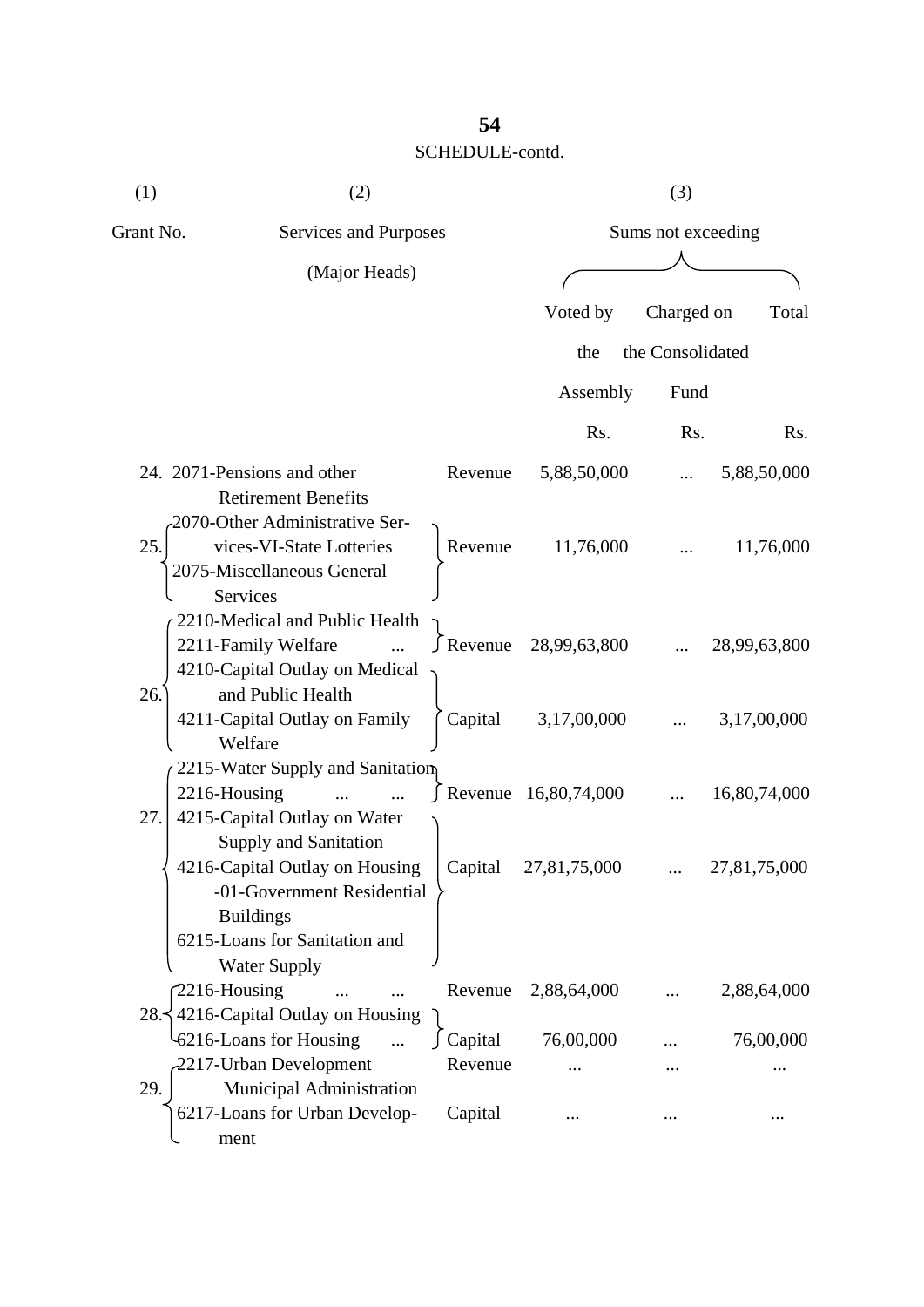SCHEDULE-contd.

| (1) | (2) | | (3) | | |
|---|---|---|---|---|---|
| Grant No. | Services and Purposes (Major Heads) | | Sums not exceeding | | |
| | | | Voted by the Assembly | Charged on the Consolidated Fund | Total |
| | | | Rs. | Rs. | Rs. |
| 24. | 2071-Pensions and other Retirement Benefits | Revenue | 5,88,50,000 | ... | 5,88,50,000 |
| 25. | 2070-Other Administrative Services-VI-State Lotteries<br>2075-Miscellaneous General Services | Revenue | 11,76,000 | ... | 11,76,000 |
| 26. | 2210-Medical and Public Health<br>2211-Family Welfare ... | Revenue | 28,99,63,800 | ... | 28,99,63,800 |
| | 4210-Capital Outlay on Medical and Public Health<br>4211-Capital Outlay on Family Welfare | Capital | 3,17,00,000 | ... | 3,17,00,000 |
| 27. | 2215-Water Supply and Sanitation<br>2216-Housing ... ... | Revenue | 16,80,74,000 | ... | 16,80,74,000 |
| | 4215-Capital Outlay on Water Supply and Sanitation<br>4216-Capital Outlay on Housing -01-Government Residential Buildings<br>6215-Loans for Sanitation and Water Supply | Capital | 27,81,75,000 | ... | 27,81,75,000 |
| 28. | 2216-Housing ... ... | Revenue | 2,88,64,000 | ... | 2,88,64,000 |
| | 4216-Capital Outlay on Housing<br>6216-Loans for Housing ... | Capital | 76,00,000 | ... | 76,00,000 |
| 29. | 2217-Urban Development Municipal Administration | Revenue | ... | ... | ... |
| | 6217-Loans for Urban Development | Capital | ... | ... | ... |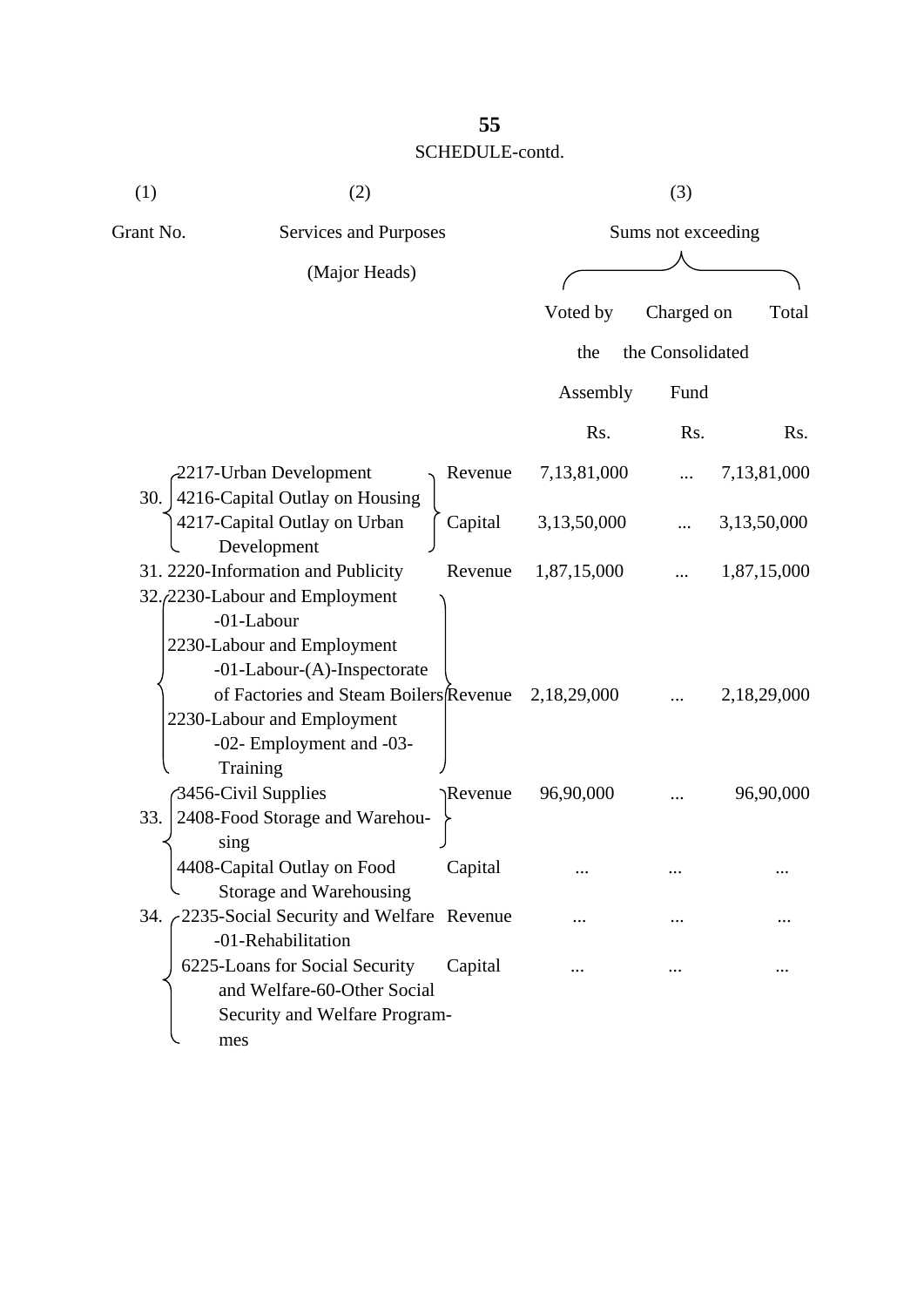SCHEDULE-contd.

| (1) | (2) | | (3) | | |
|---|---|---|---|---|---|
| Grant No. | Services and Purposes (Major Heads) | | Sums not exceeding | | |
| | | | Voted by the Assembly | Charged on the Consolidated Fund | Total |
| | | | Rs. | Rs. | Rs. |
| 30. | 2217-Urban Development | Revenue | 7,13,81,000 | ... | 7,13,81,000 |
| | 4216-Capital Outlay on Housing<br>4217-Capital Outlay on Urban Development | Capital | 3,13,50,000 | ... | 3,13,50,000 |
| 31. | 2220-Information and Publicity | Revenue | 1,87,15,000 | ... | 1,87,15,000 |
| 32. | 2230-Labour and Employment -01-Labour<br>2230-Labour and Employment -01-Labour-(A)-Inspectorate of Factories and Steam Boilers<br>2230-Labour and Employment -02- Employment and -03- Training | Revenue | 2,18,29,000 | ... | 2,18,29,000 |
| 33. | 3456-Civil Supplies<br>2408-Food Storage and Warehousing | Revenue | 96,90,000 | ... | 96,90,000 |
| | 4408-Capital Outlay on Food Storage and Warehousing | Capital | ... | ... | ... |
| 34. | 2235-Social Security and Welfare -01-Rehabilitation | Revenue | ... | ... | ... |
| | 6225-Loans for Social Security and Welfare-60-Other Social Security and Welfare Programmes | Capital | ... | ... | ... |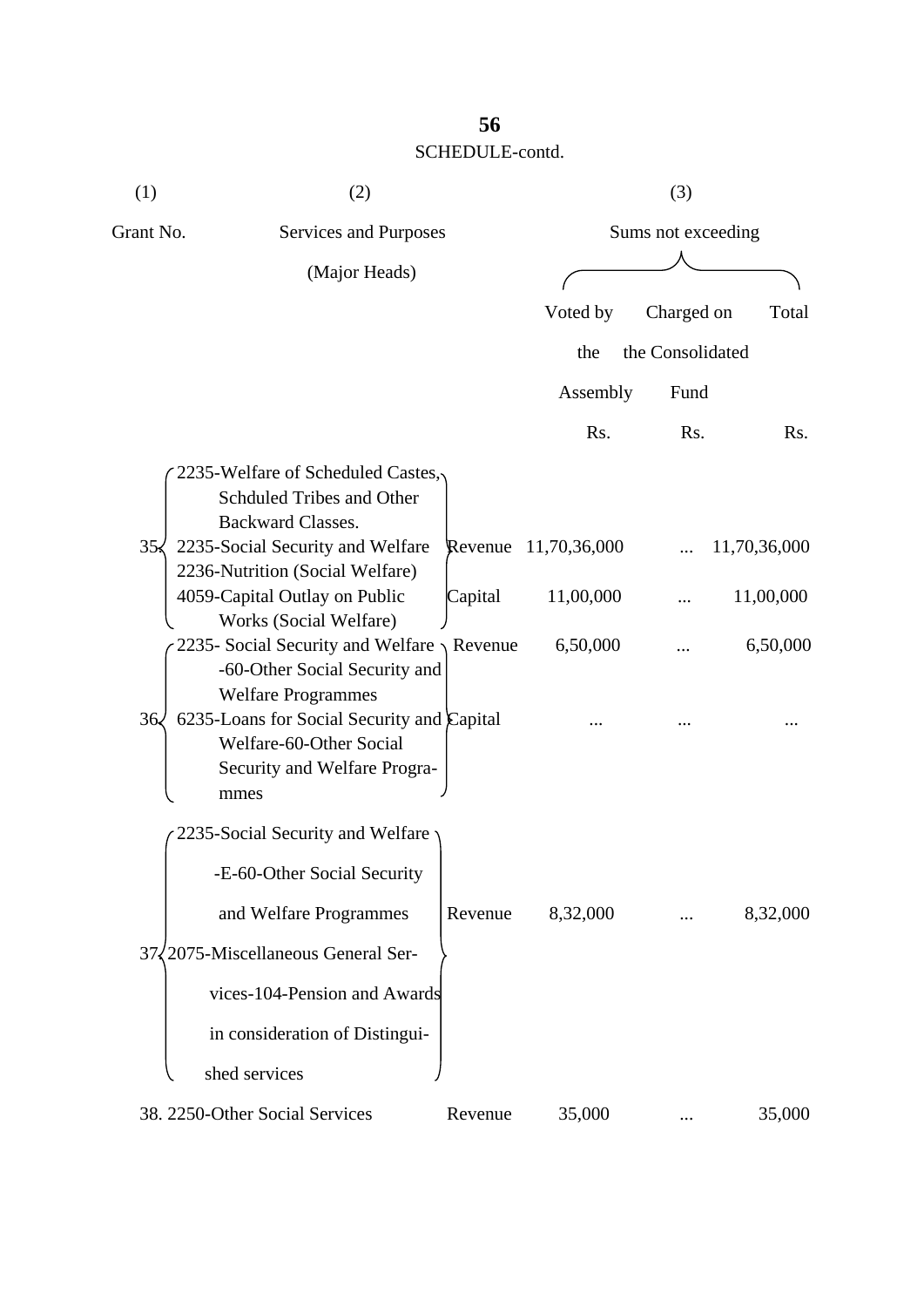SCHEDULE-contd.

| (1) | (2) | | (3) | | |
|---|---|---|---|---|---|
| Grant No. | Services and Purposes (Major Heads) | | Sums not exceeding | | |
| | | | Voted by the Assembly | Charged on the Consolidated Fund | Total |
| | | | Rs. | Rs. | Rs. |
| 35. | 2235-Welfare of Scheduled Castes, Schduled Tribes and Other Backward Classes. 2235-Social Security and Welfare 2236-Nutrition (Social Welfare) | Revenue | 11,70,36,000 | ... | 11,70,36,000 |
| | 4059-Capital Outlay on Public Works (Social Welfare) | Capital | 11,00,000 | ... | 11,00,000 |
| 36. | 2235- Social Security and Welfare -60-Other Social Security and Welfare Programmes | Revenue | 6,50,000 | ... | 6,50,000 |
| | 6235-Loans for Social Security and Welfare-60-Other Social Security and Welfare Progra-mmes | Capital | ... | ... | ... |
| 37. | 2235-Social Security and Welfare -E-60-Other Social Security and Welfare Programmes 2075-Miscellaneous General Ser-vices-104-Pension and Awards in consideration of Distingui-shed services | Revenue | 8,32,000 | ... | 8,32,000 |
| 38. | 2250-Other Social Services | Revenue | 35,000 | ... | 35,000 |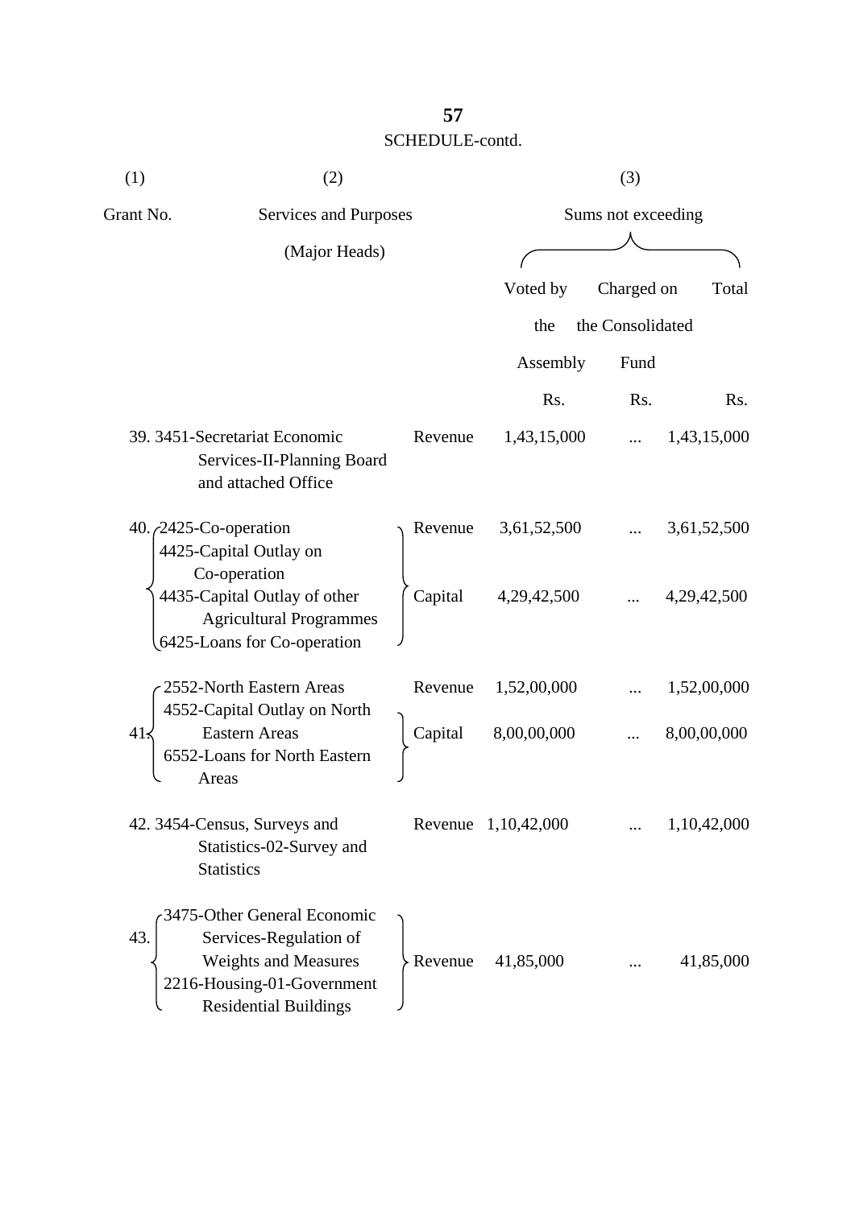SCHEDULE-contd.

| (1) | (2) | | (3) | | |
|---|---|---|---|---|---|
| Grant No. | Services and Purposes (Major Heads) | | Sums not exceeding | | |
| | | | Voted by the Assembly | Charged on the Consolidated Fund | Total |
| | | | Rs. | Rs. | Rs. |
| 39. | 3451-Secretariat Economic Services-II-Planning Board and attached Office | Revenue | 1,43,15,000 | ... | 1,43,15,000 |
| 40. | 2425-Co-operation<br>4425-Capital Outlay on Co-operation<br>4435-Capital Outlay of other Agricultural Programmes<br>6425-Loans for Co-operation | Revenue | 3,61,52,500 | ... | 3,61,52,500 |
| | | Capital | 4,29,42,500 | ... | 4,29,42,500 |
| 41. | 2552-North Eastern Areas | Revenue | 1,52,00,000 | ... | 1,52,00,000 |
| | 4552-Capital Outlay on North Eastern Areas<br>6552-Loans for North Eastern Areas | Capital | 8,00,00,000 | ... | 8,00,00,000 |
| 42. | 3454-Census, Surveys and Statistics-02-Survey and Statistics | Revenue | 1,10,42,000 | ... | 1,10,42,000 |
| 43. | 3475-Other General Economic Services-Regulation of Weights and Measures<br>2216-Housing-01-Government Residential Buildings | Revenue | 41,85,000 | ... | 41,85,000 |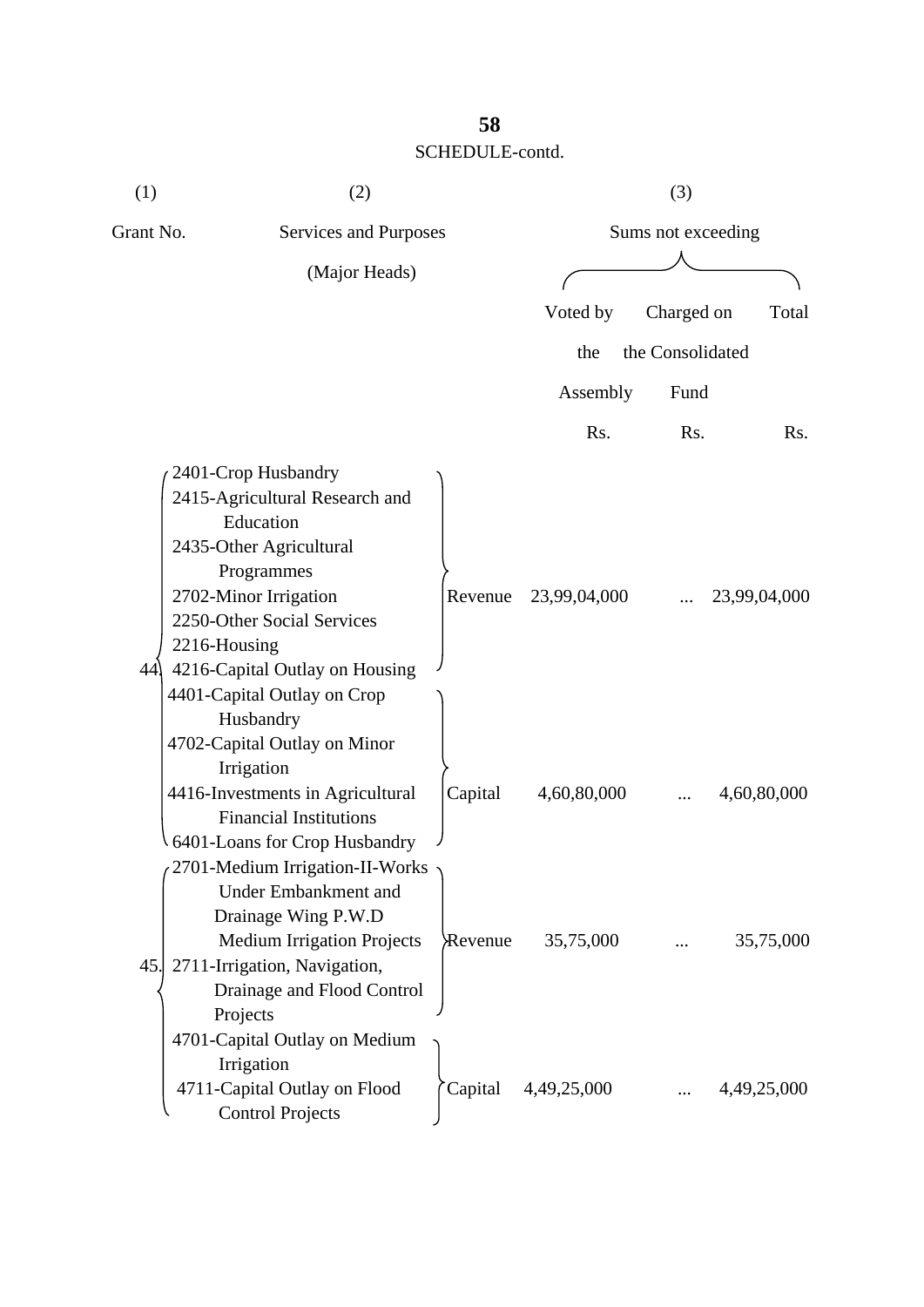SCHEDULE-contd.

| (1) | (2) | | (3) | | |
|---|---|---|---|---|---|
| Grant No. | Services and Purposes (Major Heads) | | Sums not exceeding | | |
| | | | Voted by the Assembly | Charged on the Consolidated Fund | Total |
| | | | Rs. | Rs. | Rs. |
| 44. | 2401-Crop Husbandry<br>2415-Agricultural Research and Education<br>2435-Other Agricultural Programmes<br>2702-Minor Irrigation<br>2250-Other Social Services<br>2216-Housing<br>4216-Capital Outlay on Housing | Revenue | 23,99,04,000 | ... | 23,99,04,000 |
| | 4401-Capital Outlay on Crop Husbandry<br>4702-Capital Outlay on Minor Irrigation<br>4416-Investments in Agricultural Financial Institutions<br>6401-Loans for Crop Husbandry | Capital | 4,60,80,000 | ... | 4,60,80,000 |
| 45. | 2701-Medium Irrigation-II-Works Under Embankment and Drainage Wing P.W.D Medium Irrigation Projects<br>2711-Irrigation, Navigation, Drainage and Flood Control Projects | Revenue | 35,75,000 | ... | 35,75,000 |
| | 4701-Capital Outlay on Medium Irrigation<br>4711-Capital Outlay on Flood Control Projects | Capital | 4,49,25,000 | ... | 4,49,25,000 |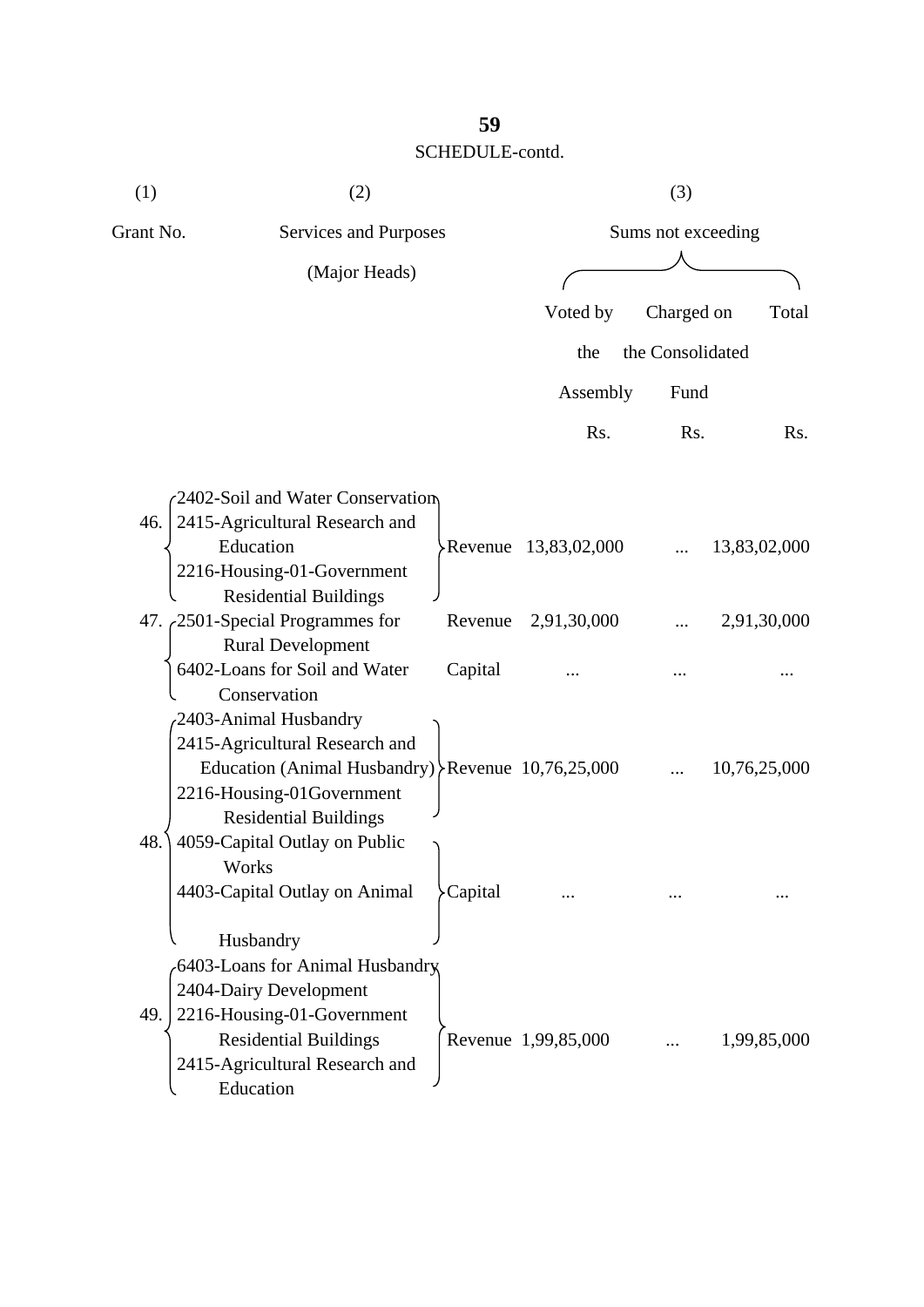SCHEDULE-contd.

| (1) | (2) | | (3) | | |
|---|---|---|---|---|---|
| Grant No. | Services and Purposes (Major Heads) | | Sums not exceeding | | |
| | | | Voted by the Assembly | Charged on the Consolidated Fund | Total |
| | | | Rs. | Rs. | Rs. |
| 46. | 2402-Soil and Water Conservation<br>2415-Agricultural Research and Education<br>2216-Housing-01-Government Residential Buildings | Revenue | 13,83,02,000 | ... | 13,83,02,000 |
| 47. | 2501-Special Programmes for Rural Development | Revenue | 2,91,30,000 | ... | 2,91,30,000 |
| | 6402-Loans for Soil and Water Conservation | Capital | ... | ... | ... |
| 48. | 2403-Animal Husbandry<br>2415-Agricultural Research and Education (Animal Husbandry)<br>2216-Housing-01Government Residential Buildings | Revenue | 10,76,25,000 | ... | 10,76,25,000 |
| | 4059-Capital Outlay on Public Works<br>4403-Capital Outlay on Animal Husbandry<br>6403-Loans for Animal Husbandry | Capital | ... | ... | ... |
| 49. | 2404-Dairy Development<br>2216-Housing-01-Government Residential Buildings<br>2415-Agricultural Research and Education | Revenue | 1,99,85,000 | ... | 1,99,85,000 |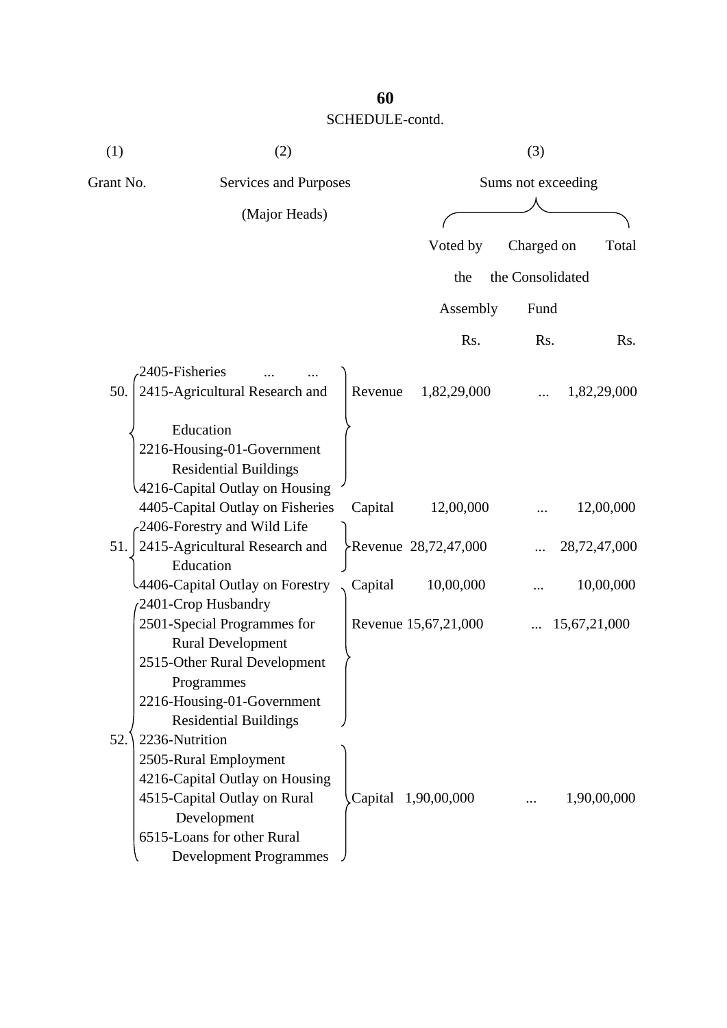SCHEDULE-contd.

| (1) | (2) | | (3) | | |
|---|---|---|---|---|---|
| Grant No. | Services and Purposes (Major Heads) | | Sums not exceeding | | |
| | | | Voted by the Assembly | Charged on the Consolidated Fund | Total |
| | | | Rs. | Rs. | Rs. |
| 50. | 2405-Fisheries ... ...<br>2415-Agricultural Research and Education<br>2216-Housing-01-Government Residential Buildings<br>4216-Capital Outlay on Housing | Revenue | 1,82,29,000 | ... | 1,82,29,000 |
| | 4405-Capital Outlay on Fisheries | Capital | 12,00,000 | ... | 12,00,000 |
| 51. | 2406-Forestry and Wild Life<br>2415-Agricultural Research and Education | Revenue | 28,72,47,000 | ... | 28,72,47,000 |
| | 4406-Capital Outlay on Forestry | Capital | 10,00,000 | ... | 10,00,000 |
| 52. | 2401-Crop Husbandry<br>2501-Special Programmes for Rural Development<br>2515-Other Rural Development Programmes<br>2216-Housing-01-Government Residential Buildings<br>2236-Nutrition<br>2505-Rural Employment | Revenue | 15,67,21,000 | ... | 15,67,21,000 |
| | 4216-Capital Outlay on Housing<br>4515-Capital Outlay on Rural Development<br>6515-Loans for other Rural Development Programmes | Capital | 1,90,00,000 | ... | 1,90,00,000 |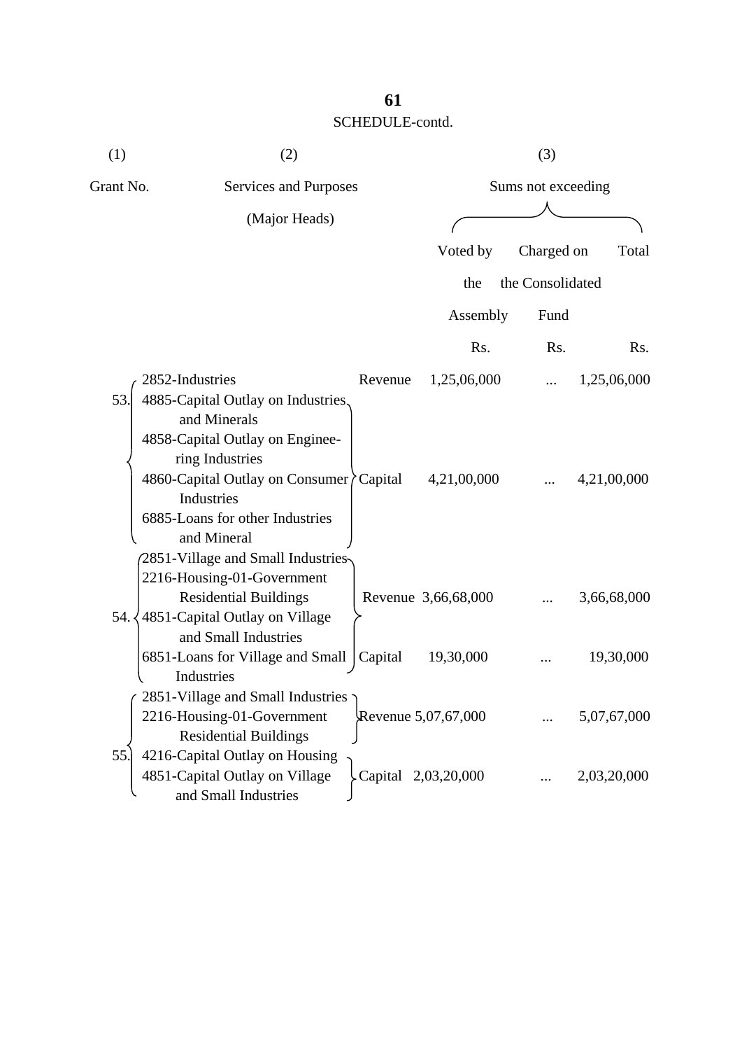SCHEDULE-contd.

| (1) | (2) | | (3) | | |
|---|---|---|---|---|---|
| Grant No. | Services and Purposes (Major Heads) | | Sums not exceeding | | |
| | | | Voted by the Assembly | Charged on the Consolidated Fund | Total |
| | | | Rs. | Rs. | Rs. |
| 53. | 2852-Industries | Revenue | 1,25,06,000 | ... | 1,25,06,000 |
| | 4885-Capital Outlay on Industries and Minerals<br>4858-Capital Outlay on Engineering Industries<br>4860-Capital Outlay on Consumer Industries<br>6885-Loans for other Industries and Mineral | Capital | 4,21,00,000 | ... | 4,21,00,000 |
| 54. | 2851-Village and Small Industries<br>2216-Housing-01-Government Residential Buildings | Revenue | 3,66,68,000 | ... | 3,66,68,000 |
| | 4851-Capital Outlay on Village and Small Industries<br>6851-Loans for Village and Small Industries | Capital | 19,30,000 | ... | 19,30,000 |
| 55. | 2851-Village and Small Industries<br>2216-Housing-01-Government Residential Buildings | Revenue | 5,07,67,000 | ... | 5,07,67,000 |
| | 4216-Capital Outlay on Housing<br>4851-Capital Outlay on Village and Small Industries | Capital | 2,03,20,000 | ... | 2,03,20,000 |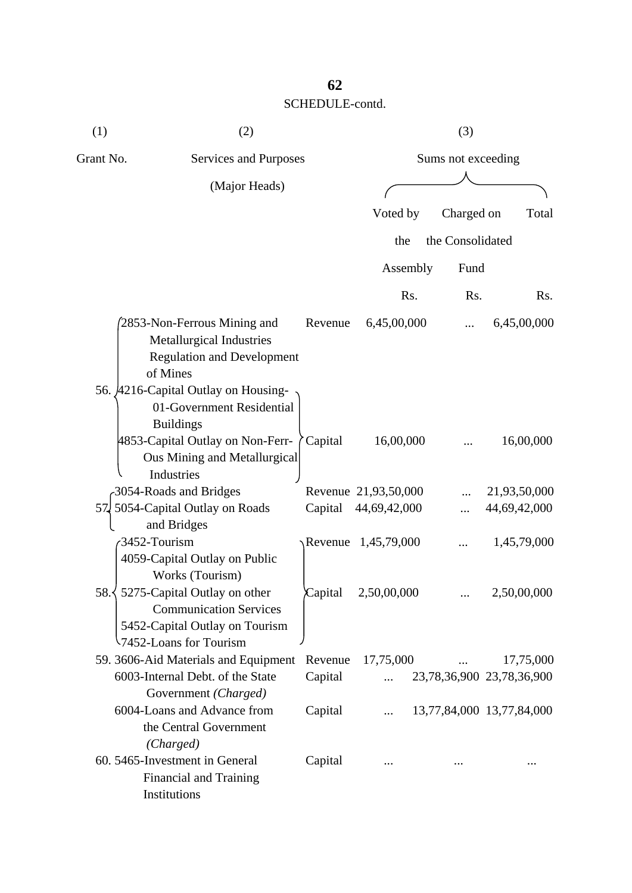SCHEDULE-contd.

| (1) | (2) | | (3) | | |
|---|---|---|---|---|---|
| Grant No. | Services and Purposes (Major Heads) | | Sums not exceeding | | |
| | | | Voted by the Assembly | Charged on the Consolidated Fund | Total |
| | | | Rs. | Rs. | Rs. |
| 56. | 2853-Non-Ferrous Mining and Metallurgical Industries Regulation and Development of Mines | Revenue | 6,45,00,000 | ... | 6,45,00,000 |
| | 4216-Capital Outlay on Housing- 01-Government Residential Buildings; 4853-Capital Outlay on Non-Ferr-Ous Mining and Metallurgical Industries | Capital | 16,00,000 | ... | 16,00,000 |
| 57. | 3054-Roads and Bridges | Revenue | 21,93,50,000 | ... | 21,93,50,000 |
| | 5054-Capital Outlay on Roads and Bridges | Capital | 44,69,42,000 | ... | 44,69,42,000 |
| 58. | 3452-Tourism | Revenue | 1,45,79,000 | ... | 1,45,79,000 |
| | 4059-Capital Outlay on Public Works (Tourism); 5275-Capital Outlay on other Communication Services; 5452-Capital Outlay on Tourism; 7452-Loans for Tourism | Capital | 2,50,00,000 | ... | 2,50,00,000 |
| 59. | 3606-Aid Materials and Equipment | Revenue | 17,75,000 | ... | 17,75,000 |
| | 6003-Internal Debt. of the State Government *(Charged)* | Capital | ... | 23,78,36,900 | 23,78,36,900 |
| | 6004-Loans and Advance from the Central Government *(Charged)* | Capital | ... | 13,77,84,000 | 13,77,84,000 |
| 60. | 5465-Investment in General Financial and Training Institutions | Capital | ... | ... | ... |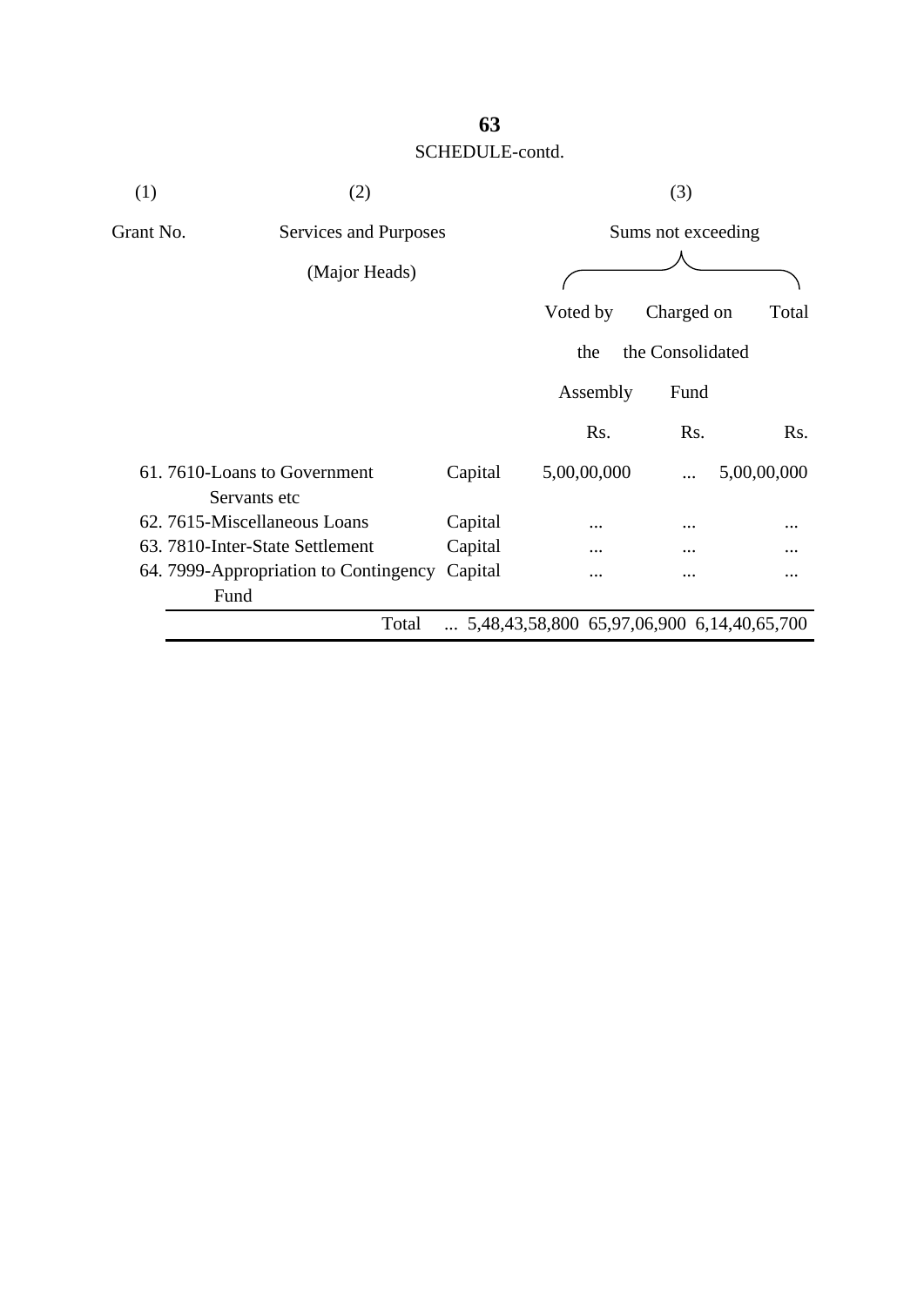SCHEDULE-contd.

| (1) | (2) | | (3) | | |
|---|---|---|---|---|---|
| Grant No. | Services and Purposes (Major Heads) | | Sums not exceeding | | |
| | | | Voted by the Assembly | Charged on the Consolidated Fund | Total |
| | | | Rs. | Rs. | Rs. |
| 61. | 7610-Loans to Government Servants etc | Capital | 5,00,00,000 | ... | 5,00,00,000 |
| 62. | 7615-Miscellaneous Loans | Capital | ... | ... | ... |
| 63. | 7810-Inter-State Settlement | Capital | ... | ... | ... |
| 64. | 7999-Appropriation to Contingency Fund | Capital | ... | ... | ... |
| | Total | ... | 5,48,43,58,800 | 65,97,06,900 | 6,14,40,65,700 |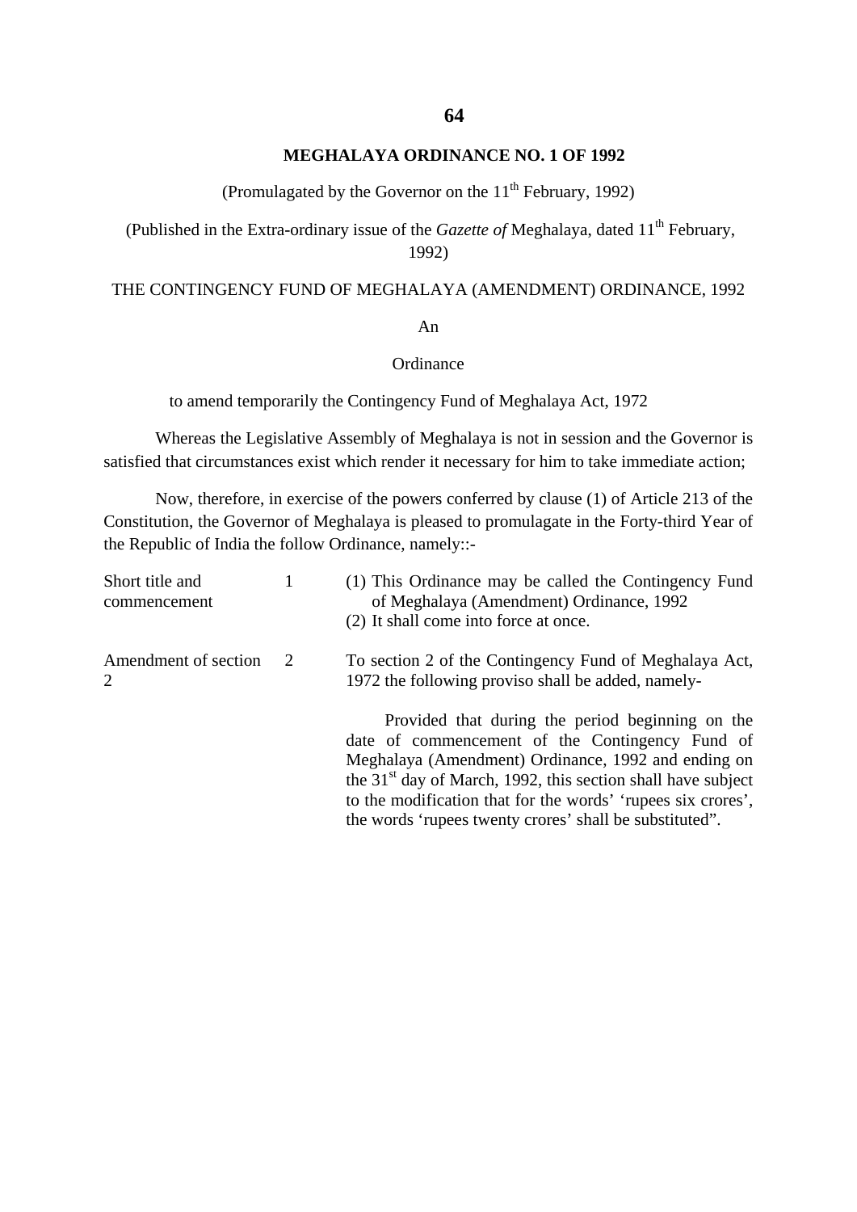**MEGHALAYA ORDINANCE NO. 1 OF 1992**

(Promulagated by the Governor on the 11th February, 1992)

(Published in the Extra-ordinary issue of the *Gazette of* Meghalaya, dated 11th February, 1992)

THE CONTINGENCY FUND OF MEGHALAYA (AMENDMENT) ORDINANCE, 1992

An

Ordinance

to amend temporarily the Contingency Fund of Meghalaya Act, 1972

Whereas the Legislative Assembly of Meghalaya is not in session and the Governor is satisfied that circumstances exist which render it necessary for him to take immediate action;

Now, therefore, in exercise of the powers conferred by clause (1) of Article 213 of the Constitution, the Governor of Meghalaya is pleased to promulgate in the Forty-third Year of the Republic of India the follow Ordinance, namely::-

| | | |
|---|---|---|
| Short title and commencement | 1 | (1) This Ordinance may be called the Contingency Fund of Meghalaya (Amendment) Ordinance, 1992<br>(2) It shall come into force at once. |
| Amendment of section 2 | 2 | To section 2 of the Contingency Fund of Meghalaya Act, 1972 the following proviso shall be added, namely-<br><br>Provided that during the period beginning on the date of commencement of the Contingency Fund of Meghalaya (Amendment) Ordinance, 1992 and ending on the 31st day of March, 1992, this section shall have subject to the modification that for the words' 'rupees six crores', the words 'rupees twenty crores' shall be substituted". |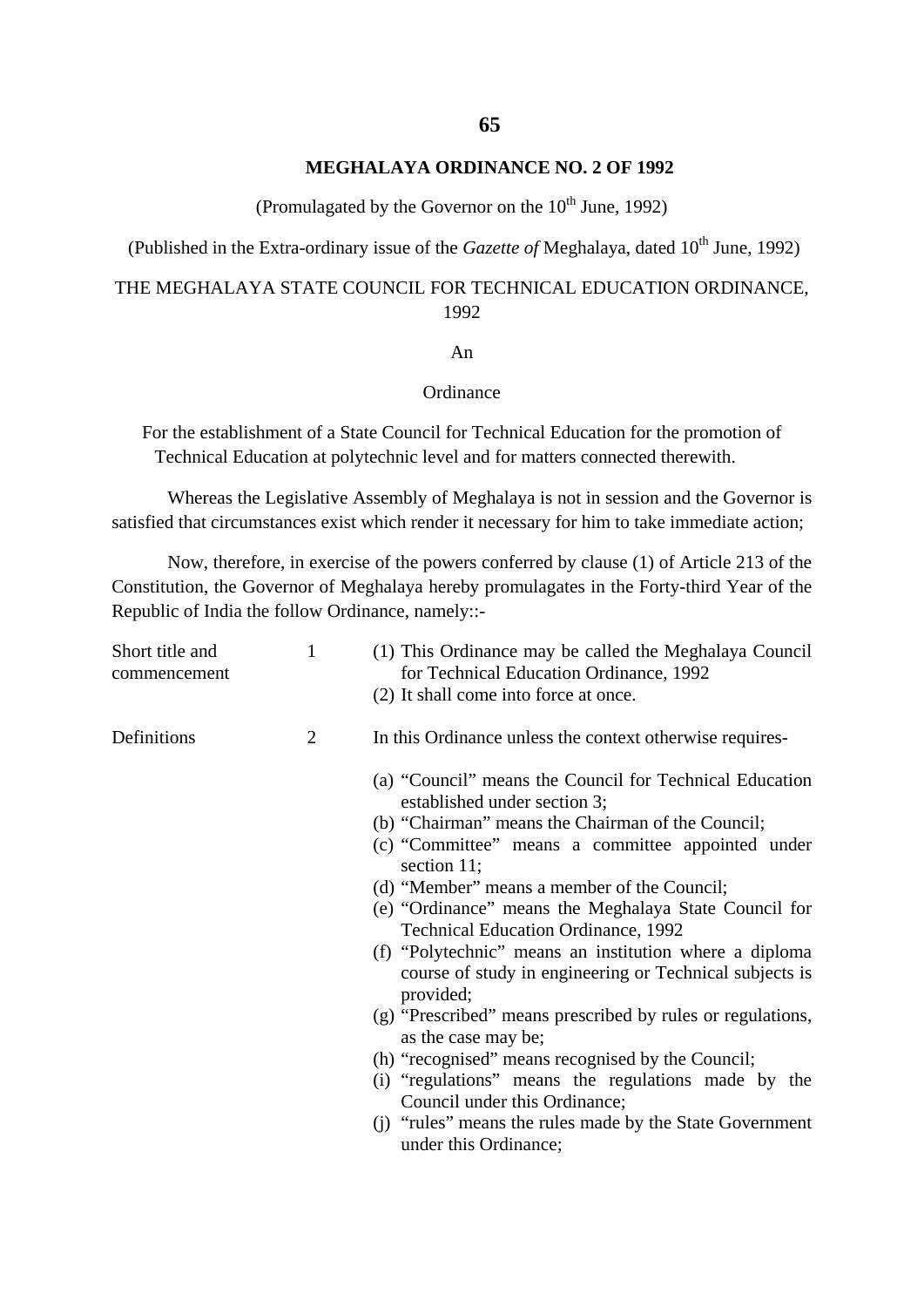**MEGHALAYA ORDINANCE NO. 2 OF 1992**

(Promulagated by the Governor on the 10th June, 1992)

(Published in the Extra-ordinary issue of the *Gazette of* Meghalaya, dated 10th June, 1992)

THE MEGHALAYA STATE COUNCIL FOR TECHNICAL EDUCATION ORDINANCE, 1992

An

Ordinance

For the establishment of a State Council for Technical Education for the promotion of Technical Education at polytechnic level and for matters connected therewith.

Whereas the Legislative Assembly of Meghalaya is not in session and the Governor is satisfied that circumstances exist which render it necessary for him to take immediate action;

Now, therefore, in exercise of the powers conferred by clause (1) of Article 213 of the Constitution, the Governor of Meghalaya hereby promulagates in the Forty-third Year of the Republic of India the follow Ordinance, namely::-

Short title and commencement

1 (1) This Ordinance may be called the Meghalaya Council for Technical Education Ordinance, 1992

(2) It shall come into force at once.

Definitions

2 In this Ordinance unless the context otherwise requires-

(a) "Council" means the Council for Technical Education established under section 3;
(b) "Chairman" means the Chairman of the Council;
(c) "Committee" means a committee appointed under section 11;
(d) "Member" means a member of the Council;
(e) "Ordinance" means the Meghalaya State Council for Technical Education Ordinance, 1992
(f) "Polytechnic" means an institution where a diploma course of study in engineering or Technical subjects is provided;
(g) "Prescribed" means prescribed by rules or regulations, as the case may be;
(h) "recognised" means recognised by the Council;
(i) "regulations" means the regulations made by the Council under this Ordinance;
(j) "rules" means the rules made by the State Government under this Ordinance;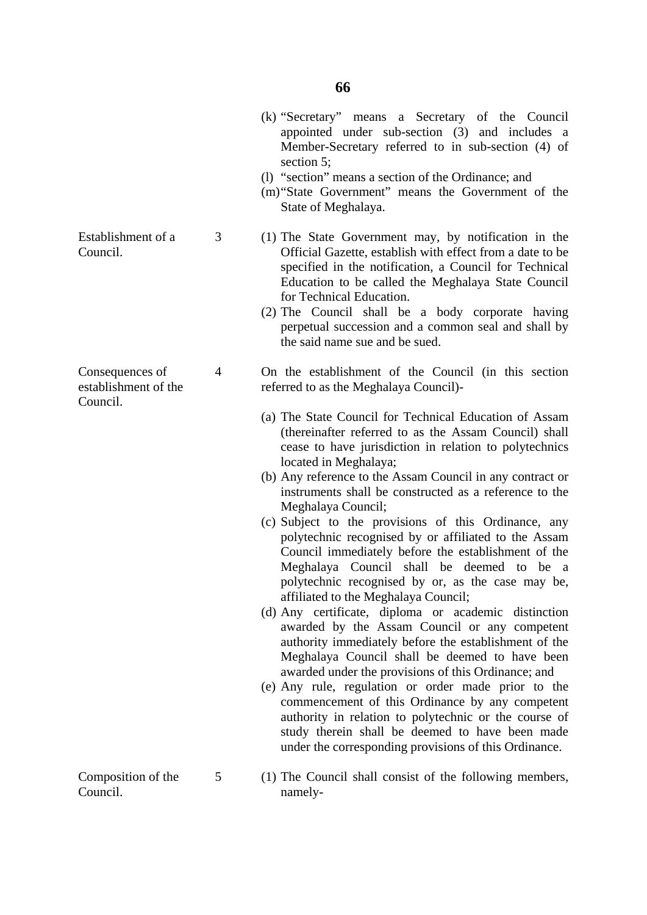(k) "Secretary" means a Secretary of the Council appointed under sub-section (3) and includes a Member-Secretary referred to in sub-section (4) of section 5;

(l) "section" means a section of the Ordinance; and

(m) "State Government" means the Government of the State of Meghalaya.

**Establishment of a Council.**

**3** (1) The State Government may, by notification in the Official Gazette, establish with effect from a date to be specified in the notification, a Council for Technical Education to be called the Meghalaya State Council for Technical Education.

(2) The Council shall be a body corporate having perpetual succession and a common seal and shall by the said name sue and be sued.

**Consequences of establishment of the Council.**

**4** On the establishment of the Council (in this section referred to as the Meghalaya Council)-

(a) The State Council for Technical Education of Assam (thereinafter referred to as the Assam Council) shall cease to have jurisdiction in relation to polytechnics located in Meghalaya;

(b) Any reference to the Assam Council in any contract or instruments shall be constructed as a reference to the Meghalaya Council;

(c) Subject to the provisions of this Ordinance, any polytechnic recognised by or affiliated to the Assam Council immediately before the establishment of the Meghalaya Council shall be deemed to be a polytechnic recognised by or, as the case may be, affiliated to the Meghalaya Council;

(d) Any certificate, diploma or academic distinction awarded by the Assam Council or any competent authority immediately before the establishment of the Meghalaya Council shall be deemed to have been awarded under the provisions of this Ordinance; and

(e) Any rule, regulation or order made prior to the commencement of this Ordinance by any competent authority in relation to polytechnic or the course of study therein shall be deemed to have been made under the corresponding provisions of this Ordinance.

**Composition of the Council.**

**5** (1) The Council shall consist of the following members, namely-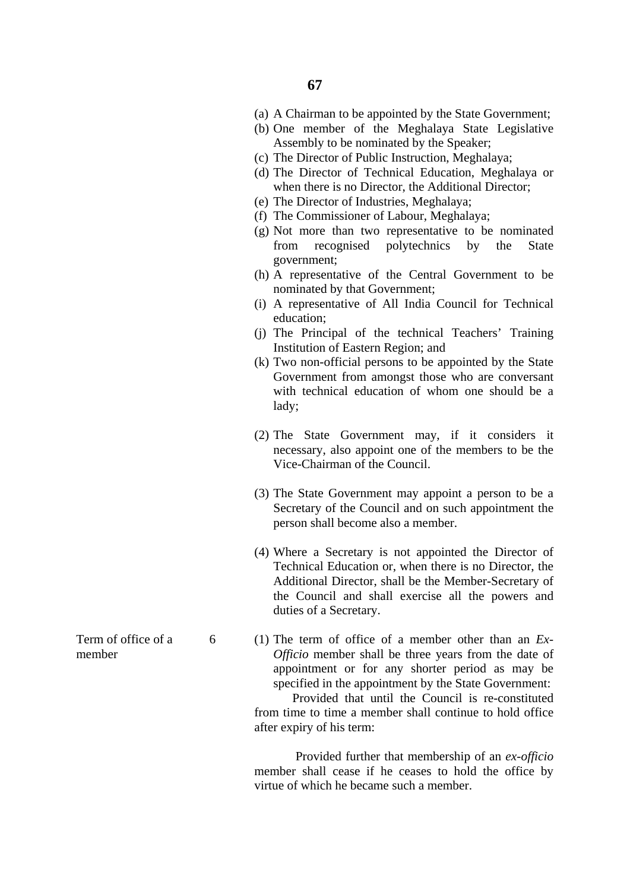(a) A Chairman to be appointed by the State Government;

(b) One member of the Meghalaya State Legislative Assembly to be nominated by the Speaker;

(c) The Director of Public Instruction, Meghalaya;

(d) The Director of Technical Education, Meghalaya or when there is no Director, the Additional Director;

(e) The Director of Industries, Meghalaya;

(f) The Commissioner of Labour, Meghalaya;

(g) Not more than two representative to be nominated from recognised polytechnics by the State government;

(h) A representative of the Central Government to be nominated by that Government;

(i) A representative of All India Council for Technical education;

(j) The Principal of the technical Teachers' Training Institution of Eastern Region; and

(k) Two non-official persons to be appointed by the State Government from amongst those who are conversant with technical education of whom one should be a lady;

(2) The State Government may, if it considers it necessary, also appoint one of the members to be the Vice-Chairman of the Council.

(3) The State Government may appoint a person to be a Secretary of the Council and on such appointment the person shall become also a member.

(4) Where a Secretary is not appointed the Director of Technical Education or, when there is no Director, the Additional Director, shall be the Member-Secretary of the Council and shall exercise all the powers and duties of a Secretary.

Term of office of a member

6 (1) The term of office of a member other than an *Ex-Officio* member shall be three years from the date of appointment or for any shorter period as may be specified in the appointment by the State Government:

Provided that until the Council is re-constituted from time to time a member shall continue to hold office after expiry of his term:

Provided further that membership of an *ex-officio* member shall cease if he ceases to hold the office by virtue of which he became such a member.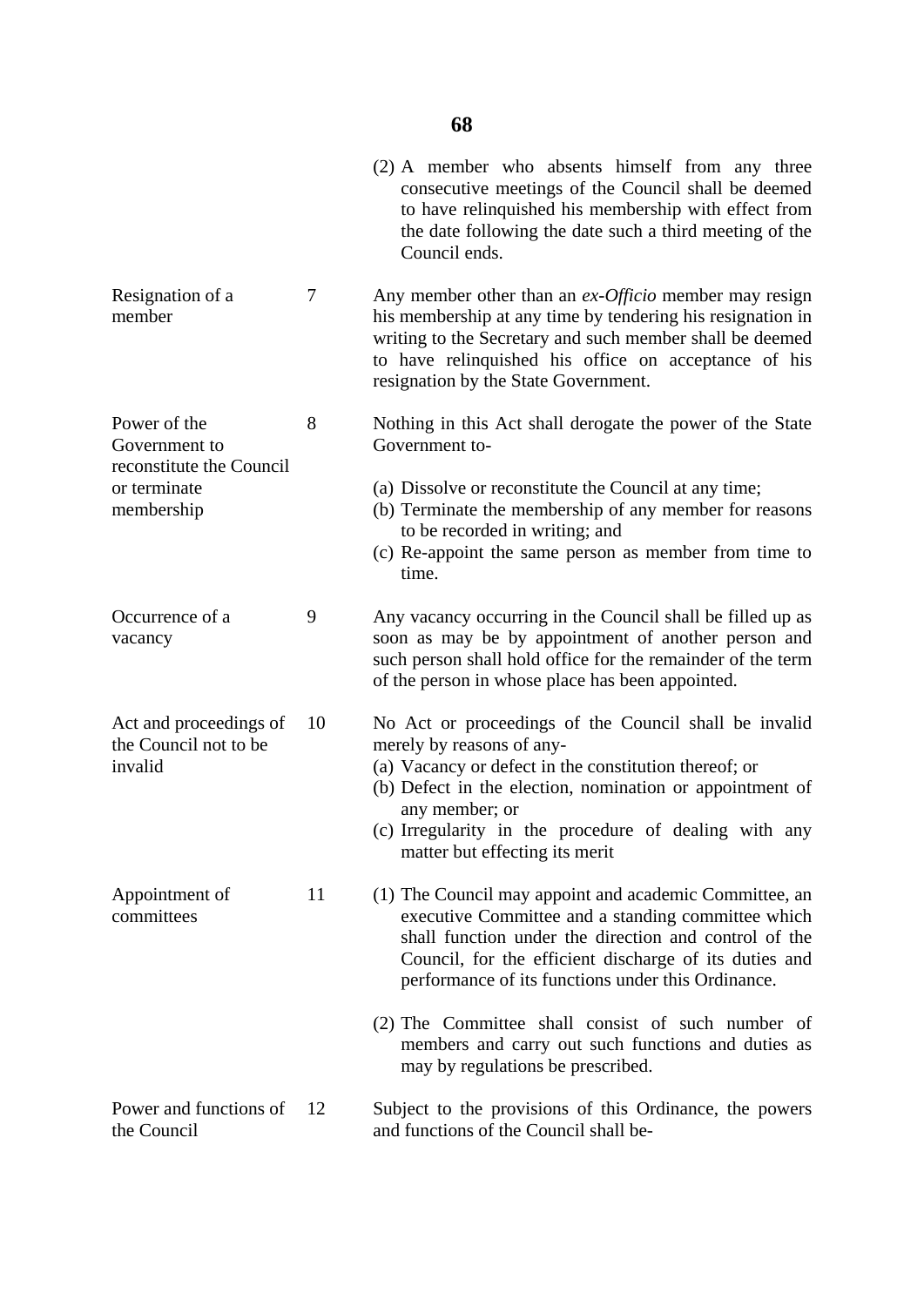(2) A member who absents himself from any three consecutive meetings of the Council shall be deemed to have relinquished his membership with effect from the date following the date such a third meeting of the Council ends.

| Marginal note | Section | Provision |
|---|---|---|
| Resignation of a member | 7 | Any member other than an *ex-Officio* member may resign his membership at any time by tendering his resignation in writing to the Secretary and such member shall be deemed to have relinquished his office on acceptance of his resignation by the State Government. |
| Power of the Government to reconstitute the Council or terminate membership | 8 | Nothing in this Act shall derogate the power of the State Government to-<br>(a) Dissolve or reconstitute the Council at any time;<br>(b) Terminate the membership of any member for reasons to be recorded in writing; and<br>(c) Re-appoint the same person as member from time to time. |
| Occurrence of a vacancy | 9 | Any vacancy occurring in the Council shall be filled up as soon as may be by appointment of another person and such person shall hold office for the remainder of the term of the person in whose place has been appointed. |
| Act and proceedings of the Council not to be invalid | 10 | No Act or proceedings of the Council shall be invalid merely by reasons of any-<br>(a) Vacancy or defect in the constitution thereof; or<br>(b) Defect in the election, nomination or appointment of any member; or<br>(c) Irregularity in the procedure of dealing with any matter but effecting its merit |
| Appointment of committees | 11 | (1) The Council may appoint and academic Committee, an executive Committee and a standing committee which shall function under the direction and control of the Council, for the efficient discharge of its duties and performance of its functions under this Ordinance.<br>(2) The Committee shall consist of such number of members and carry out such functions and duties as may by regulations be prescribed. |
| Power and functions of the Council | 12 | Subject to the provisions of this Ordinance, the powers and functions of the Council shall be- |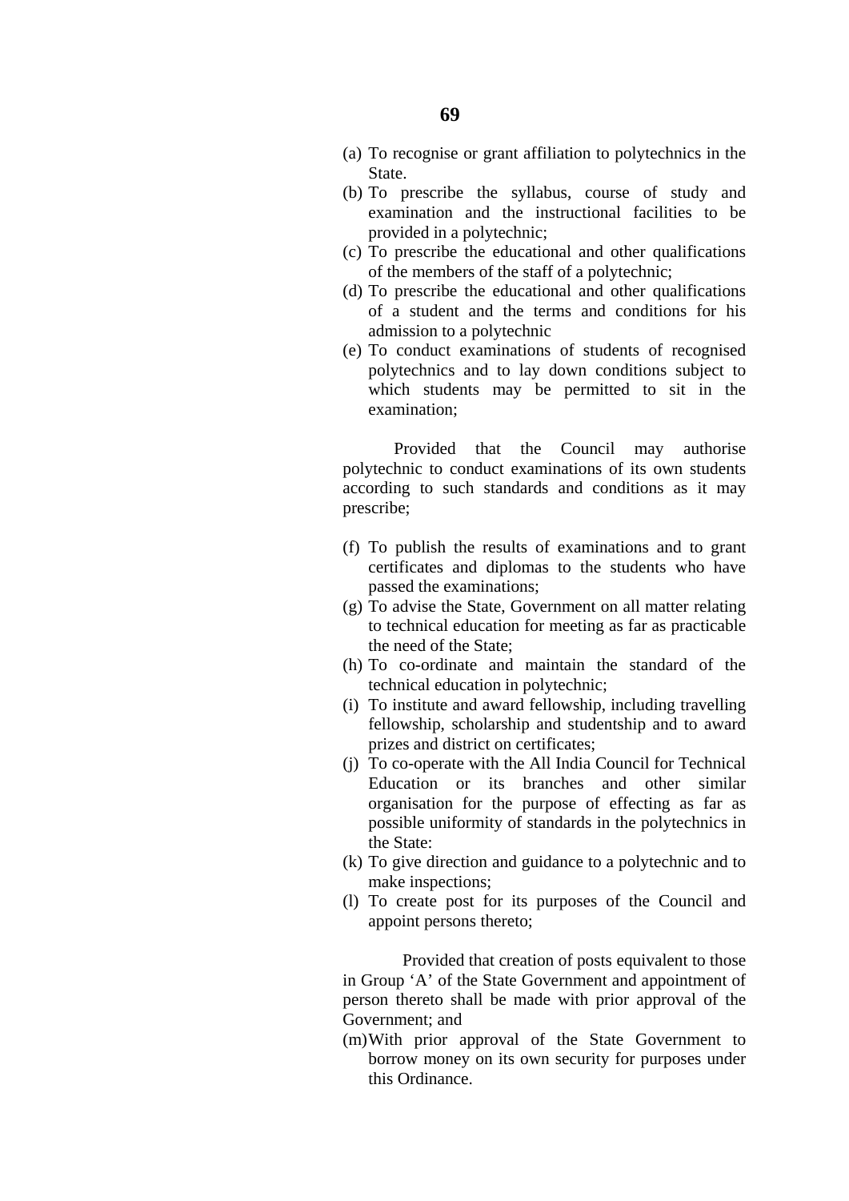(a) To recognise or grant affiliation to polytechnics in the State.

(b) To prescribe the syllabus, course of study and examination and the instructional facilities to be provided in a polytechnic;

(c) To prescribe the educational and other qualifications of the members of the staff of a polytechnic;

(d) To prescribe the educational and other qualifications of a student and the terms and conditions for his admission to a polytechnic

(e) To conduct examinations of students of recognised polytechnics and to lay down conditions subject to which students may be permitted to sit in the examination;

Provided that the Council may authorise polytechnic to conduct examinations of its own students according to such standards and conditions as it may prescribe;

(f) To publish the results of examinations and to grant certificates and diplomas to the students who have passed the examinations;

(g) To advise the State, Government on all matter relating to technical education for meeting as far as practicable the need of the State;

(h) To co-ordinate and maintain the standard of the technical education in polytechnic;

(i) To institute and award fellowship, including travelling fellowship, scholarship and studentship and to award prizes and district on certificates;

(j) To co-operate with the All India Council for Technical Education or its branches and other similar organisation for the purpose of effecting as far as possible uniformity of standards in the polytechnics in the State:

(k) To give direction and guidance to a polytechnic and to make inspections;

(l) To create post for its purposes of the Council and appoint persons thereto;

Provided that creation of posts equivalent to those in Group 'A' of the State Government and appointment of person thereto shall be made with prior approval of the Government; and

(m) With prior approval of the State Government to borrow money on its own security for purposes under this Ordinance.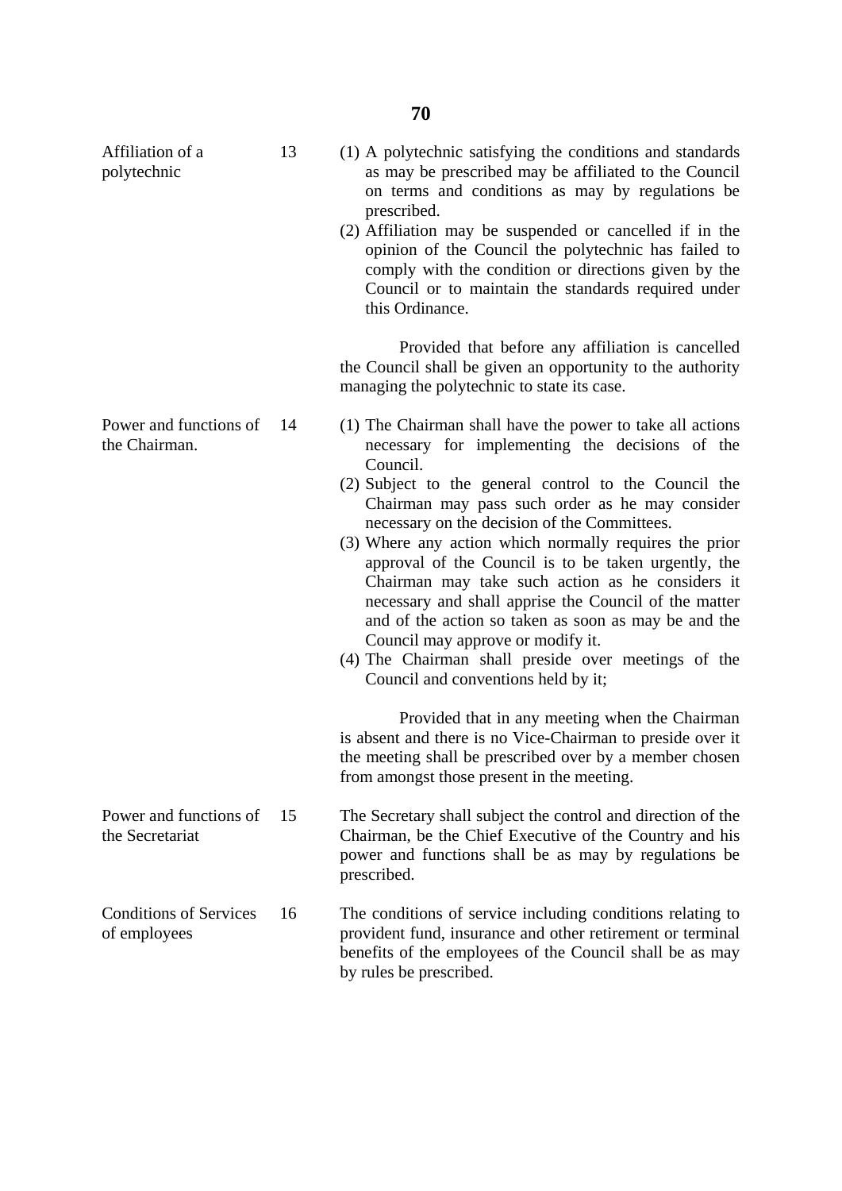**Affiliation of a polytechnic**

13 (1) A polytechnic satisfying the conditions and standards as may be prescribed may be affiliated to the Council on terms and conditions as may by regulations be prescribed.

(2) Affiliation may be suspended or cancelled if in the opinion of the Council the polytechnic has failed to comply with the condition or directions given by the Council or to maintain the standards required under this Ordinance.

Provided that before any affiliation is cancelled the Council shall be given an opportunity to the authority managing the polytechnic to state its case.

**Power and functions of the Chairman.**

14 (1) The Chairman shall have the power to take all actions necessary for implementing the decisions of the Council.

(2) Subject to the general control to the Council the Chairman may pass such order as he may consider necessary on the decision of the Committees.

(3) Where any action which normally requires the prior approval of the Council is to be taken urgently, the Chairman may take such action as he considers it necessary and shall apprise the Council of the matter and of the action so taken as soon as may be and the Council may approve or modify it.

(4) The Chairman shall preside over meetings of the Council and conventions held by it;

Provided that in any meeting when the Chairman is absent and there is no Vice-Chairman to preside over it the meeting shall be prescribed over by a member chosen from amongst those present in the meeting.

**Power and functions of the Secretariat**

15 The Secretary shall subject the control and direction of the Chairman, be the Chief Executive of the Country and his power and functions shall be as may by regulations be prescribed.

**Conditions of Services of employees**

16 The conditions of service including conditions relating to provident fund, insurance and other retirement or terminal benefits of the employees of the Council shall be as may by rules be prescribed.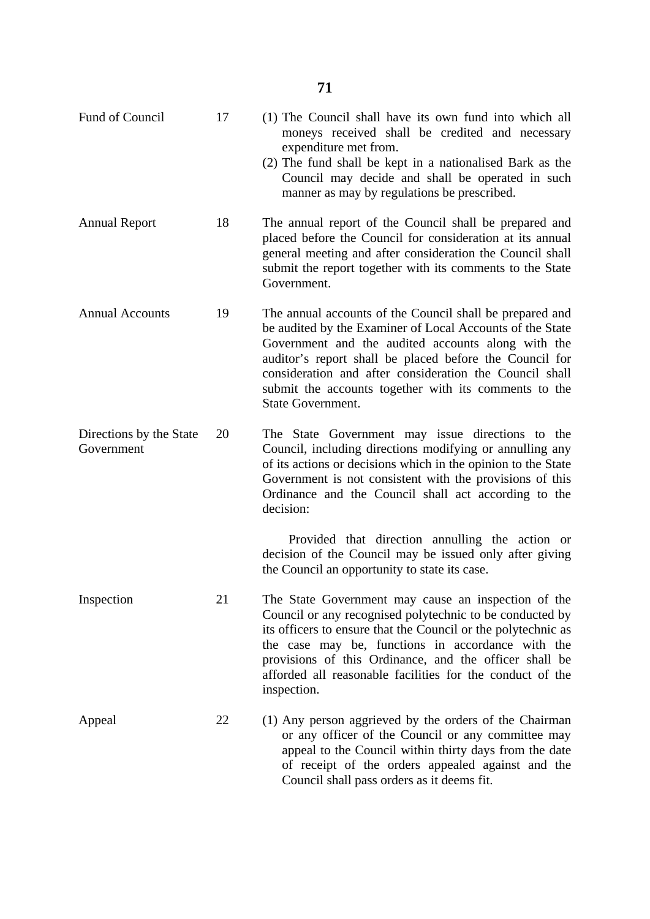| | | |
|---|---|---|
| Fund of Council | 17 | (1) The Council shall have its own fund into which all moneys received shall be credited and necessary expenditure met from.<br>(2) The fund shall be kept in a nationalised Bark as the Council may decide and shall be operated in such manner as may by regulations be prescribed. |
| Annual Report | 18 | The annual report of the Council shall be prepared and placed before the Council for consideration at its annual general meeting and after consideration the Council shall submit the report together with its comments to the State Government. |
| Annual Accounts | 19 | The annual accounts of the Council shall be prepared and be audited by the Examiner of Local Accounts of the State Government and the audited accounts along with the auditor's report shall be placed before the Council for consideration and after consideration the Council shall submit the accounts together with its comments to the State Government. |
| Directions by the State Government | 20 | The State Government may issue directions to the Council, including directions modifying or annulling any of its actions or decisions which in the opinion to the State Government is not consistent with the provisions of this Ordinance and the Council shall act according to the decision:<br><br>Provided that direction annulling the action or decision of the Council may be issued only after giving the Council an opportunity to state its case. |
| Inspection | 21 | The State Government may cause an inspection of the Council or any recognised polytechnic to be conducted by its officers to ensure that the Council or the polytechnic as the case may be, functions in accordance with the provisions of this Ordinance, and the officer shall be afforded all reasonable facilities for the conduct of the inspection. |
| Appeal | 22 | (1) Any person aggrieved by the orders of the Chairman or any officer of the Council or any committee may appeal to the Council within thirty days from the date of receipt of the orders appealed against and the Council shall pass orders as it deems fit. |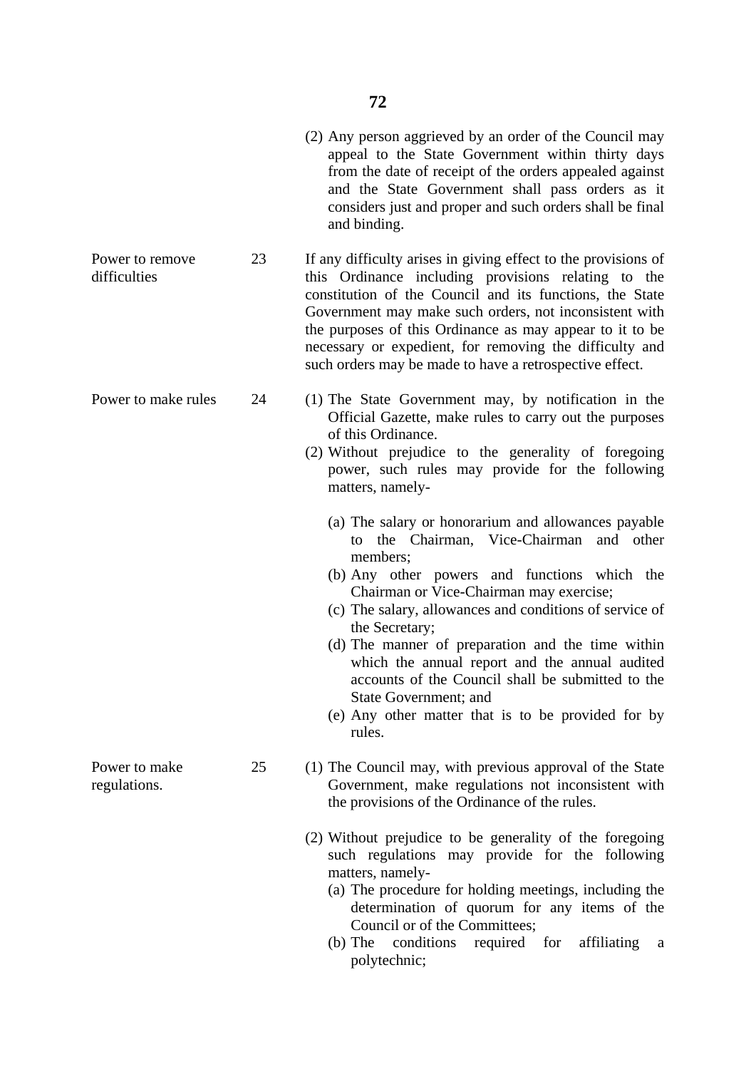(2) Any person aggrieved by an order of the Council may appeal to the State Government within thirty days from the date of receipt of the orders appealed against and the State Government shall pass orders as it considers just and proper and such orders shall be final and binding.

**Power to remove difficulties**

**23** If any difficulty arises in giving effect to the provisions of this Ordinance including provisions relating to the constitution of the Council and its functions, the State Government may make such orders, not inconsistent with the purposes of this Ordinance as may appear to it to be necessary or expedient, for removing the difficulty and such orders may be made to have a retrospective effect.

**Power to make rules**

**24** (1) The State Government may, by notification in the Official Gazette, make rules to carry out the purposes of this Ordinance.

(2) Without prejudice to the generality of foregoing power, such rules may provide for the following matters, namely-

- (a) The salary or honorarium and allowances payable to the Chairman, Vice-Chairman and other members;
- (b) Any other powers and functions which the Chairman or Vice-Chairman may exercise;
- (c) The salary, allowances and conditions of service of the Secretary;
- (d) The manner of preparation and the time within which the annual report and the annual audited accounts of the Council shall be submitted to the State Government; and
- (e) Any other matter that is to be provided for by rules.

**Power to make regulations.**

**25** (1) The Council may, with previous approval of the State Government, make regulations not inconsistent with the provisions of the Ordinance of the rules.

(2) Without prejudice to be generality of the foregoing such regulations may provide for the following matters, namely-

- (a) The procedure for holding meetings, including the determination of quorum for any items of the Council or of the Committees;
- (b) The conditions required for affiliating a polytechnic;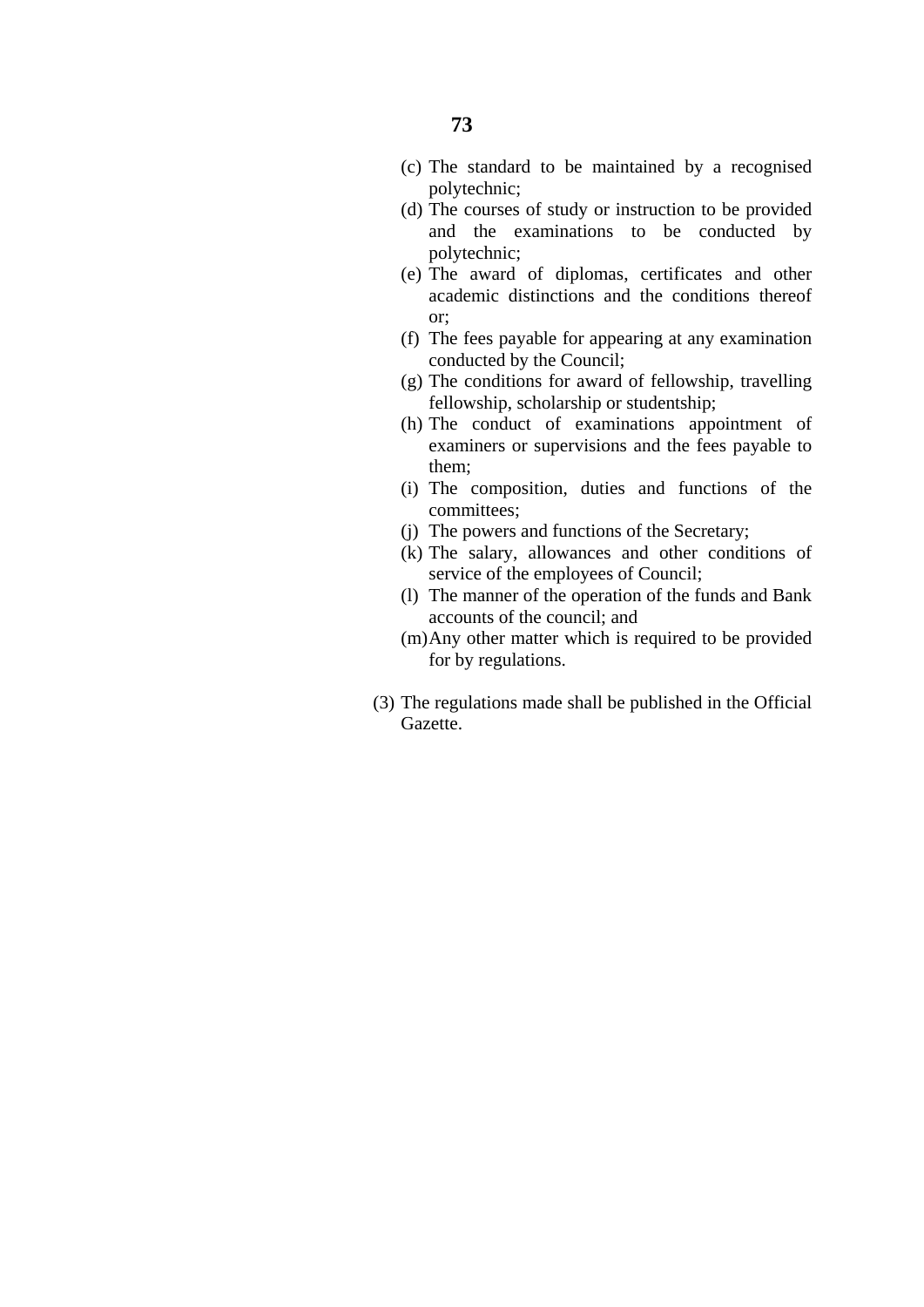(c) The standard to be maintained by a recognised polytechnic;

(d) The courses of study or instruction to be provided and the examinations to be conducted by polytechnic;

(e) The award of diplomas, certificates and other academic distinctions and the conditions thereof or;

(f) The fees payable for appearing at any examination conducted by the Council;

(g) The conditions for award of fellowship, travelling fellowship, scholarship or studentship;

(h) The conduct of examinations appointment of examiners or supervisions and the fees payable to them;

(i) The composition, duties and functions of the committees;

(j) The powers and functions of the Secretary;

(k) The salary, allowances and other conditions of service of the employees of Council;

(l) The manner of the operation of the funds and Bank accounts of the council; and

(m) Any other matter which is required to be provided for by regulations.

(3) The regulations made shall be published in the Official Gazette.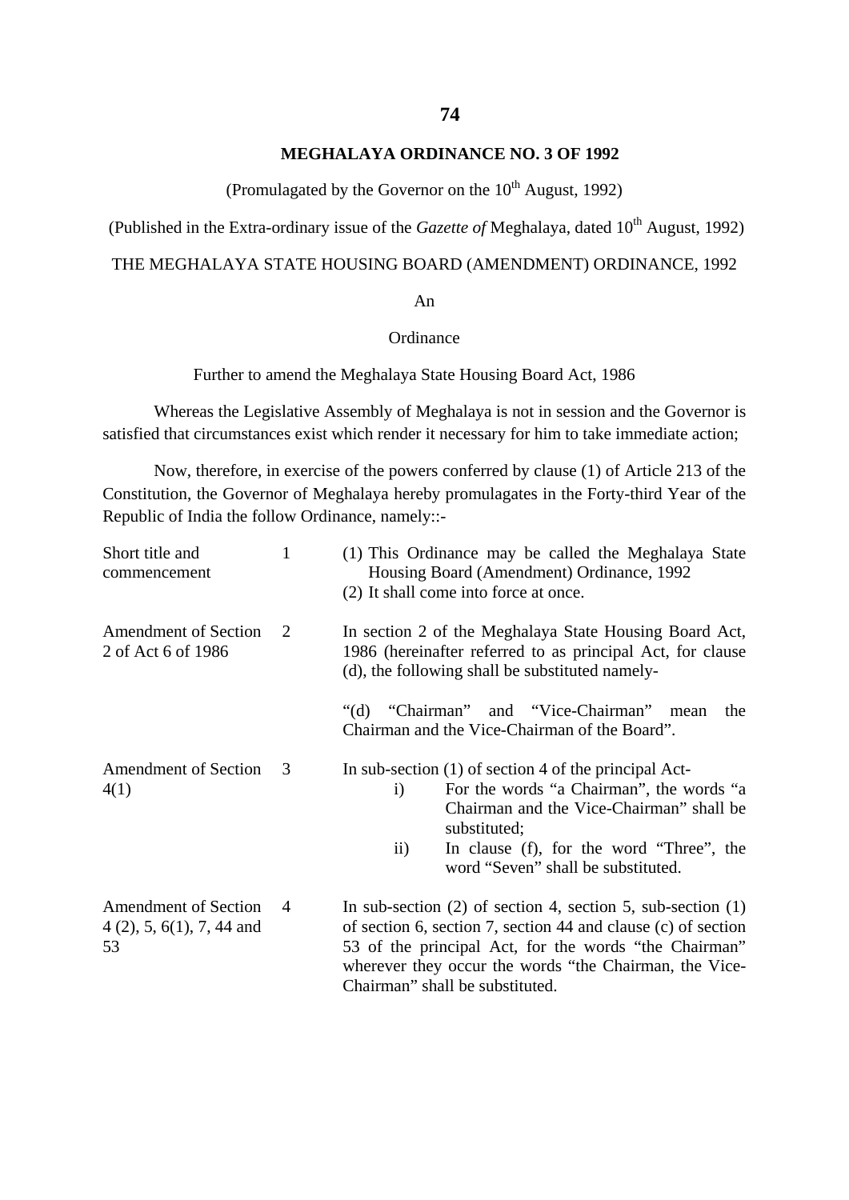## MEGHALAYA ORDINANCE NO. 3 OF 1992

(Promulagated by the Governor on the 10th August, 1992)

(Published in the Extra-ordinary issue of the *Gazette of* Meghalaya, dated 10th August, 1992)

THE MEGHALAYA STATE HOUSING BOARD (AMENDMENT) ORDINANCE, 1992

An

Ordinance

Further to amend the Meghalaya State Housing Board Act, 1986

Whereas the Legislative Assembly of Meghalaya is not in session and the Governor is satisfied that circumstances exist which render it necessary for him to take immediate action;

Now, therefore, in exercise of the powers conferred by clause (1) of Article 213 of the Constitution, the Governor of Meghalaya hereby promulagates in the Forty-third Year of the Republic of India the follow Ordinance, namely::-

| | | |
|---|---|---|
| Short title and commencement | 1 | (1) This Ordinance may be called the Meghalaya State Housing Board (Amendment) Ordinance, 1992<br>(2) It shall come into force at once. |
| Amendment of Section 2 of Act 6 of 1986 | 2 | In section 2 of the Meghalaya State Housing Board Act, 1986 (hereinafter referred to as principal Act, for clause (d), the following shall be substituted namely-<br><br>"(d) "Chairman" and "Vice-Chairman" mean the Chairman and the Vice-Chairman of the Board". |
| Amendment of Section 4(1) | 3 | In sub-section (1) of section 4 of the principal Act-<br>i) For the words "a Chairman", the words "a Chairman and the Vice-Chairman" shall be substituted;<br>ii) In clause (f), for the word "Three", the word "Seven" shall be substituted. |
| Amendment of Section 4 (2), 5, 6(1), 7, 44 and 53 | 4 | In sub-section (2) of section 4, section 5, sub-section (1) of section 6, section 7, section 44 and clause (c) of section 53 of the principal Act, for the words "the Chairman" wherever they occur the words "the Chairman, the Vice-Chairman" shall be substituted. |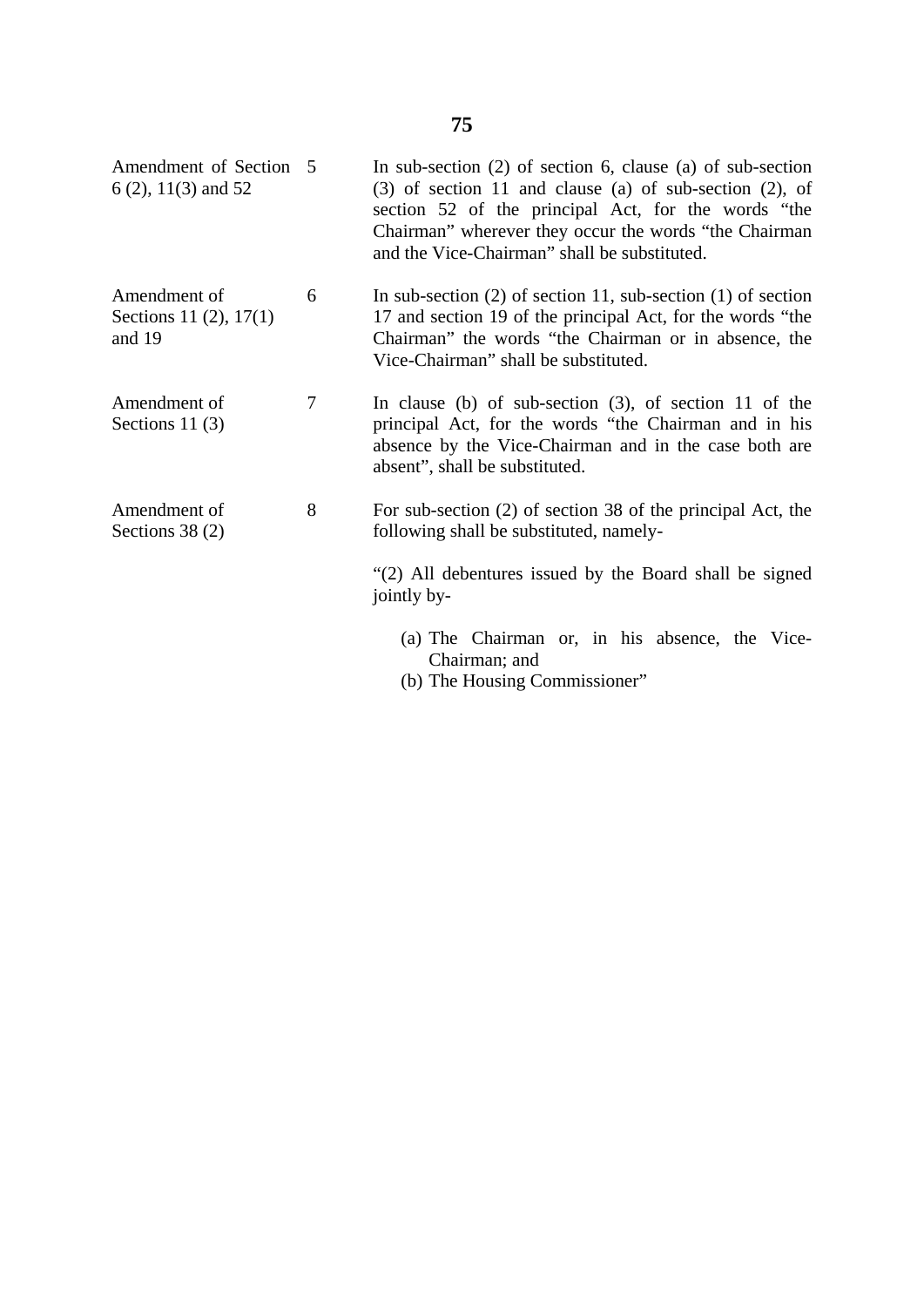| | | |
|---|---|---|
| Amendment of Section 6 (2), 11(3) and 52 | 5 | In sub-section (2) of section 6, clause (a) of sub-section (3) of section 11 and clause (a) of sub-section (2), of section 52 of the principal Act, for the words “the Chairman” wherever they occur the words “the Chairman and the Vice-Chairman” shall be substituted. |
| Amendment of Sections 11 (2), 17(1) and 19 | 6 | In sub-section (2) of section 11, sub-section (1) of section 17 and section 19 of the principal Act, for the words “the Chairman” the words “the Chairman or in absence, the Vice-Chairman” shall be substituted. |
| Amendment of Sections 11 (3) | 7 | In clause (b) of sub-section (3), of section 11 of the principal Act, for the words “the Chairman and in his absence by the Vice-Chairman and in the case both are absent”, shall be substituted. |
| Amendment of Sections 38 (2) | 8 | For sub-section (2) of section 38 of the principal Act, the following shall be substituted, namely- |

“(2) All debentures issued by the Board shall be signed jointly by-

(a) The Chairman or, in his absence, the Vice-Chairman; and
(b) The Housing Commissioner”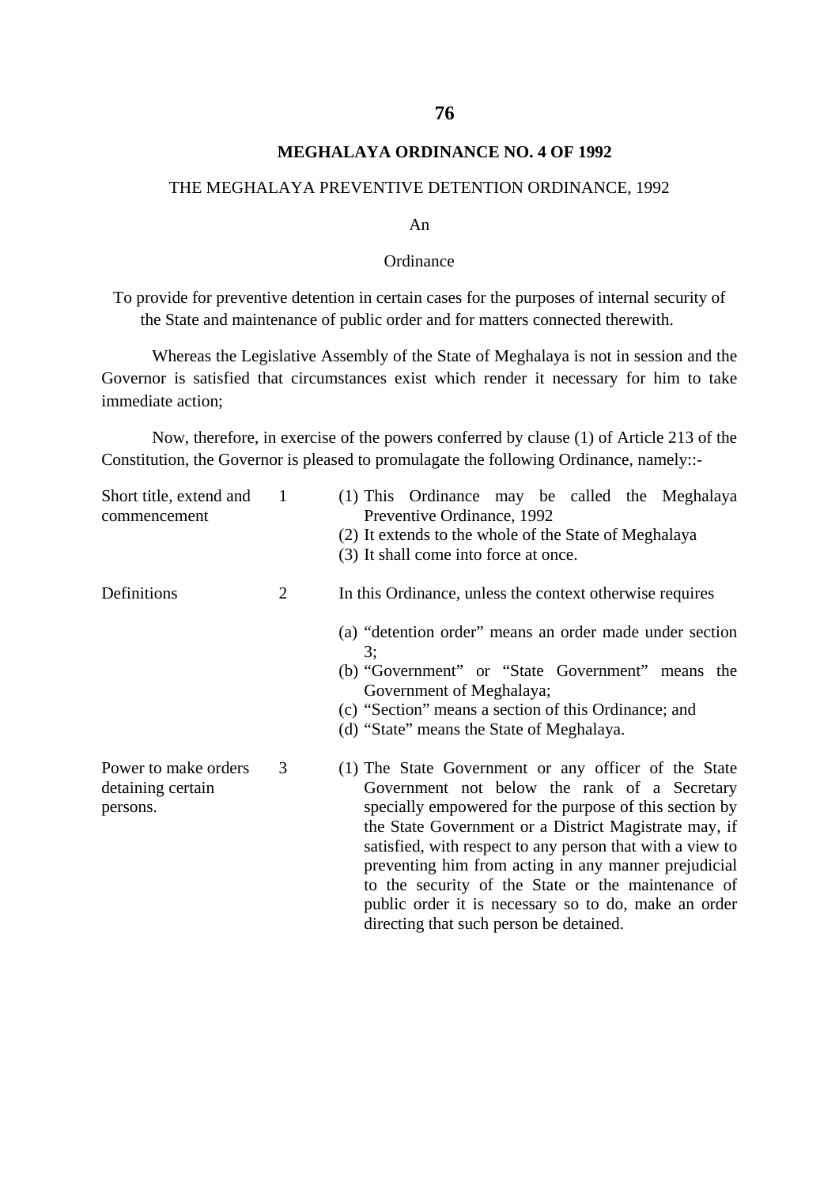## MEGHALAYA ORDINANCE NO. 4 OF 1992

THE MEGHALAYA PREVENTIVE DETENTION ORDINANCE, 1992

An

Ordinance

To provide for preventive detention in certain cases for the purposes of internal security of the State and maintenance of public order and for matters connected therewith.

Whereas the Legislative Assembly of the State of Meghalaya is not in session and the Governor is satisfied that circumstances exist which render it necessary for him to take immediate action;

Now, therefore, in exercise of the powers conferred by clause (1) of Article 213 of the Constitution, the Governor is pleased to promulagate the following Ordinance, namely::-

| | | |
|---|---|---|
| Short title, extend and commencement | 1 | (1) This Ordinance may be called the Meghalaya Preventive Ordinance, 1992<br>(2) It extends to the whole of the State of Meghalaya<br>(3) It shall come into force at once. |
| Definitions | 2 | In this Ordinance, unless the context otherwise requires<br>(a) "detention order" means an order made under section 3;<br>(b) "Government" or "State Government" means the Government of Meghalaya;<br>(c) "Section" means a section of this Ordinance; and<br>(d) "State" means the State of Meghalaya. |
| Power to make orders detaining certain persons. | 3 | (1) The State Government or any officer of the State Government not below the rank of a Secretary specially empowered for the purpose of this section by the State Government or a District Magistrate may, if satisfied, with respect to any person that with a view to preventing him from acting in any manner prejudicial to the security of the State or the maintenance of public order it is necessary so to do, make an order directing that such person be detained. |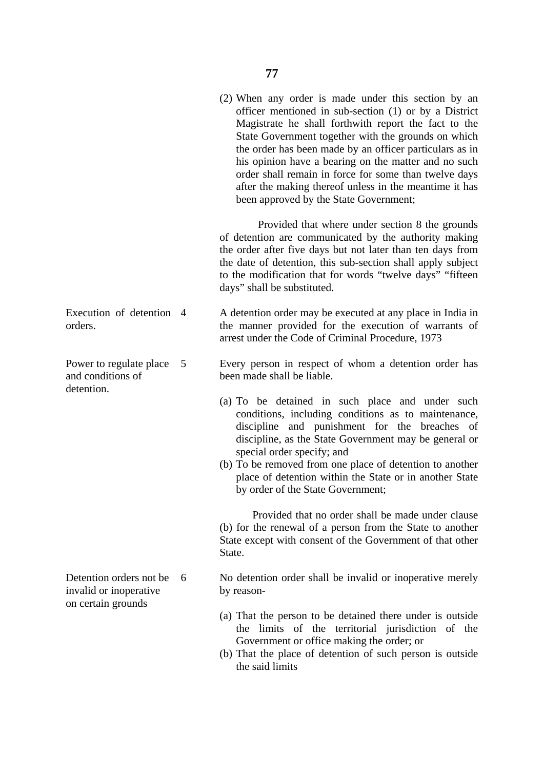(2) When any order is made under this section by an officer mentioned in sub-section (1) or by a District Magistrate he shall forthwith report the fact to the State Government together with the grounds on which the order has been made by an officer particulars as in his opinion have a bearing on the matter and no such order shall remain in force for some than twelve days after the making thereof unless in the meantime it has been approved by the State Government;

Provided that where under section 8 the grounds of detention are communicated by the authority making the order after five days but not later than ten days from the date of detention, this sub-section shall apply subject to the modification that for words "twelve days" "fifteen days" shall be substituted.

**Execution of detention orders.**

4 A detention order may be executed at any place in India in the manner provided for the execution of warrants of arrest under the Code of Criminal Procedure, 1973

**Power to regulate place and conditions of detention.**

5 Every person in respect of whom a detention order has been made shall be liable.

(a) To be detained in such place and under such conditions, including conditions as to maintenance, discipline and punishment for the breaches of discipline, as the State Government may be general or special order specify; and
(b) To be removed from one place of detention to another place of detention within the State or in another State by order of the State Government;

Provided that no order shall be made under clause (b) for the renewal of a person from the State to another State except with consent of the Government of that other State.

**Detention orders not be invalid or inoperative on certain grounds**

6 No detention order shall be invalid or inoperative merely by reason-

(a) That the person to be detained there under is outside the limits of the territorial jurisdiction of the Government or office making the order; or
(b) That the place of detention of such person is outside the said limits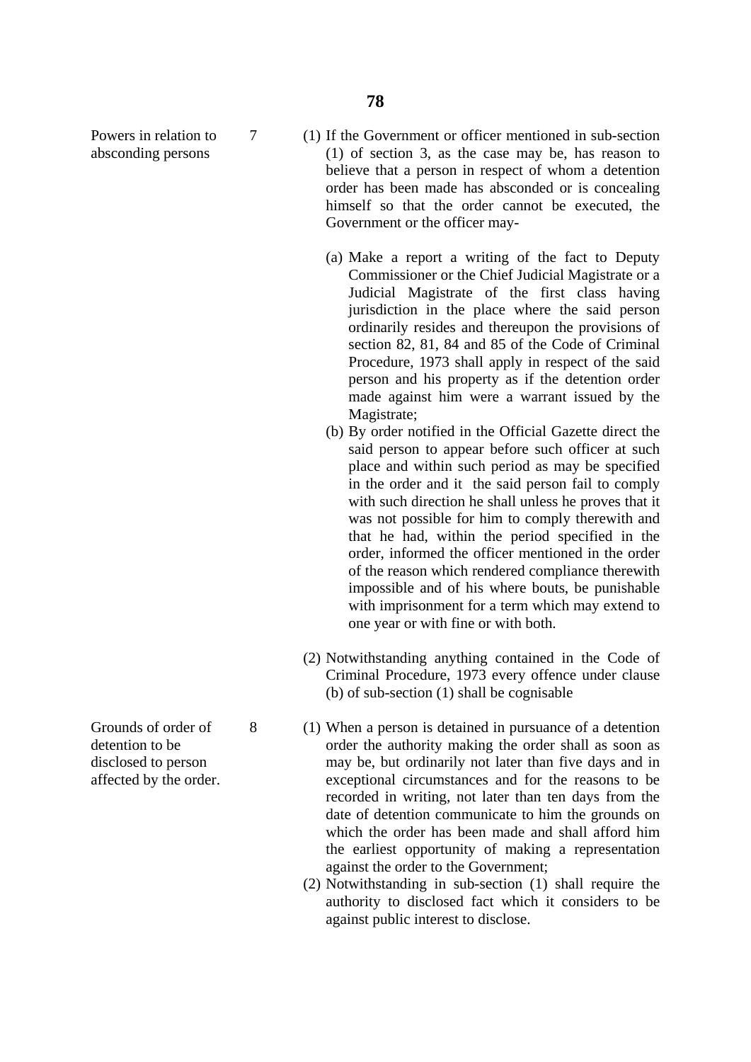**Powers in relation to absconding persons**

**7** (1) If the Government or officer mentioned in sub-section (1) of section 3, as the case may be, has reason to believe that a person in respect of whom a detention order has been made has absconded or is concealing himself so that the order cannot be executed, the Government or the officer may-

(a) Make a report a writing of the fact to Deputy Commissioner or the Chief Judicial Magistrate or a Judicial Magistrate of the first class having jurisdiction in the place where the said person ordinarily resides and thereupon the provisions of section 82, 81, 84 and 85 of the Code of Criminal Procedure, 1973 shall apply in respect of the said person and his property as if the detention order made against him were a warrant issued by the Magistrate;

(b) By order notified in the Official Gazette direct the said person to appear before such officer at such place and within such period as may be specified in the order and it the said person fail to comply with such direction he shall unless he proves that it was not possible for him to comply therewith and that he had, within the period specified in the order, informed the officer mentioned in the order of the reason which rendered compliance therewith impossible and of his where bouts, be punishable with imprisonment for a term which may extend to one year or with fine or with both.

(2) Notwithstanding anything contained in the Code of Criminal Procedure, 1973 every offence under clause (b) of sub-section (1) shall be cognisable

**Grounds of order of detention to be disclosed to person affected by the order.**

**8** (1) When a person is detained in pursuance of a detention order the authority making the order shall as soon as may be, but ordinarily not later than five days and in exceptional circumstances and for the reasons to be recorded in writing, not later than ten days from the date of detention communicate to him the grounds on which the order has been made and shall afford him the earliest opportunity of making a representation against the order to the Government;

(2) Notwithstanding in sub-section (1) shall require the authority to disclosed fact which it considers to be against public interest to disclose.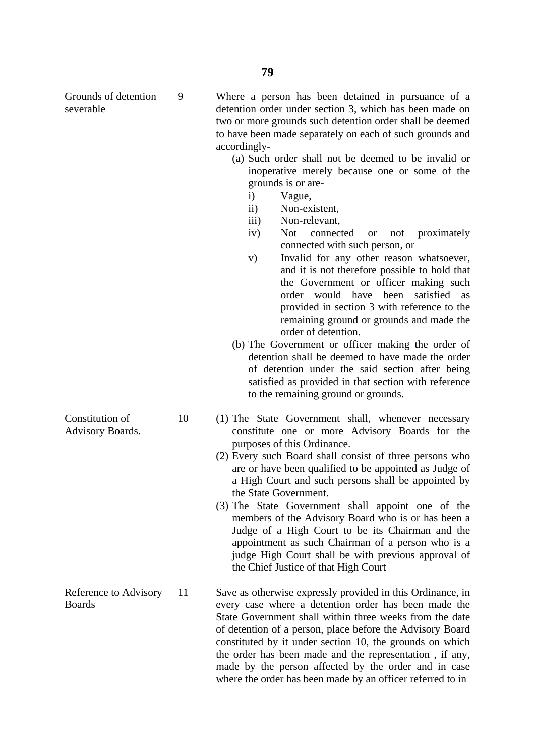**Grounds of detention severable**

**9** Where a person has been detained in pursuance of a detention order under section 3, which has been made on two or more grounds such detention order shall be deemed to have been made separately on each of such grounds and accordingly-

(a) Such order shall not be deemed to be invalid or inoperative merely because one or some of the grounds is or are-

- i) Vague,
- ii) Non-existent,
- iii) Non-relevant,
- iv) Not connected or not proximately connected with such person, or
- v) Invalid for any other reason whatsoever, and it is not therefore possible to hold that the Government or officer making such order would have been satisfied as provided in section 3 with reference to the remaining ground or grounds and made the order of detention.

(b) The Government or officer making the order of detention shall be deemed to have made the order of detention under the said section after being satisfied as provided in that section with reference to the remaining ground or grounds.

**Constitution of Advisory Boards.**

**10** (1) The State Government shall, whenever necessary constitute one or more Advisory Boards for the purposes of this Ordinance.

(2) Every such Board shall consist of three persons who are or have been qualified to be appointed as Judge of a High Court and such persons shall be appointed by the State Government.

(3) The State Government shall appoint one of the members of the Advisory Board who is or has been a Judge of a High Court to be its Chairman and the appointment as such Chairman of a person who is a judge High Court shall be with previous approval of the Chief Justice of that High Court

**Reference to Advisory Boards**

**11** Save as otherwise expressly provided in this Ordinance, in every case where a detention order has been made the State Government shall within three weeks from the date of detention of a person, place before the Advisory Board constituted by it under section 10, the grounds on which the order has been made and the representation , if any, made by the person affected by the order and in case where the order has been made by an officer referred to in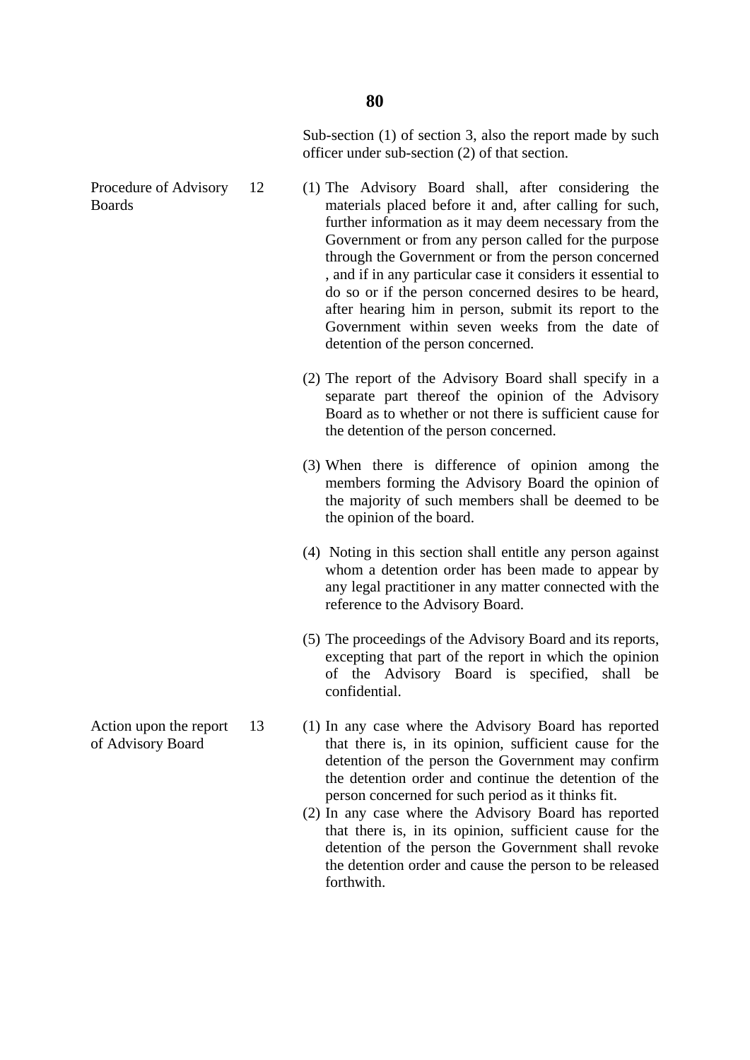Sub-section (1) of section 3, also the report made by such officer under sub-section (2) of that section.

**Procedure of Advisory Boards**

**12**

(1) The Advisory Board shall, after considering the materials placed before it and, after calling for such, further information as it may deem necessary from the Government or from any person called for the purpose through the Government or from the person concerned , and if in any particular case it considers it essential to do so or if the person concerned desires to be heard, after hearing him in person, submit its report to the Government within seven weeks from the date of detention of the person concerned.

(2) The report of the Advisory Board shall specify in a separate part thereof the opinion of the Advisory Board as to whether or not there is sufficient cause for the detention of the person concerned.

(3) When there is difference of opinion among the members forming the Advisory Board the opinion of the majority of such members shall be deemed to be the opinion of the board.

(4) Noting in this section shall entitle any person against whom a detention order has been made to appear by any legal practitioner in any matter connected with the reference to the Advisory Board.

(5) The proceedings of the Advisory Board and its reports, excepting that part of the report in which the opinion of the Advisory Board is specified, shall be confidential.

**Action upon the report of Advisory Board**

**13**

(1) In any case where the Advisory Board has reported that there is, in its opinion, sufficient cause for the detention of the person the Government may confirm the detention order and continue the detention of the person concerned for such period as it thinks fit.

(2) In any case where the Advisory Board has reported that there is, in its opinion, sufficient cause for the detention of the person the Government shall revoke the detention order and cause the person to be released forthwith.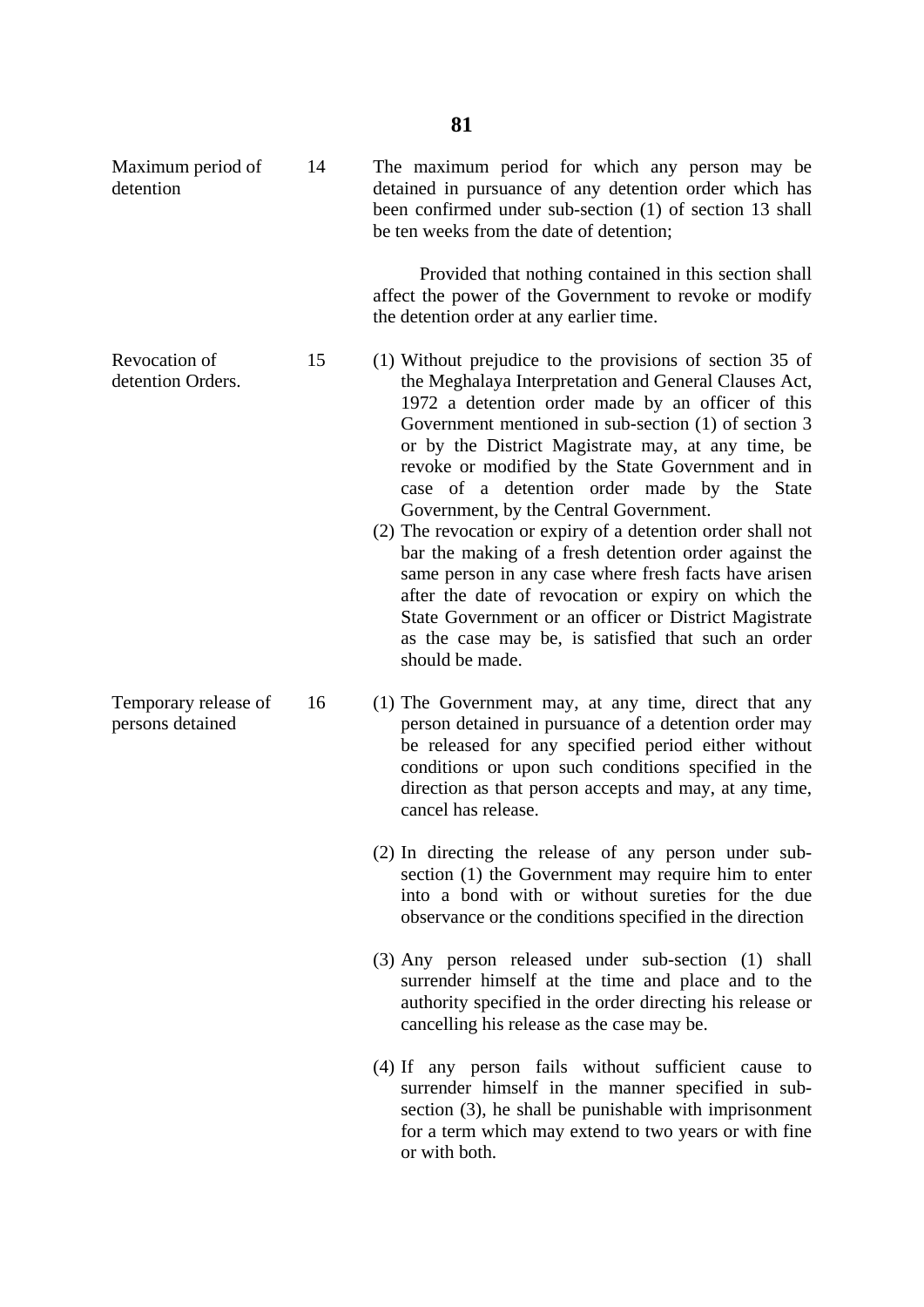**Maximum period of detention**

**14** The maximum period for which any person may be detained in pursuance of any detention order which has been confirmed under sub-section (1) of section 13 shall be ten weeks from the date of detention;

Provided that nothing contained in this section shall affect the power of the Government to revoke or modify the detention order at any earlier time.

**Revocation of detention Orders.**

**15**

(1) Without prejudice to the provisions of section 35 of the Meghalaya Interpretation and General Clauses Act, 1972 a detention order made by an officer of this Government mentioned in sub-section (1) of section 3 or by the District Magistrate may, at any time, be revoke or modified by the State Government and in case of a detention order made by the State Government, by the Central Government.

(2) The revocation or expiry of a detention order shall not bar the making of a fresh detention order against the same person in any case where fresh facts have arisen after the date of revocation or expiry on which the State Government or an officer or District Magistrate as the case may be, is satisfied that such an order should be made.

**Temporary release of persons detained**

**16**

(1) The Government may, at any time, direct that any person detained in pursuance of a detention order may be released for any specified period either without conditions or upon such conditions specified in the direction as that person accepts and may, at any time, cancel has release.

(2) In directing the release of any person under sub-section (1) the Government may require him to enter into a bond with or without sureties for the due observance or the conditions specified in the direction

(3) Any person released under sub-section (1) shall surrender himself at the time and place and to the authority specified in the order directing his release or cancelling his release as the case may be.

(4) If any person fails without sufficient cause to surrender himself in the manner specified in sub-section (3), he shall be punishable with imprisonment for a term which may extend to two years or with fine or with both.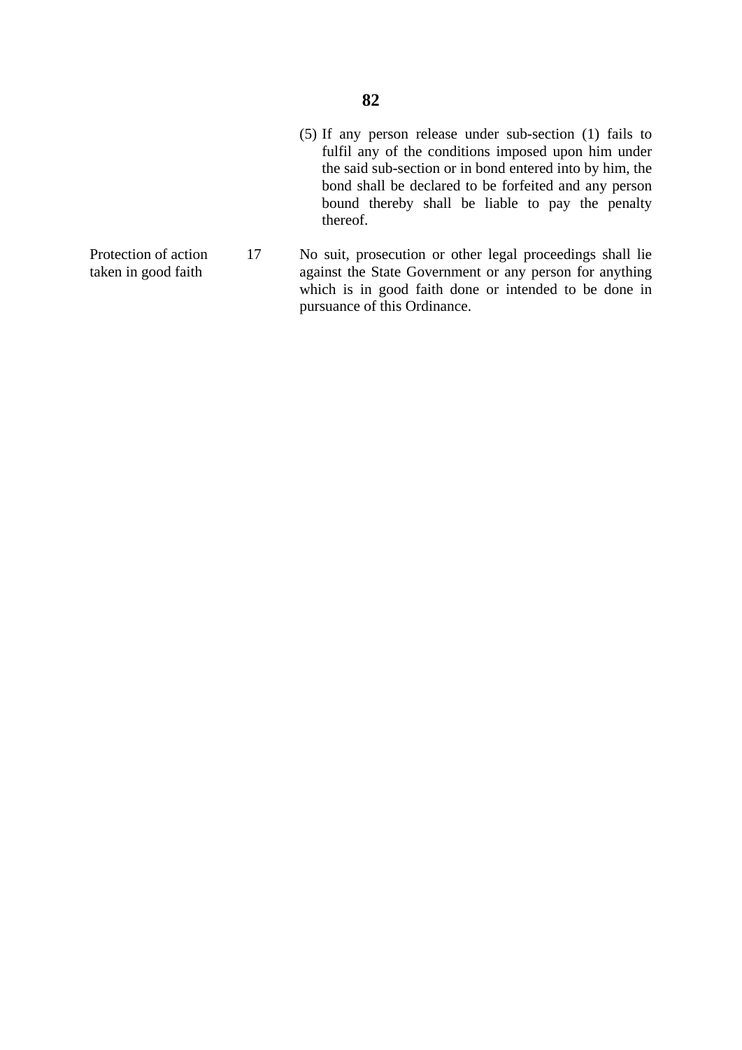(5) If any person release under sub-section (1) fails to fulfil any of the conditions imposed upon him under the said sub-section or in bond entered into by him, the bond shall be declared to be forfeited and any person bound thereby shall be liable to pay the penalty thereof.

**Protection of action taken in good faith**

17 No suit, prosecution or other legal proceedings shall lie against the State Government or any person for anything which is in good faith done or intended to be done in pursuance of this Ordinance.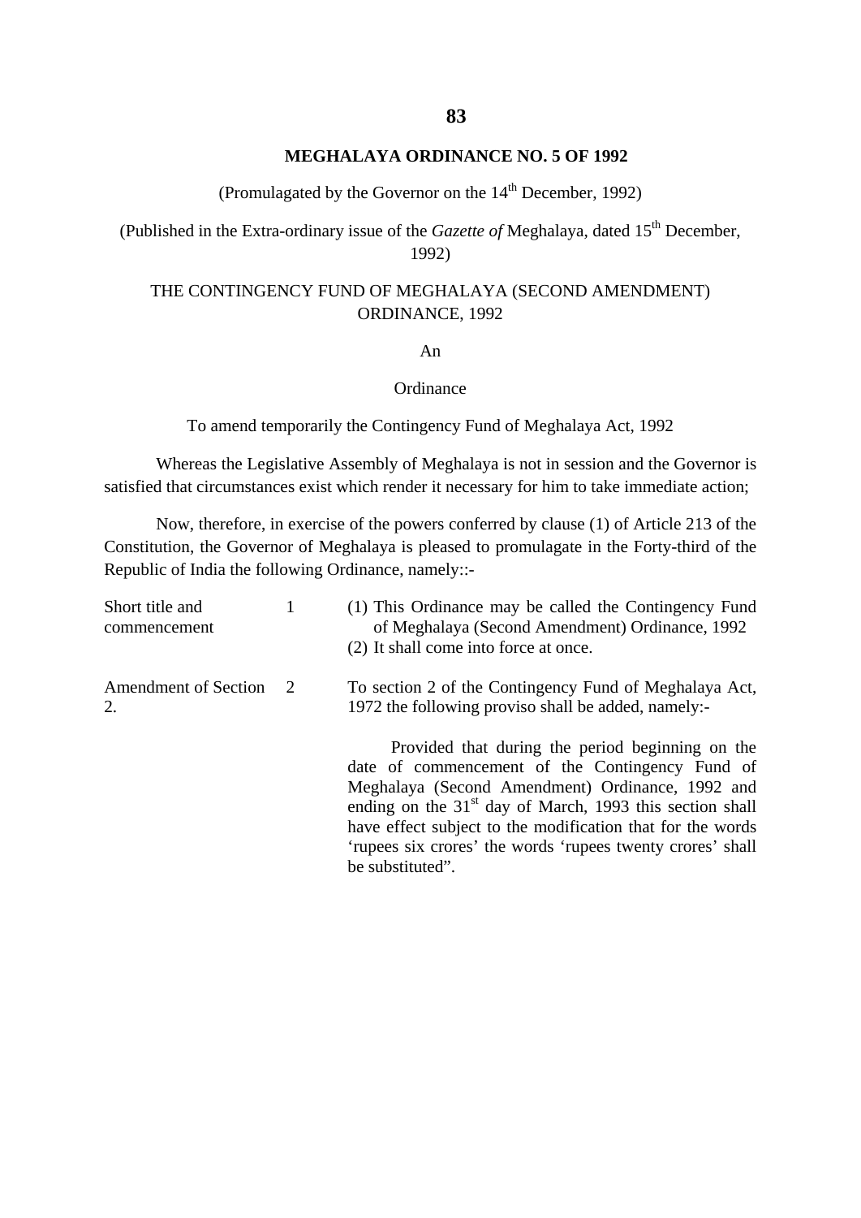# MEGHALAYA ORDINANCE NO. 5 OF 1992

(Promulagated by the Governor on the 14th December, 1992)

(Published in the Extra-ordinary issue of the *Gazette of* Meghalaya, dated 15th December, 1992)

## THE CONTINGENCY FUND OF MEGHALAYA (SECOND AMENDMENT) ORDINANCE, 1992

An

Ordinance

To amend temporarily the Contingency Fund of Meghalaya Act, 1992

Whereas the Legislative Assembly of Meghalaya is not in session and the Governor is satisfied that circumstances exist which render it necessary for him to take immediate action;

Now, therefore, in exercise of the powers conferred by clause (1) of Article 213 of the Constitution, the Governor of Meghalaya is pleased to promulagate in the Forty-third of the Republic of India the following Ordinance, namely::-

| | | |
|---|---|---|
| Short title and commencement | 1 | (1) This Ordinance may be called the Contingency Fund of Meghalaya (Second Amendment) Ordinance, 1992<br>(2) It shall come into force at once. |
| Amendment of Section 2. | 2 | To section 2 of the Contingency Fund of Meghalaya Act, 1972 the following proviso shall be added, namely:-<br><br>Provided that during the period beginning on the date of commencement of the Contingency Fund of Meghalaya (Second Amendment) Ordinance, 1992 and ending on the 31st day of March, 1993 this section shall have effect subject to the modification that for the words 'rupees six crores' the words 'rupees twenty crores' shall be substituted". |